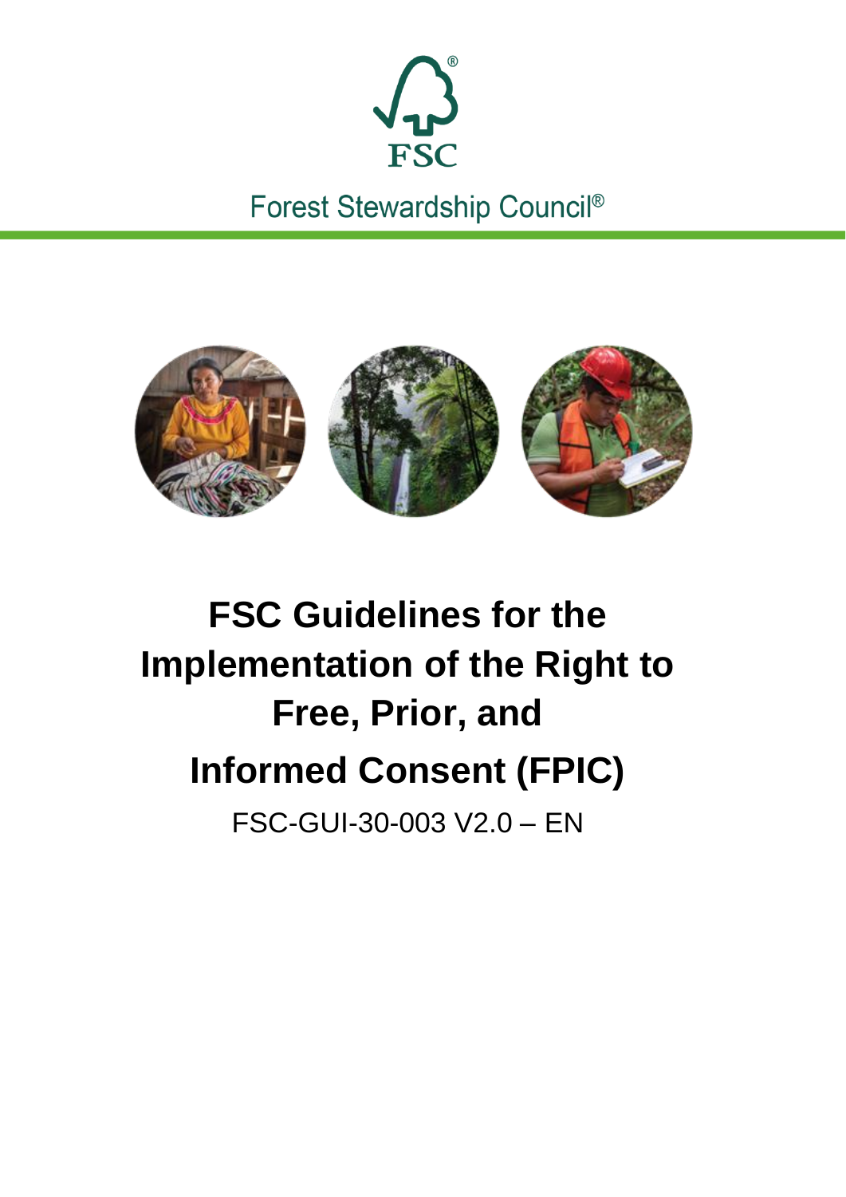FSC

Forest Stewardship Council®

# FSC Guidelines for the Implementation of the Right to Free, Prior, and Informed Consent (FPIC)

FSC-GUI-30-003 V2.0 – EN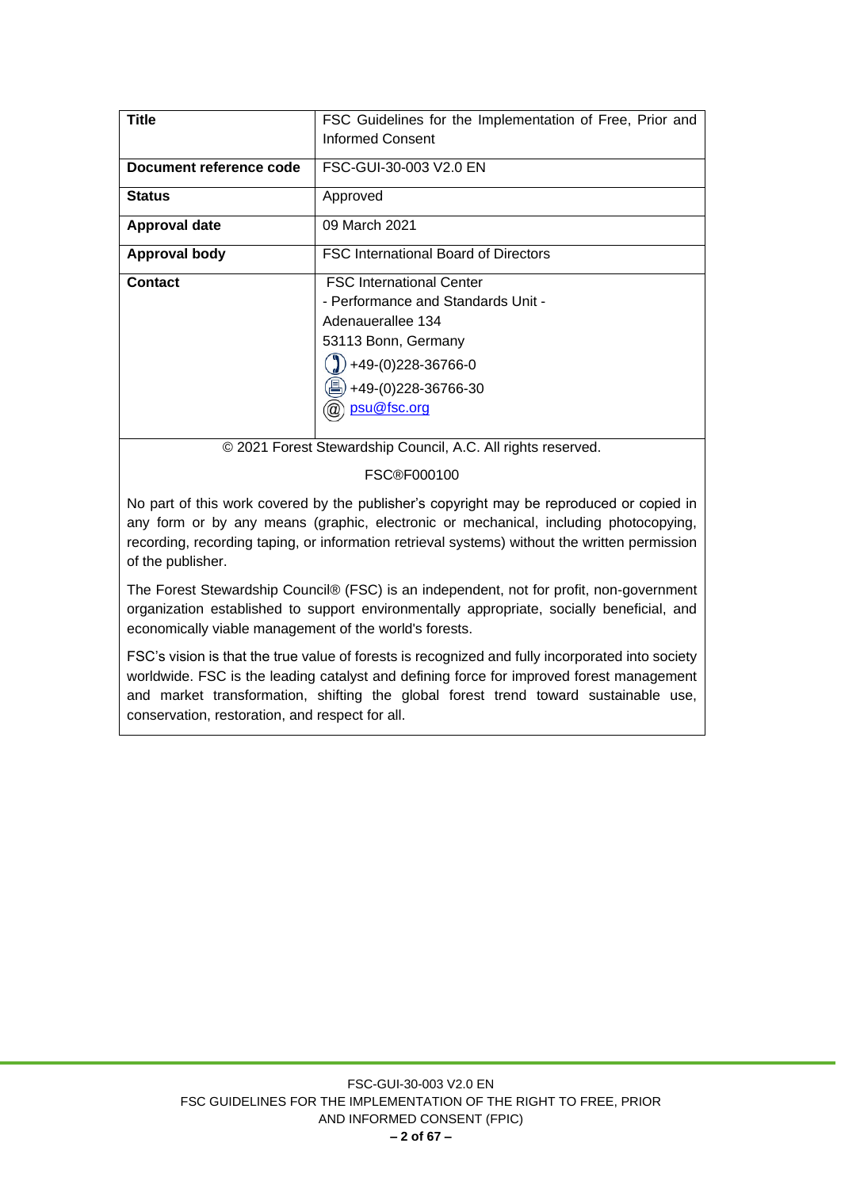| Title | FSC Guidelines for the Implementation of Free, Prior and Informed Consent |
|---|---|
| Document reference code | FSC-GUI-30-003 V2.0 EN |
| Status | Approved |
| Approval date | 09 March 2021 |
| Approval body | FSC International Board of Directors |
| Contact | FSC International Center<br>- Performance and Standards Unit -<br>Adenauerallee 134<br>53113 Bonn, Germany<br>+49-(0)228-36766-0<br>+49-(0)228-36766-30<br>psu@fsc.org |

© 2021 Forest Stewardship Council, A.C. All rights reserved.

FSC®F000100

No part of this work covered by the publisher's copyright may be reproduced or copied in any form or by any means (graphic, electronic or mechanical, including photocopying, recording, recording taping, or information retrieval systems) without the written permission of the publisher.

The Forest Stewardship Council® (FSC) is an independent, not for profit, non-government organization established to support environmentally appropriate, socially beneficial, and economically viable management of the world's forests.

FSC's vision is that the true value of forests is recognized and fully incorporated into society worldwide. FSC is the leading catalyst and defining force for improved forest management and market transformation, shifting the global forest trend toward sustainable use, conservation, restoration, and respect for all.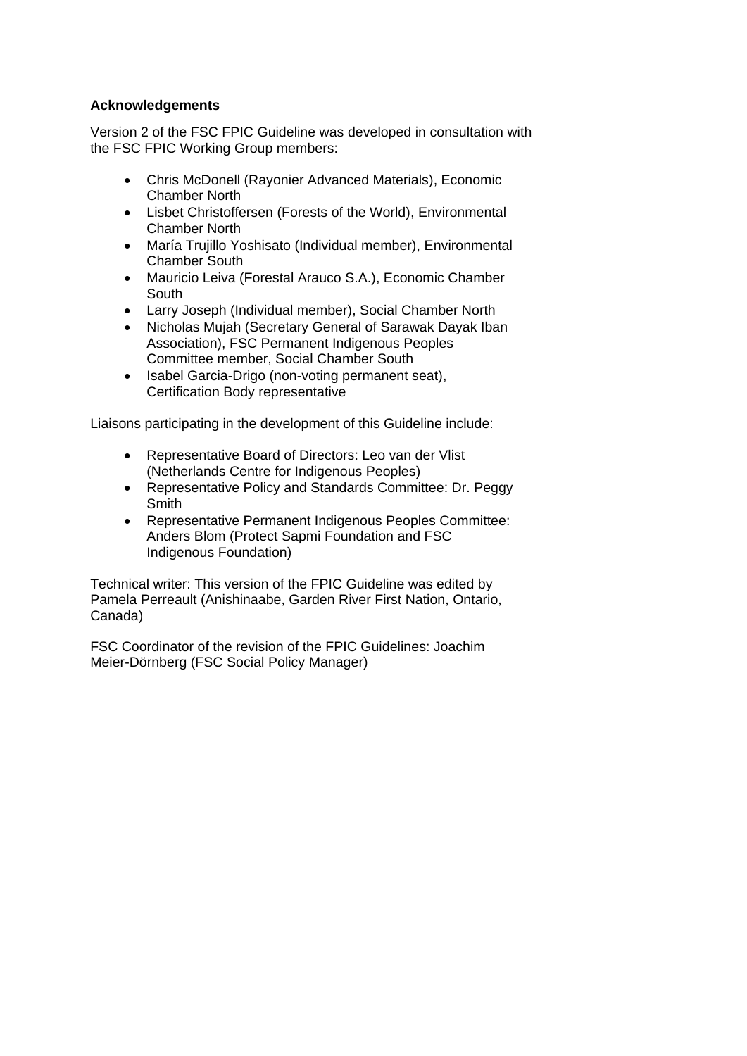**Acknowledgements**

Version 2 of the FSC FPIC Guideline was developed in consultation with the FSC FPIC Working Group members:

- Chris McDonell (Rayonier Advanced Materials), Economic Chamber North
- Lisbet Christoffersen (Forests of the World), Environmental Chamber North
- María Trujillo Yoshisato (Individual member), Environmental Chamber South
- Mauricio Leiva (Forestal Arauco S.A.), Economic Chamber South
- Larry Joseph (Individual member), Social Chamber North
- Nicholas Mujah (Secretary General of Sarawak Dayak Iban Association), FSC Permanent Indigenous Peoples Committee member, Social Chamber South
- Isabel Garcia-Drigo (non-voting permanent seat), Certification Body representative

Liaisons participating in the development of this Guideline include:

- Representative Board of Directors: Leo van der Vlist (Netherlands Centre for Indigenous Peoples)
- Representative Policy and Standards Committee: Dr. Peggy Smith
- Representative Permanent Indigenous Peoples Committee: Anders Blom (Protect Sapmi Foundation and FSC Indigenous Foundation)

Technical writer: This version of the FPIC Guideline was edited by Pamela Perreault (Anishinaabe, Garden River First Nation, Ontario, Canada)

FSC Coordinator of the revision of the FPIC Guidelines: Joachim Meier-Dörnberg (FSC Social Policy Manager)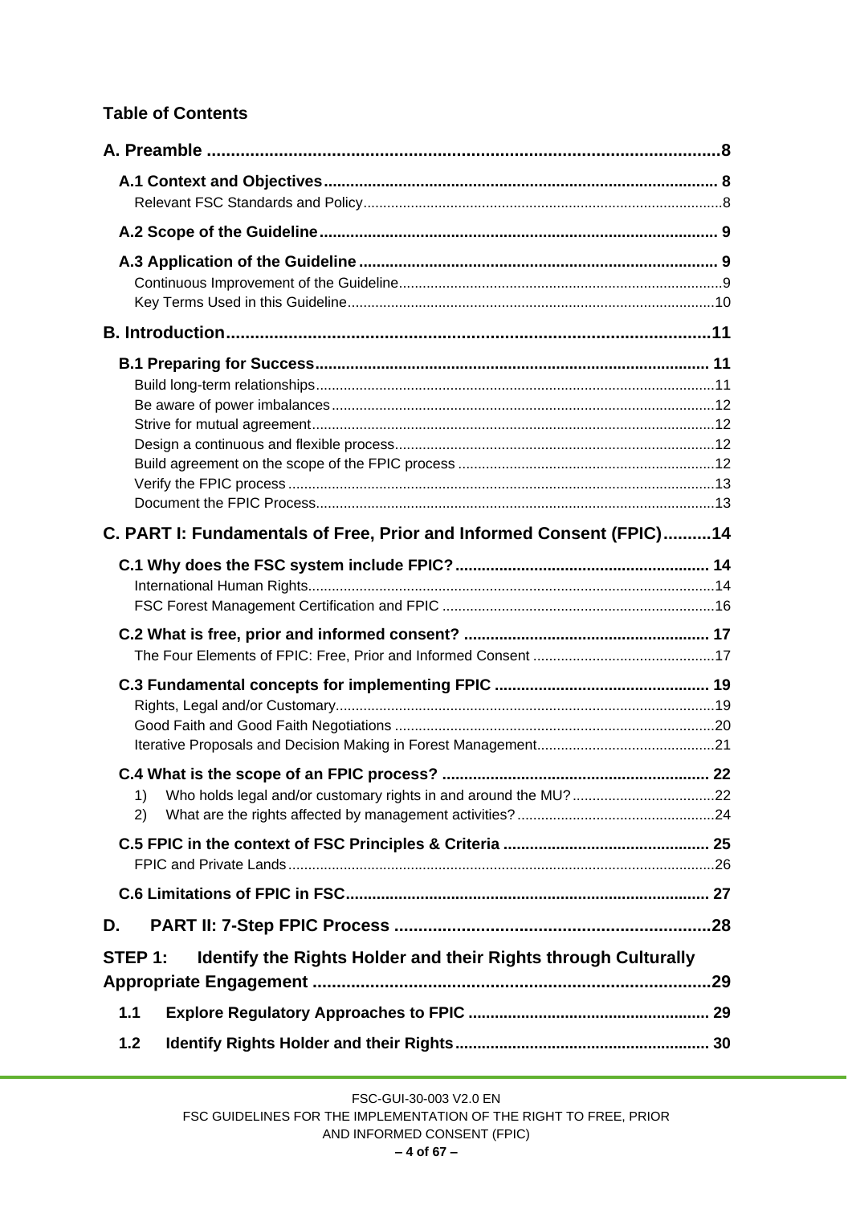## Table of Contents

**A. Preamble** ........ 8

**A.1 Context and Objectives** ........ 8

Relevant FSC Standards and Policy ........ 8

**A.2 Scope of the Guideline** ........ 9

**A.3 Application of the Guideline** ........ 9

Continuous Improvement of the Guideline ........ 9

Key Terms Used in this Guideline ........ 10

**B. Introduction** ........ 11

**B.1 Preparing for Success** ........ 11

Build long-term relationships ........ 11

Be aware of power imbalances ........ 12

Strive for mutual agreement ........ 12

Design a continuous and flexible process ........ 12

Build agreement on the scope of the FPIC process ........ 12

Verify the FPIC process ........ 13

Document the FPIC Process ........ 13

**C. PART I: Fundamentals of Free, Prior and Informed Consent (FPIC)** ........ 14

**C.1 Why does the FSC system include FPIC?** ........ 14

International Human Rights ........ 14

FSC Forest Management Certification and FPIC ........ 16

**C.2 What is free, prior and informed consent?** ........ 17

The Four Elements of FPIC: Free, Prior and Informed Consent ........ 17

**C.3 Fundamental concepts for implementing FPIC** ........ 19

Rights, Legal and/or Customary ........ 19

Good Faith and Good Faith Negotiations ........ 20

Iterative Proposals and Decision Making in Forest Management ........ 21

**C.4 What is the scope of an FPIC process?** ........ 22

1) Who holds legal and/or customary rights in and around the MU? ........ 22

2) What are the rights affected by management activities? ........ 24

**C.5 FPIC in the context of FSC Principles & Criteria** ........ 25

FPIC and Private Lands ........ 26

**C.6 Limitations of FPIC in FSC** ........ 27

**D. PART II: 7-Step FPIC Process** ........ 28

**STEP 1: Identify the Rights Holder and their Rights through Culturally Appropriate Engagement** ........ 29

**1.1 Explore Regulatory Approaches to FPIC** ........ 29

**1.2 Identify Rights Holder and their Rights** ........ 30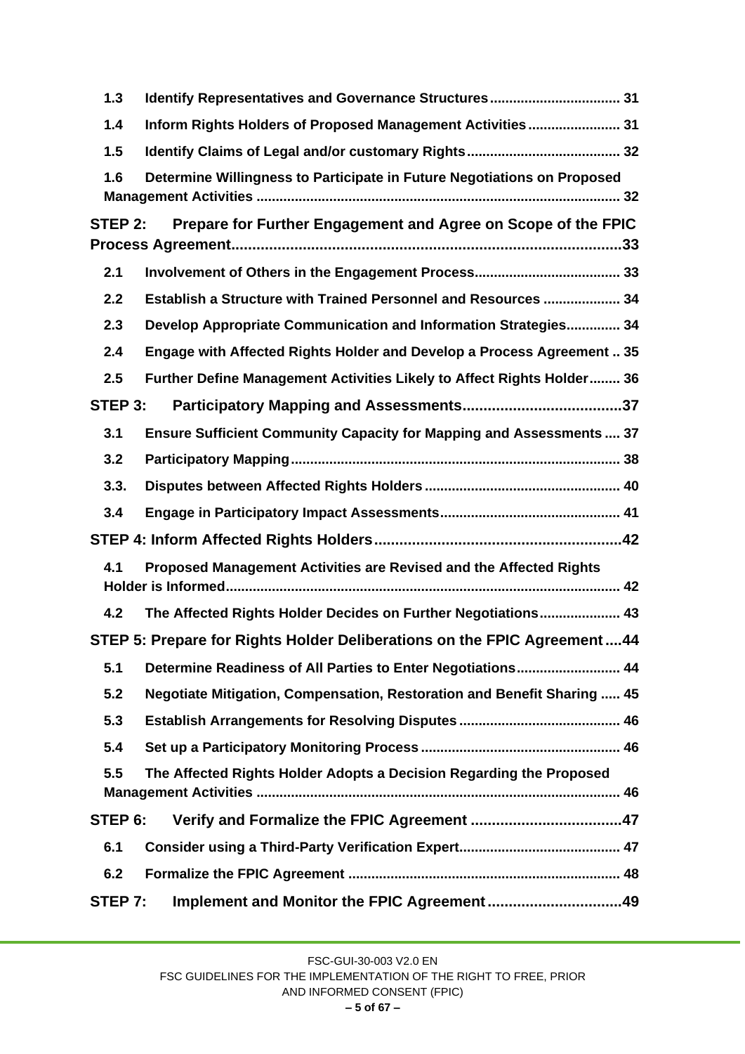- **1.3 Identify Representatives and Governance Structures** .................................. 31
- **1.4 Inform Rights Holders of Proposed Management Activities** ........................ 31
- **1.5 Identify Claims of Legal and/or customary Rights** ........................................ 32
- **1.6 Determine Willingness to Participate in Future Negotiations on Proposed Management Activities** ............................................................................................. 32

**STEP 2: Prepare for Further Engagement and Agree on Scope of the FPIC Process Agreement** ............................................................................................33

- **2.1 Involvement of Others in the Engagement Process** ...................................... 33
- **2.2 Establish a Structure with Trained Personnel and Resources** .................... 34
- **2.3 Develop Appropriate Communication and Information Strategies** .............. 34
- **2.4 Engage with Affected Rights Holder and Develop a Process Agreement** .. 35
- **2.5 Further Define Management Activities Likely to Affect Rights Holder** ........ 36

**STEP 3: Participatory Mapping and Assessments** ......................................37

- **3.1 Ensure Sufficient Community Capacity for Mapping and Assessments** .... 37
- **3.2 Participatory Mapping** ...................................................................................... 38
- **3.3. Disputes between Affected Rights Holders** .................................................. 40
- **3.4 Engage in Participatory Impact Assessments** .............................................. 41

**STEP 4: Inform Affected Rights Holders** ..........................................................42

- **4.1 Proposed Management Activities are Revised and the Affected Rights Holder is Informed** ...................................................................................................... 42
- **4.2 The Affected Rights Holder Decides on Further Negotiations** ..................... 43

**STEP 5: Prepare for Rights Holder Deliberations on the FPIC Agreement** ....44

- **5.1 Determine Readiness of All Parties to Enter Negotiations** ........................... 44
- **5.2 Negotiate Mitigation, Compensation, Restoration and Benefit Sharing** ..... 45
- **5.3 Establish Arrangements for Resolving Disputes** .......................................... 46
- **5.4 Set up a Participatory Monitoring Process** ................................................... 46
- **5.5 The Affected Rights Holder Adopts a Decision Regarding the Proposed Management Activities** .............................................................................................. 46

**STEP 6: Verify and Formalize the FPIC Agreement** ....................................47

- **6.1 Consider using a Third-Party Verification Expert** .......................................... 47
- **6.2 Formalize the FPIC Agreement** ...................................................................... 48

**STEP 7: Implement and Monitor the FPIC Agreement** ................................49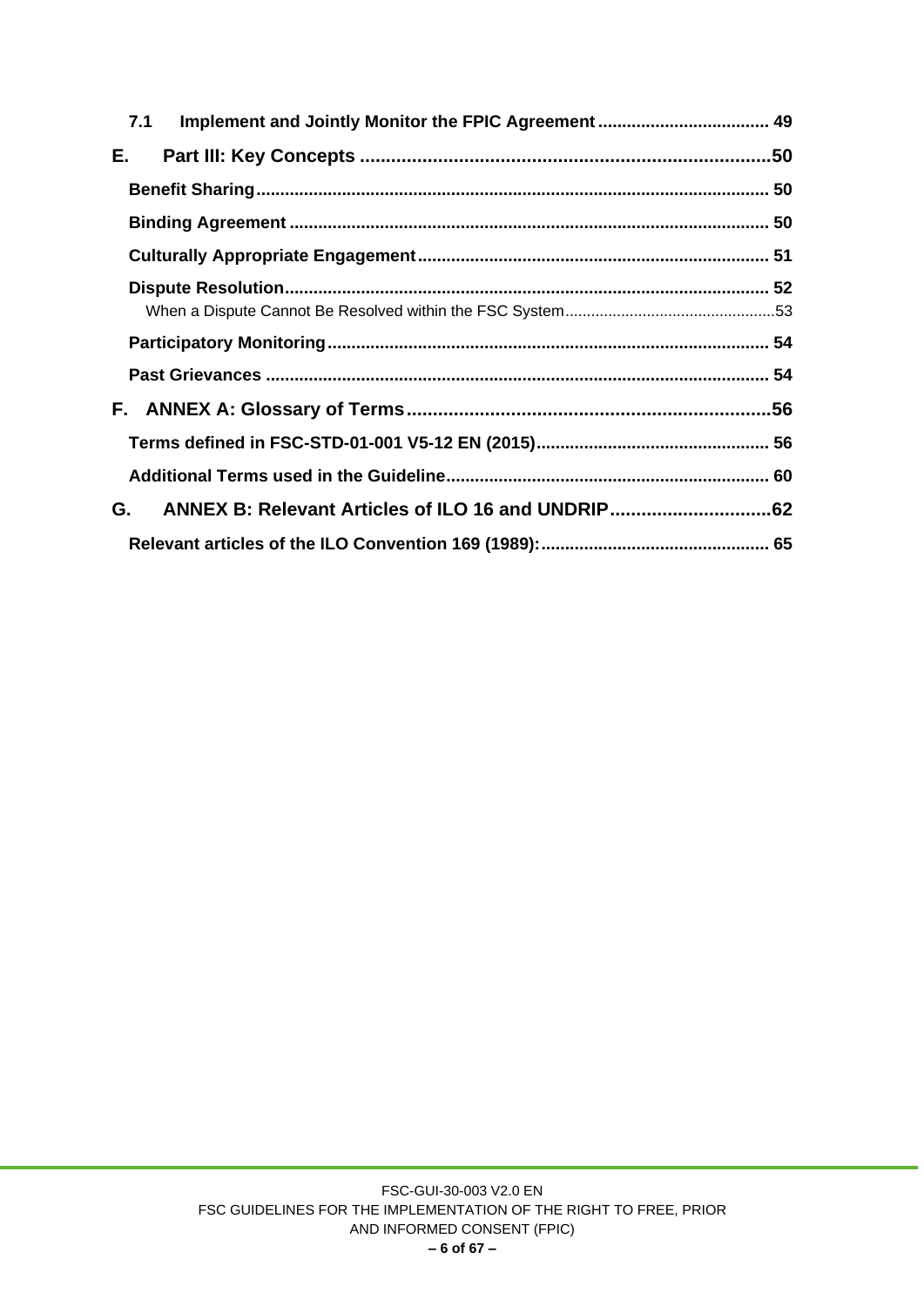7.1 Implement and Jointly Monitor the FPIC Agreement .................................... 49

E. Part III: Key Concepts ...............................................................................50

Benefit Sharing............................................................................................ 50

Binding Agreement .................................................................................... 50

Culturally Appropriate Engagement......................................................... 51

Dispute Resolution..................................................................................... 52

When a Dispute Cannot Be Resolved within the FSC System.................................................53

Participatory Monitoring............................................................................ 54

Past Grievances ......................................................................................... 54

F. ANNEX A: Glossary of Terms.......................................................................56

Terms defined in FSC-STD-01-001 V5-12 EN (2015)................................................. 56

Additional Terms used in the Guideline................................................................... 60

G. ANNEX B: Relevant Articles of ILO 16 and UNDRIP...............................62

Relevant articles of the ILO Convention 169 (1989):................................................ 65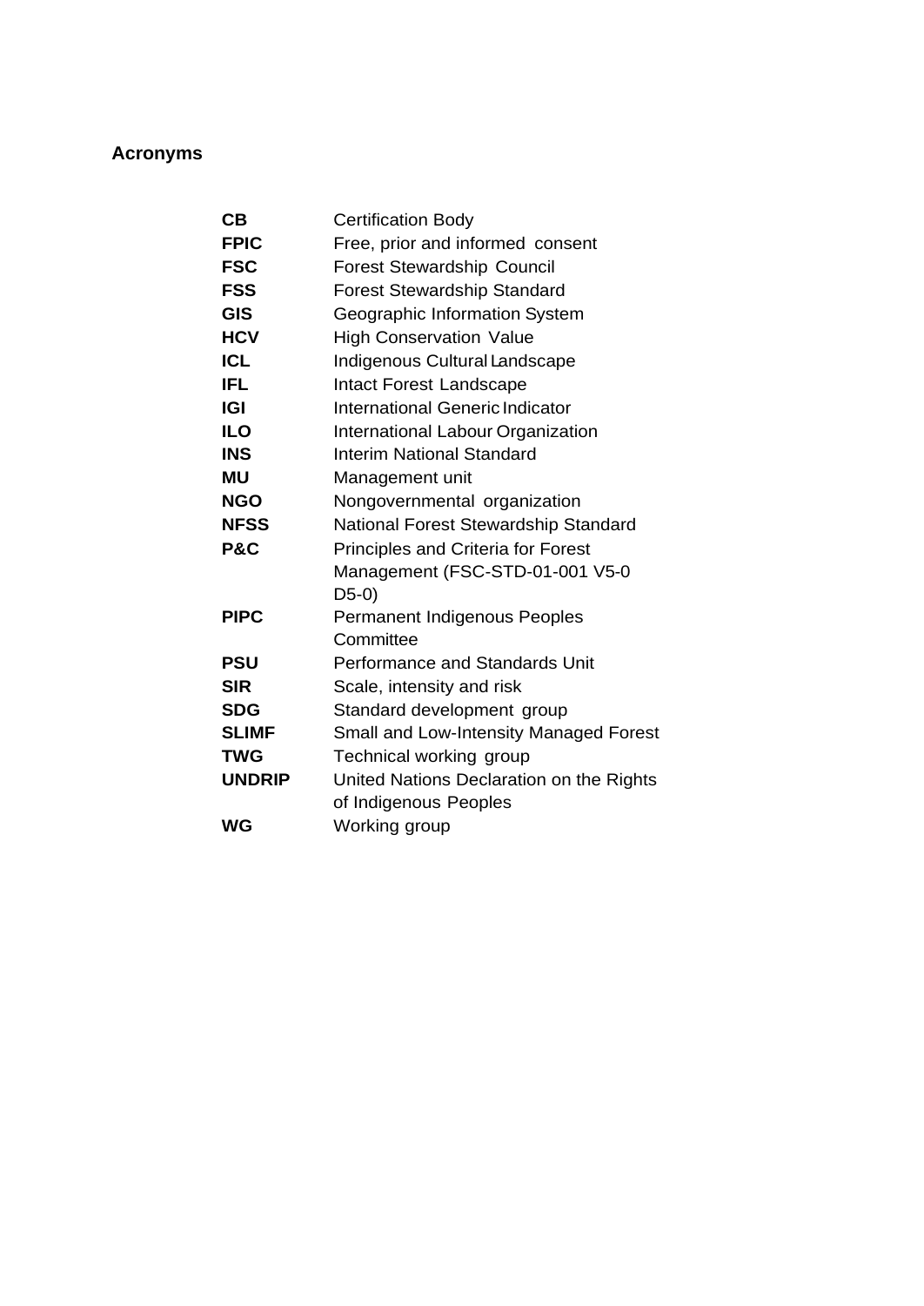## Acronyms

| | |
|---|---|
| **CB** | Certification Body |
| **FPIC** | Free, prior and informed consent |
| **FSC** | Forest Stewardship Council |
| **FSS** | Forest Stewardship Standard |
| **GIS** | Geographic Information System |
| **HCV** | High Conservation Value |
| **ICL** | Indigenous Cultural Landscape |
| **IFL** | Intact Forest Landscape |
| **IGI** | International Generic Indicator |
| **ILO** | International Labour Organization |
| **INS** | Interim National Standard |
| **MU** | Management unit |
| **NGO** | Nongovernmental organization |
| **NFSS** | National Forest Stewardship Standard |
| **P&C** | Principles and Criteria for Forest Management (FSC-STD-01-001 V5-0 D5-0) |
| **PIPC** | Permanent Indigenous Peoples Committee |
| **PSU** | Performance and Standards Unit |
| **SIR** | Scale, intensity and risk |
| **SDG** | Standard development group |
| **SLIMF** | Small and Low-Intensity Managed Forest |
| **TWG** | Technical working group |
| **UNDRIP** | United Nations Declaration on the Rights of Indigenous Peoples |
| **WG** | Working group |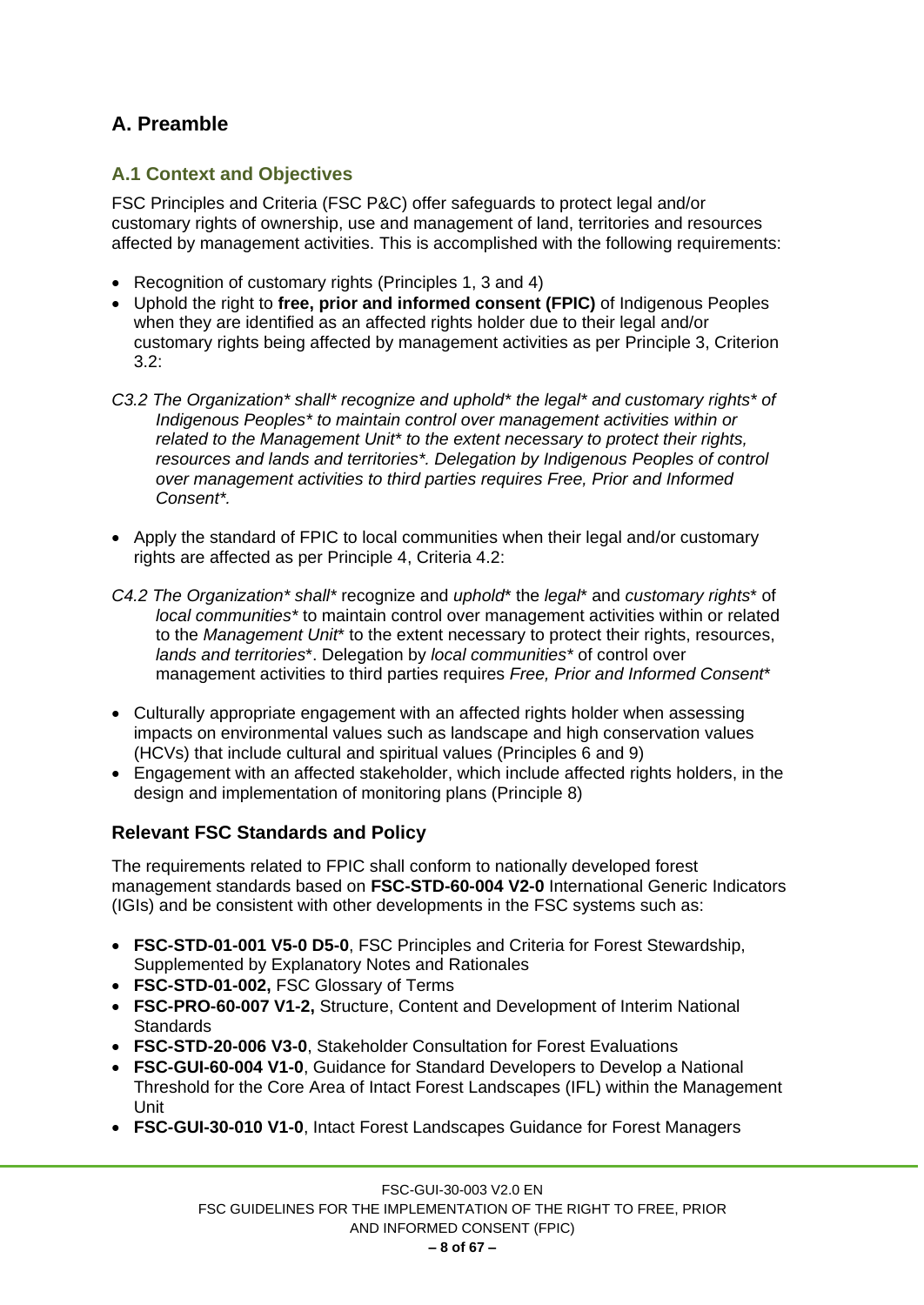# A. Preamble

## A.1 Context and Objectives

FSC Principles and Criteria (FSC P&C) offer safeguards to protect legal and/or customary rights of ownership, use and management of land, territories and resources affected by management activities. This is accomplished with the following requirements:

- Recognition of customary rights (Principles 1, 3 and 4)
- Uphold the right to **free, prior and informed consent (FPIC)** of Indigenous Peoples when they are identified as an affected rights holder due to their legal and/or customary rights being affected by management activities as per Principle 3, Criterion 3.2:

*C3.2 The Organization* shall* recognize and uphold* the legal* and customary rights* of Indigenous Peoples* to maintain control over management activities within or related to the Management Unit* to the extent necessary to protect their rights, resources and lands and territories*. Delegation by Indigenous Peoples of control over management activities to third parties requires Free, Prior and Informed Consent*.*

- Apply the standard of FPIC to local communities when their legal and/or customary rights are affected as per Principle 4, Criteria 4.2:

*C4.2 The Organization* shall** recognize and *uphold** the *legal** and *customary rights** of *local communities** to maintain control over management activities within or related to the *Management Unit** to the extent necessary to protect their rights, resources, *lands and territories**. Delegation by *local communities** of control over management activities to third parties requires *Free, Prior and Informed Consent**

- Culturally appropriate engagement with an affected rights holder when assessing impacts on environmental values such as landscape and high conservation values (HCVs) that include cultural and spiritual values (Principles 6 and 9)
- Engagement with an affected stakeholder, which include affected rights holders, in the design and implementation of monitoring plans (Principle 8)

### Relevant FSC Standards and Policy

The requirements related to FPIC shall conform to nationally developed forest management standards based on **FSC-STD-60-004 V2-0** International Generic Indicators (IGIs) and be consistent with other developments in the FSC systems such as:

- **FSC-STD-01-001 V5-0 D5-0**, FSC Principles and Criteria for Forest Stewardship, Supplemented by Explanatory Notes and Rationales
- **FSC-STD-01-002,** FSC Glossary of Terms
- **FSC-PRO-60-007 V1-2,** Structure, Content and Development of Interim National Standards
- **FSC-STD-20-006 V3-0**, Stakeholder Consultation for Forest Evaluations
- **FSC-GUI-60-004 V1-0**, Guidance for Standard Developers to Develop a National Threshold for the Core Area of Intact Forest Landscapes (IFL) within the Management Unit
- **FSC-GUI-30-010 V1-0**, Intact Forest Landscapes Guidance for Forest Managers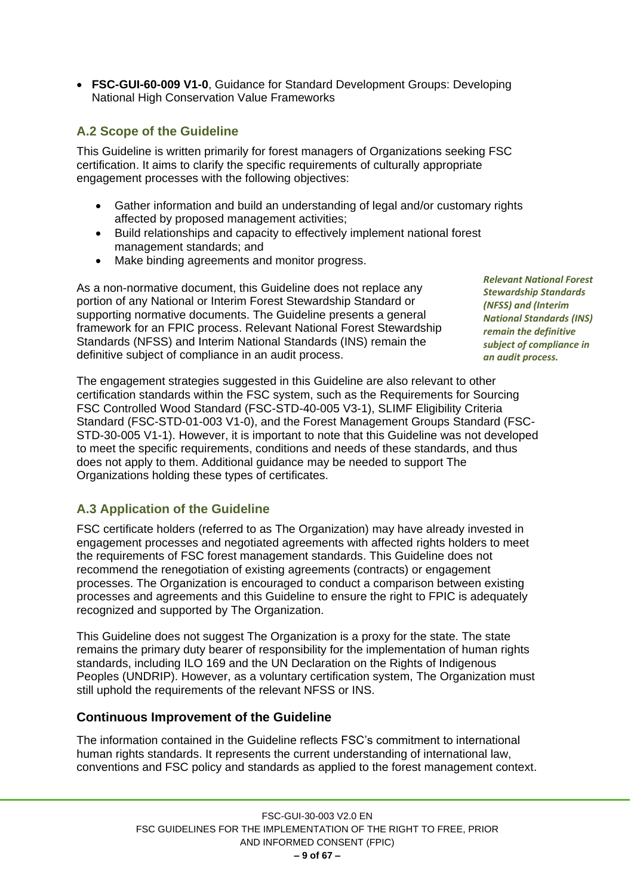- **FSC-GUI-60-009 V1-0**, Guidance for Standard Development Groups: Developing National High Conservation Value Frameworks

## A.2 Scope of the Guideline

This Guideline is written primarily for forest managers of Organizations seeking FSC certification. It aims to clarify the specific requirements of culturally appropriate engagement processes with the following objectives:

- Gather information and build an understanding of legal and/or customary rights affected by proposed management activities;
- Build relationships and capacity to effectively implement national forest management standards; and
- Make binding agreements and monitor progress.

As a non-normative document, this Guideline does not replace any portion of any National or Interim Forest Stewardship Standard or supporting normative documents. The Guideline presents a general framework for an FPIC process. Relevant National Forest Stewardship Standards (NFSS) and Interim National Standards (INS) remain the definitive subject of compliance in an audit process.

***Relevant National Forest Stewardship Standards (NFSS) and (Interim National Standards (INS) remain the definitive subject of compliance in an audit process.***

The engagement strategies suggested in this Guideline are also relevant to other certification standards within the FSC system, such as the Requirements for Sourcing FSC Controlled Wood Standard (FSC-STD-40-005 V3-1), SLIMF Eligibility Criteria Standard (FSC-STD-01-003 V1-0), and the Forest Management Groups Standard (FSC-STD-30-005 V1-1). However, it is important to note that this Guideline was not developed to meet the specific requirements, conditions and needs of these standards, and thus does not apply to them. Additional guidance may be needed to support The Organizations holding these types of certificates.

## A.3 Application of the Guideline

FSC certificate holders (referred to as The Organization) may have already invested in engagement processes and negotiated agreements with affected rights holders to meet the requirements of FSC forest management standards. This Guideline does not recommend the renegotiation of existing agreements (contracts) or engagement processes. The Organization is encouraged to conduct a comparison between existing processes and agreements and this Guideline to ensure the right to FPIC is adequately recognized and supported by The Organization.

This Guideline does not suggest The Organization is a proxy for the state. The state remains the primary duty bearer of responsibility for the implementation of human rights standards, including ILO 169 and the UN Declaration on the Rights of Indigenous Peoples (UNDRIP). However, as a voluntary certification system, The Organization must still uphold the requirements of the relevant NFSS or INS.

### Continuous Improvement of the Guideline

The information contained in the Guideline reflects FSC's commitment to international human rights standards. It represents the current understanding of international law, conventions and FSC policy and standards as applied to the forest management context.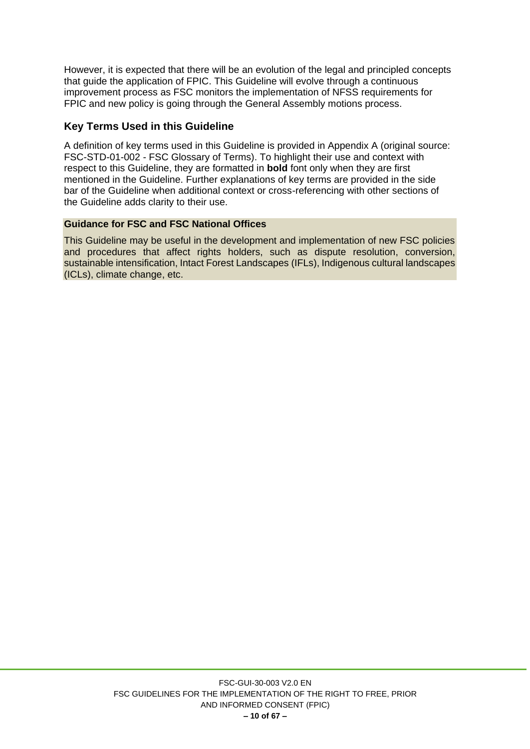However, it is expected that there will be an evolution of the legal and principled concepts that guide the application of FPIC. This Guideline will evolve through a continuous improvement process as FSC monitors the implementation of NFSS requirements for FPIC and new policy is going through the General Assembly motions process.

## Key Terms Used in this Guideline

A definition of key terms used in this Guideline is provided in Appendix A (original source: FSC-STD-01-002 - FSC Glossary of Terms). To highlight their use and context with respect to this Guideline, they are formatted in **bold** font only when they are first mentioned in the Guideline. Further explanations of key terms are provided in the side bar of the Guideline when additional context or cross-referencing with other sections of the Guideline adds clarity to their use.

**Guidance for FSC and FSC National Offices**

This Guideline may be useful in the development and implementation of new FSC policies and procedures that affect rights holders, such as dispute resolution, conversion, sustainable intensification, Intact Forest Landscapes (IFLs), Indigenous cultural landscapes (ICLs), climate change, etc.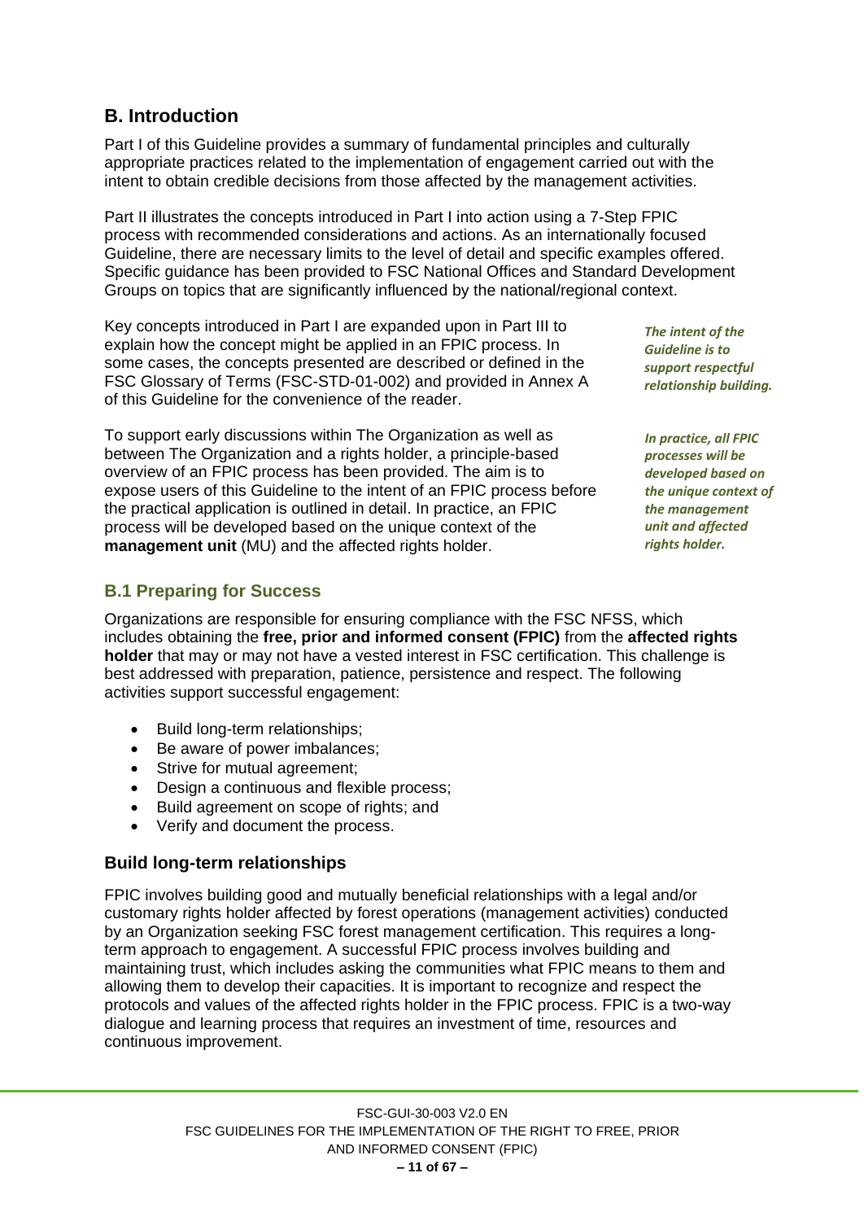## B. Introduction

Part I of this Guideline provides a summary of fundamental principles and culturally appropriate practices related to the implementation of engagement carried out with the intent to obtain credible decisions from those affected by the management activities.

Part II illustrates the concepts introduced in Part I into action using a 7-Step FPIC process with recommended considerations and actions. As an internationally focused Guideline, there are necessary limits to the level of detail and specific examples offered. Specific guidance has been provided to FSC National Offices and Standard Development Groups on topics that are significantly influenced by the national/regional context.

Key concepts introduced in Part I are expanded upon in Part III to explain how the concept might be applied in an FPIC process. In some cases, the concepts presented are described or defined in the FSC Glossary of Terms (FSC-STD-01-002) and provided in Annex A of this Guideline for the convenience of the reader.

*The intent of the Guideline is to support respectful relationship building.*

To support early discussions within The Organization as well as between The Organization and a rights holder, a principle-based overview of an FPIC process has been provided. The aim is to expose users of this Guideline to the intent of an FPIC process before the practical application is outlined in detail. In practice, an FPIC process will be developed based on the unique context of the **management unit** (MU) and the affected rights holder.

*In practice, all FPIC processes will be developed based on the unique context of the management unit and affected rights holder.*

### B.1 Preparing for Success

Organizations are responsible for ensuring compliance with the FSC NFSS, which includes obtaining the **free, prior and informed consent (FPIC)** from the **affected rights holder** that may or may not have a vested interest in FSC certification. This challenge is best addressed with preparation, patience, persistence and respect. The following activities support successful engagement:

- Build long-term relationships;
- Be aware of power imbalances;
- Strive for mutual agreement;
- Design a continuous and flexible process;
- Build agreement on scope of rights; and
- Verify and document the process.

#### Build long-term relationships

FPIC involves building good and mutually beneficial relationships with a legal and/or customary rights holder affected by forest operations (management activities) conducted by an Organization seeking FSC forest management certification. This requires a long-term approach to engagement. A successful FPIC process involves building and maintaining trust, which includes asking the communities what FPIC means to them and allowing them to develop their capacities. It is important to recognize and respect the protocols and values of the affected rights holder in the FPIC process. FPIC is a two-way dialogue and learning process that requires an investment of time, resources and continuous improvement.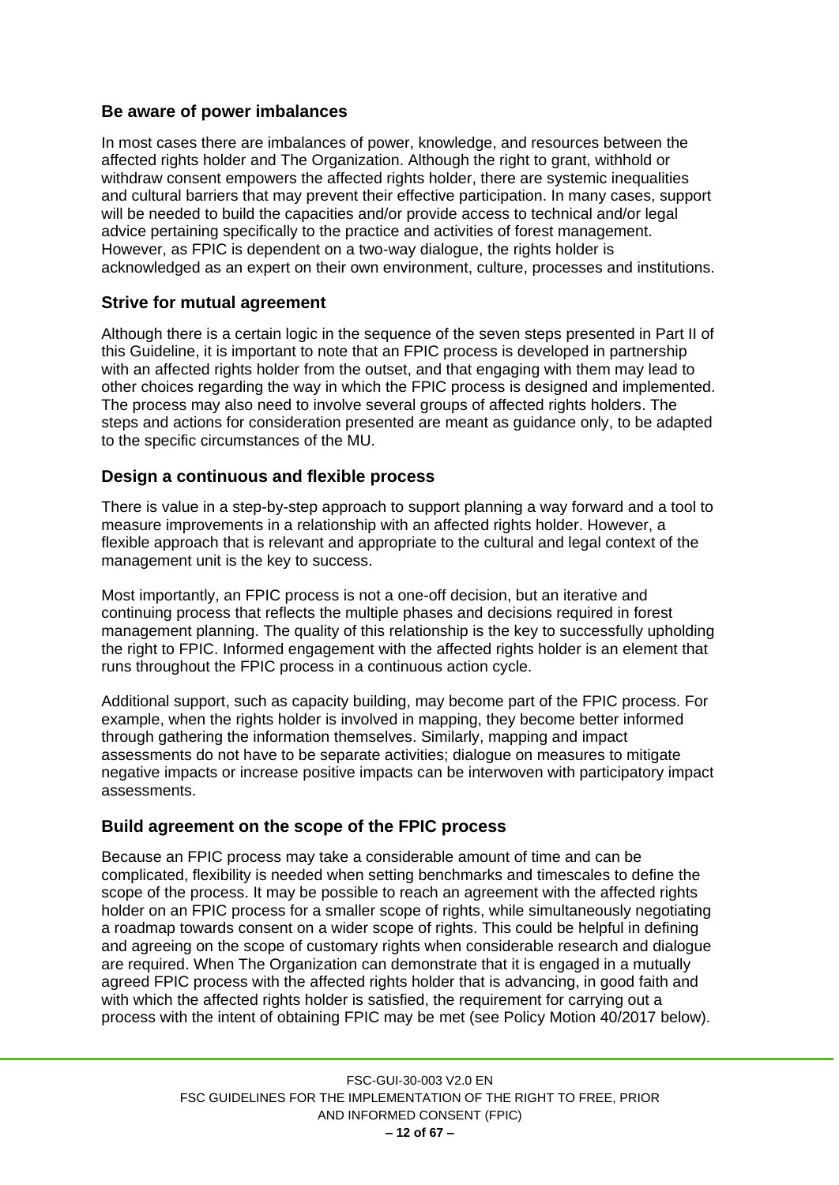### Be aware of power imbalances

In most cases there are imbalances of power, knowledge, and resources between the affected rights holder and The Organization. Although the right to grant, withhold or withdraw consent empowers the affected rights holder, there are systemic inequalities and cultural barriers that may prevent their effective participation. In many cases, support will be needed to build the capacities and/or provide access to technical and/or legal advice pertaining specifically to the practice and activities of forest management. However, as FPIC is dependent on a two-way dialogue, the rights holder is acknowledged as an expert on their own environment, culture, processes and institutions.

### Strive for mutual agreement

Although there is a certain logic in the sequence of the seven steps presented in Part II of this Guideline, it is important to note that an FPIC process is developed in partnership with an affected rights holder from the outset, and that engaging with them may lead to other choices regarding the way in which the FPIC process is designed and implemented. The process may also need to involve several groups of affected rights holders. The steps and actions for consideration presented are meant as guidance only, to be adapted to the specific circumstances of the MU.

### Design a continuous and flexible process

There is value in a step-by-step approach to support planning a way forward and a tool to measure improvements in a relationship with an affected rights holder. However, a flexible approach that is relevant and appropriate to the cultural and legal context of the management unit is the key to success.

Most importantly, an FPIC process is not a one-off decision, but an iterative and continuing process that reflects the multiple phases and decisions required in forest management planning. The quality of this relationship is the key to successfully upholding the right to FPIC. Informed engagement with the affected rights holder is an element that runs throughout the FPIC process in a continuous action cycle.

Additional support, such as capacity building, may become part of the FPIC process. For example, when the rights holder is involved in mapping, they become better informed through gathering the information themselves. Similarly, mapping and impact assessments do not have to be separate activities; dialogue on measures to mitigate negative impacts or increase positive impacts can be interwoven with participatory impact assessments.

### Build agreement on the scope of the FPIC process

Because an FPIC process may take a considerable amount of time and can be complicated, flexibility is needed when setting benchmarks and timescales to define the scope of the process. It may be possible to reach an agreement with the affected rights holder on an FPIC process for a smaller scope of rights, while simultaneously negotiating a roadmap towards consent on a wider scope of rights. This could be helpful in defining and agreeing on the scope of customary rights when considerable research and dialogue are required. When The Organization can demonstrate that it is engaged in a mutually agreed FPIC process with the affected rights holder that is advancing, in good faith and with which the affected rights holder is satisfied, the requirement for carrying out a process with the intent of obtaining FPIC may be met (see Policy Motion 40/2017 below).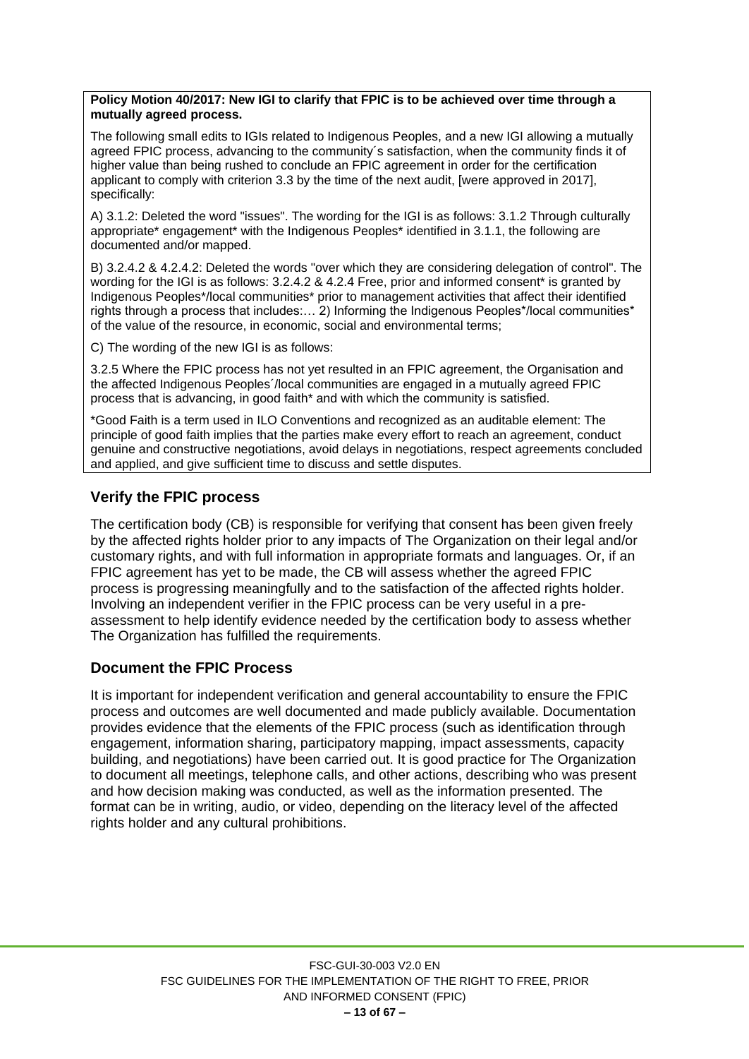**Policy Motion 40/2017: New IGI to clarify that FPIC is to be achieved over time through a mutually agreed process.**

The following small edits to IGIs related to Indigenous Peoples, and a new IGI allowing a mutually agreed FPIC process, advancing to the community´s satisfaction, when the community finds it of higher value than being rushed to conclude an FPIC agreement in order for the certification applicant to comply with criterion 3.3 by the time of the next audit, [were approved in 2017], specifically:

A) 3.1.2: Deleted the word "issues". The wording for the IGI is as follows: 3.1.2 Through culturally appropriate* engagement* with the Indigenous Peoples* identified in 3.1.1, the following are documented and/or mapped.

B) 3.2.4.2 & 4.2.4.2: Deleted the words "over which they are considering delegation of control". The wording for the IGI is as follows: 3.2.4.2 & 4.2.4 Free, prior and informed consent* is granted by Indigenous Peoples*/local communities* prior to management activities that affect their identified rights through a process that includes:… 2) Informing the Indigenous Peoples*/local communities* of the value of the resource, in economic, social and environmental terms;

C) The wording of the new IGI is as follows:

3.2.5 Where the FPIC process has not yet resulted in an FPIC agreement, the Organisation and the affected Indigenous Peoples´/local communities are engaged in a mutually agreed FPIC process that is advancing, in good faith* and with which the community is satisfied.

*Good Faith is a term used in ILO Conventions and recognized as an auditable element: The principle of good faith implies that the parties make every effort to reach an agreement, conduct genuine and constructive negotiations, avoid delays in negotiations, respect agreements concluded and applied, and give sufficient time to discuss and settle disputes.

## Verify the FPIC process

The certification body (CB) is responsible for verifying that consent has been given freely by the affected rights holder prior to any impacts of The Organization on their legal and/or customary rights, and with full information in appropriate formats and languages. Or, if an FPIC agreement has yet to be made, the CB will assess whether the agreed FPIC process is progressing meaningfully and to the satisfaction of the affected rights holder. Involving an independent verifier in the FPIC process can be very useful in a pre-assessment to help identify evidence needed by the certification body to assess whether The Organization has fulfilled the requirements.

## Document the FPIC Process

It is important for independent verification and general accountability to ensure the FPIC process and outcomes are well documented and made publicly available. Documentation provides evidence that the elements of the FPIC process (such as identification through engagement, information sharing, participatory mapping, impact assessments, capacity building, and negotiations) have been carried out. It is good practice for The Organization to document all meetings, telephone calls, and other actions, describing who was present and how decision making was conducted, as well as the information presented. The format can be in writing, audio, or video, depending on the literacy level of the affected rights holder and any cultural prohibitions.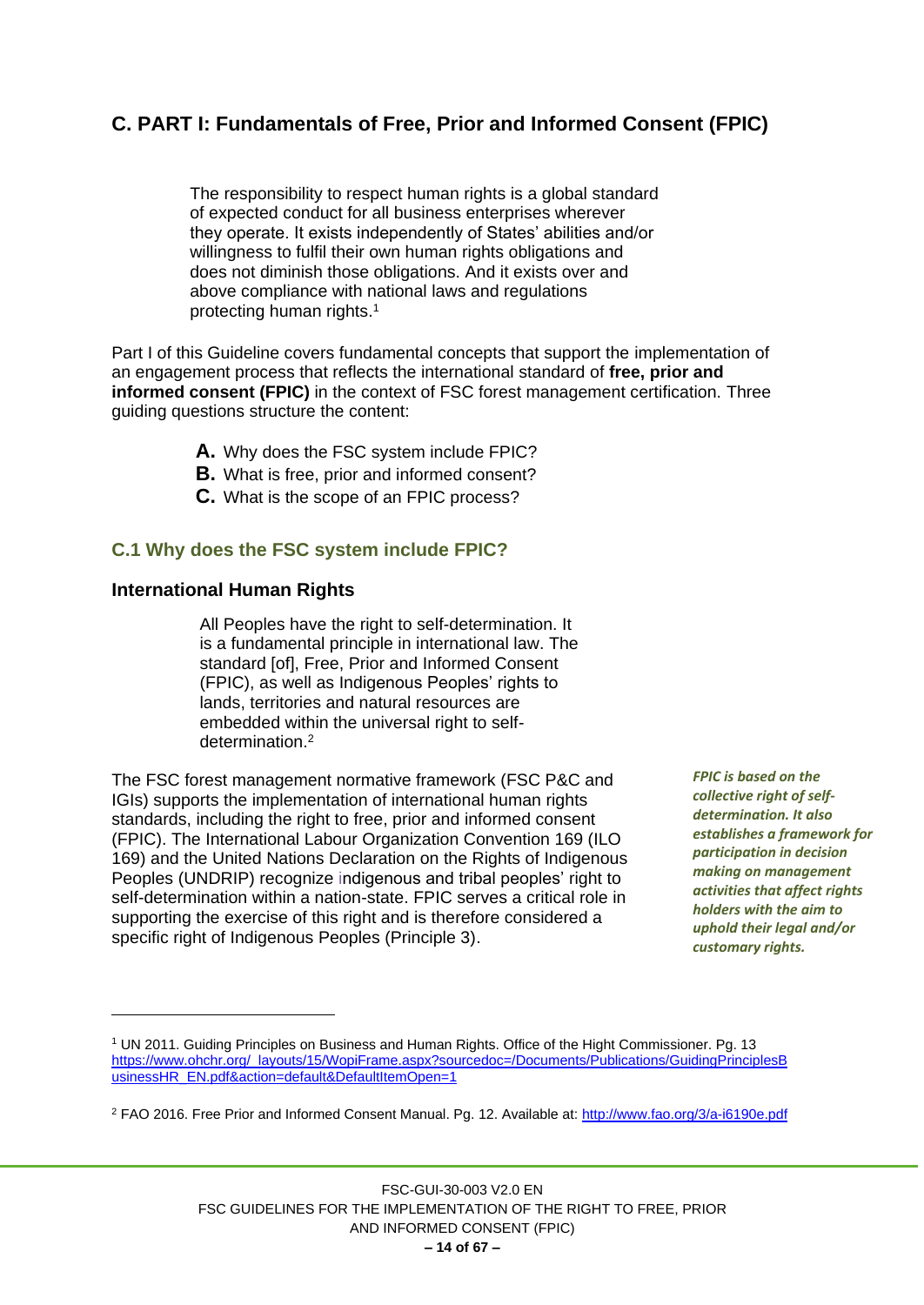## C. PART I: Fundamentals of Free, Prior and Informed Consent (FPIC)

> The responsibility to respect human rights is a global standard of expected conduct for all business enterprises wherever they operate. It exists independently of States' abilities and/or willingness to fulfil their own human rights obligations and does not diminish those obligations. And it exists over and above compliance with national laws and regulations protecting human rights.[1]

Part I of this Guideline covers fundamental concepts that support the implementation of an engagement process that reflects the international standard of **free, prior and informed consent (FPIC)** in the context of FSC forest management certification. Three guiding questions structure the content:

- **A.** Why does the FSC system include FPIC?
- **B.** What is free, prior and informed consent?
- **C.** What is the scope of an FPIC process?

### C.1 Why does the FSC system include FPIC?

#### International Human Rights

> All Peoples have the right to self-determination. It is a fundamental principle in international law. The standard [of], Free, Prior and Informed Consent (FPIC), as well as Indigenous Peoples' rights to lands, territories and natural resources are embedded within the universal right to self-determination.[2]

The FSC forest management normative framework (FSC P&C and IGIs) supports the implementation of international human rights standards, including the right to free, prior and informed consent (FPIC). The International Labour Organization Convention 169 (ILO 169) and the United Nations Declaration on the Rights of Indigenous Peoples (UNDRIP) recognize indigenous and tribal peoples' right to self-determination within a nation-state. FPIC serves a critical role in supporting the exercise of this right and is therefore considered a specific right of Indigenous Peoples (Principle 3).

***FPIC is based on the collective right of self-determination. It also establishes a framework for participation in decision making on management activities that affect rights holders with the aim to uphold their legal and/or customary rights.***

---

[1] UN 2011. Guiding Principles on Business and Human Rights. Office of the Hight Commissioner. Pg. 13 https://www.ohchr.org/_layouts/15/WopiFrame.aspx?sourcedoc=/Documents/Publications/GuidingPrinciplesBusinessHR_EN.pdf&action=default&DefaultItemOpen=1

[2] FAO 2016. Free Prior and Informed Consent Manual. Pg. 12. Available at: http://www.fao.org/3/a-i6190e.pdf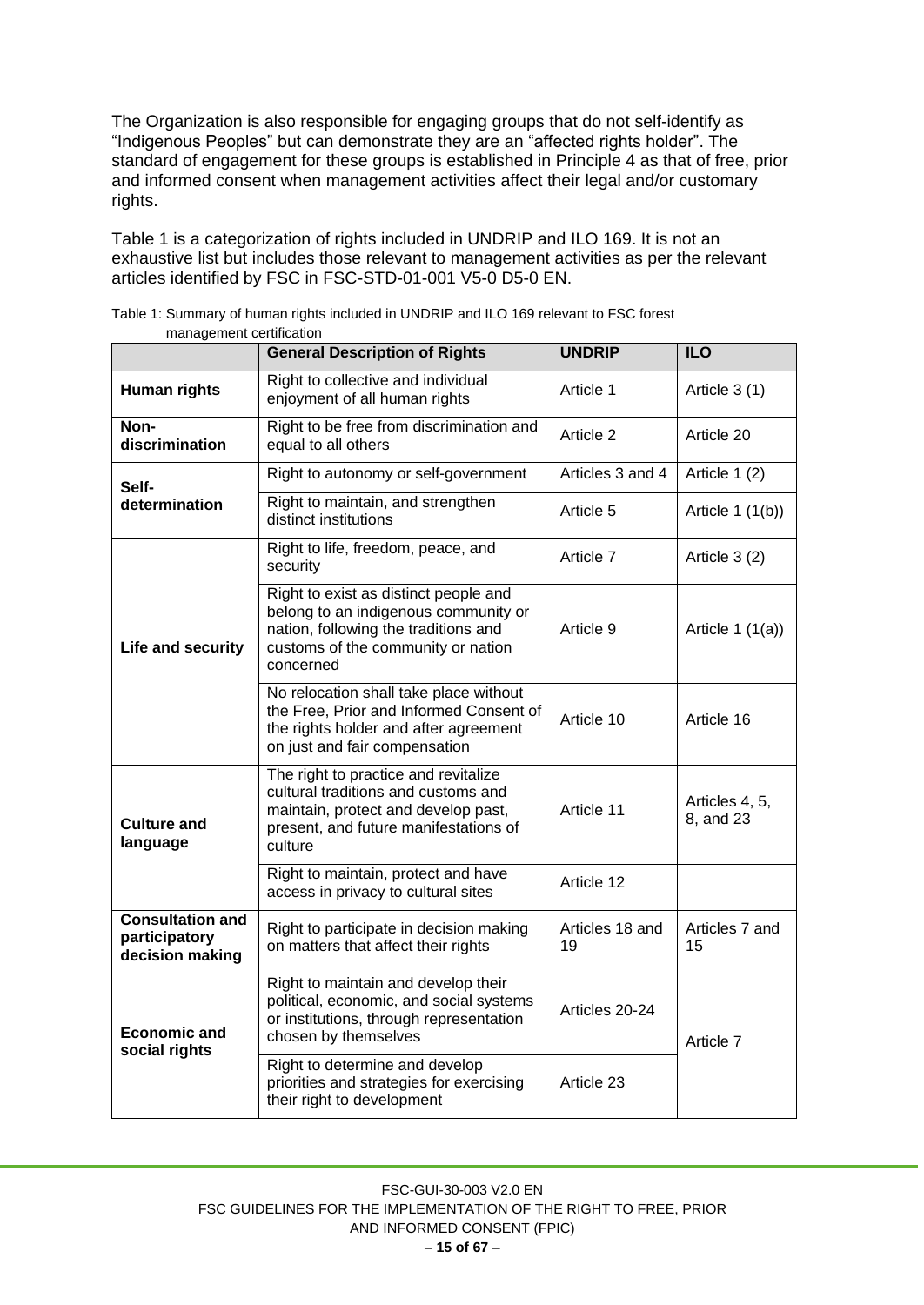The Organization is also responsible for engaging groups that do not self-identify as “Indigenous Peoples” but can demonstrate they are an “affected rights holder”. The standard of engagement for these groups is established in Principle 4 as that of free, prior and informed consent when management activities affect their legal and/or customary rights.

Table 1 is a categorization of rights included in UNDRIP and ILO 169. It is not an exhaustive list but includes those relevant to management activities as per the relevant articles identified by FSC in FSC-STD-01-001 V5-0 D5-0 EN.

Table 1: Summary of human rights included in UNDRIP and ILO 169 relevant to FSC forest management certification

| | General Description of Rights | UNDRIP | ILO |
|---|---|---|---|
| **Human rights** | Right to collective and individual enjoyment of all human rights | Article 1 | Article 3 (1) |
| **Non-discrimination** | Right to be free from discrimination and equal to all others | Article 2 | Article 20 |
| **Self-determination** | Right to autonomy or self-government | Articles 3 and 4 | Article 1 (2) |
| | Right to maintain, and strengthen distinct institutions | Article 5 | Article 1 (1(b)) |
| **Life and security** | Right to life, freedom, peace, and security | Article 7 | Article 3 (2) |
| | Right to exist as distinct people and belong to an indigenous community or nation, following the traditions and customs of the community or nation concerned | Article 9 | Article 1 (1(a)) |
| | No relocation shall take place without the Free, Prior and Informed Consent of the rights holder and after agreement on just and fair compensation | Article 10 | Article 16 |
| **Culture and language** | The right to practice and revitalize cultural traditions and customs and maintain, protect and develop past, present, and future manifestations of culture | Article 11 | Articles 4, 5, 8, and 23 |
| | Right to maintain, protect and have access in privacy to cultural sites | Article 12 | |
| **Consultation and participatory decision making** | Right to participate in decision making on matters that affect their rights | Articles 18 and 19 | Articles 7 and 15 |
| **Economic and social rights** | Right to maintain and develop their political, economic, and social systems or institutions, through representation chosen by themselves | Articles 20-24 | Article 7 |
| | Right to determine and develop priorities and strategies for exercising their right to development | Article 23 | |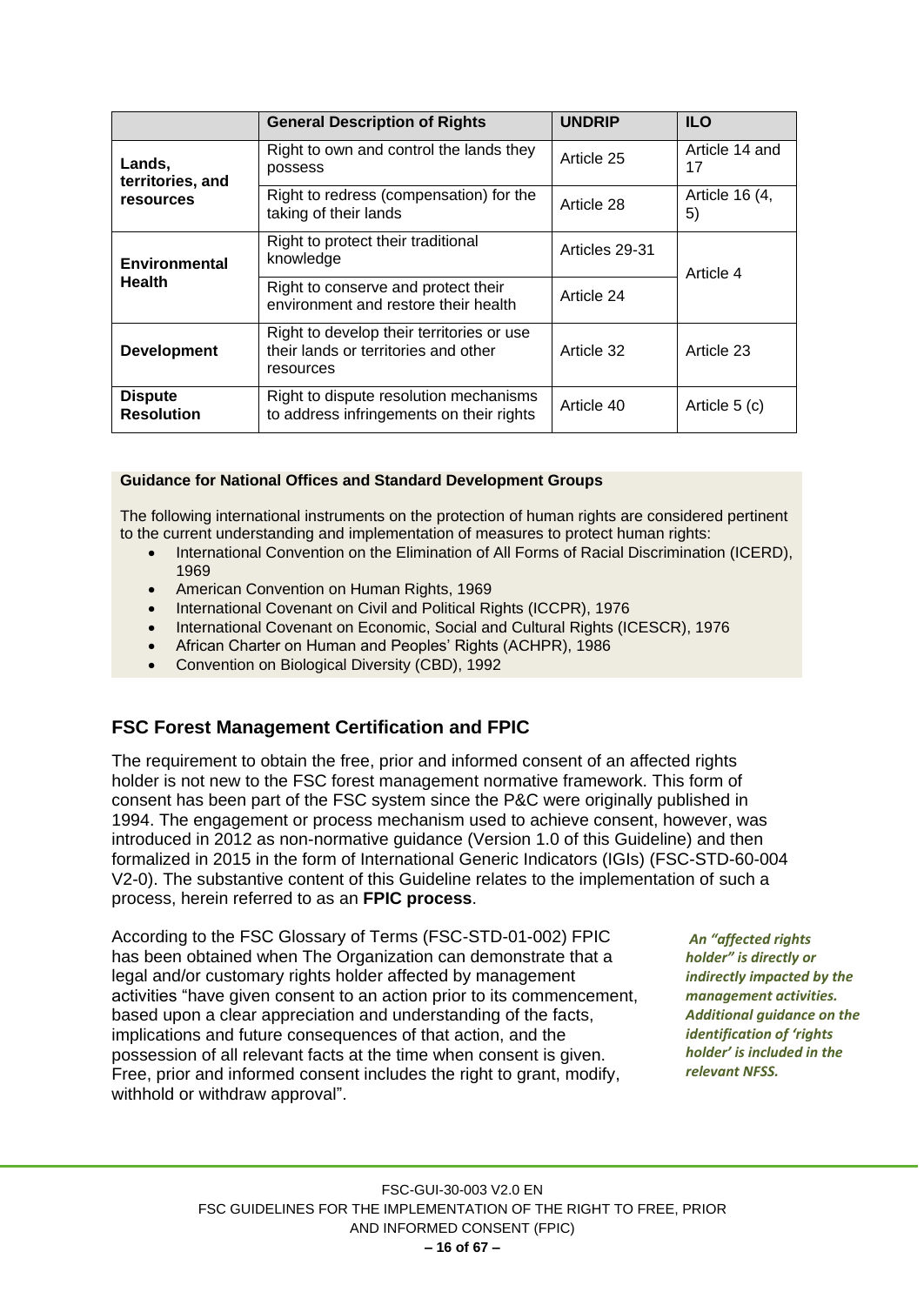| | General Description of Rights | UNDRIP | ILO |
|---|---|---|---|
| **Lands, territories, and resources** | Right to own and control the lands they possess | Article 25 | Article 14 and 17 |
| | Right to redress (compensation) for the taking of their lands | Article 28 | Article 16 (4, 5) |
| **Environmental Health** | Right to protect their traditional knowledge | Articles 29-31 | Article 4 |
| | Right to conserve and protect their environment and restore their health | Article 24 | |
| **Development** | Right to develop their territories or use their lands or territories and other resources | Article 32 | Article 23 |
| **Dispute Resolution** | Right to dispute resolution mechanisms to address infringements on their rights | Article 40 | Article 5 (c) |

**Guidance for National Offices and Standard Development Groups**

The following international instruments on the protection of human rights are considered pertinent to the current understanding and implementation of measures to protect human rights:

- International Convention on the Elimination of All Forms of Racial Discrimination (ICERD), 1969
- American Convention on Human Rights, 1969
- International Covenant on Civil and Political Rights (ICCPR), 1976
- International Covenant on Economic, Social and Cultural Rights (ICESCR), 1976
- African Charter on Human and Peoples' Rights (ACHPR), 1986
- Convention on Biological Diversity (CBD), 1992

## FSC Forest Management Certification and FPIC

The requirement to obtain the free, prior and informed consent of an affected rights holder is not new to the FSC forest management normative framework. This form of consent has been part of the FSC system since the P&C were originally published in 1994. The engagement or process mechanism used to achieve consent, however, was introduced in 2012 as non-normative guidance (Version 1.0 of this Guideline) and then formalized in 2015 in the form of International Generic Indicators (IGIs) (FSC-STD-60-004 V2-0). The substantive content of this Guideline relates to the implementation of such a process, herein referred to as an **FPIC process**.

According to the FSC Glossary of Terms (FSC-STD-01-002) FPIC has been obtained when The Organization can demonstrate that a legal and/or customary rights holder affected by management activities "have given consent to an action prior to its commencement, based upon a clear appreciation and understanding of the facts, implications and future consequences of that action, and the possession of all relevant facts at the time when consent is given. Free, prior and informed consent includes the right to grant, modify, withhold or withdraw approval".

***An "affected rights holder" is directly or indirectly impacted by the management activities. Additional guidance on the identification of 'rights holder' is included in the relevant NFSS.***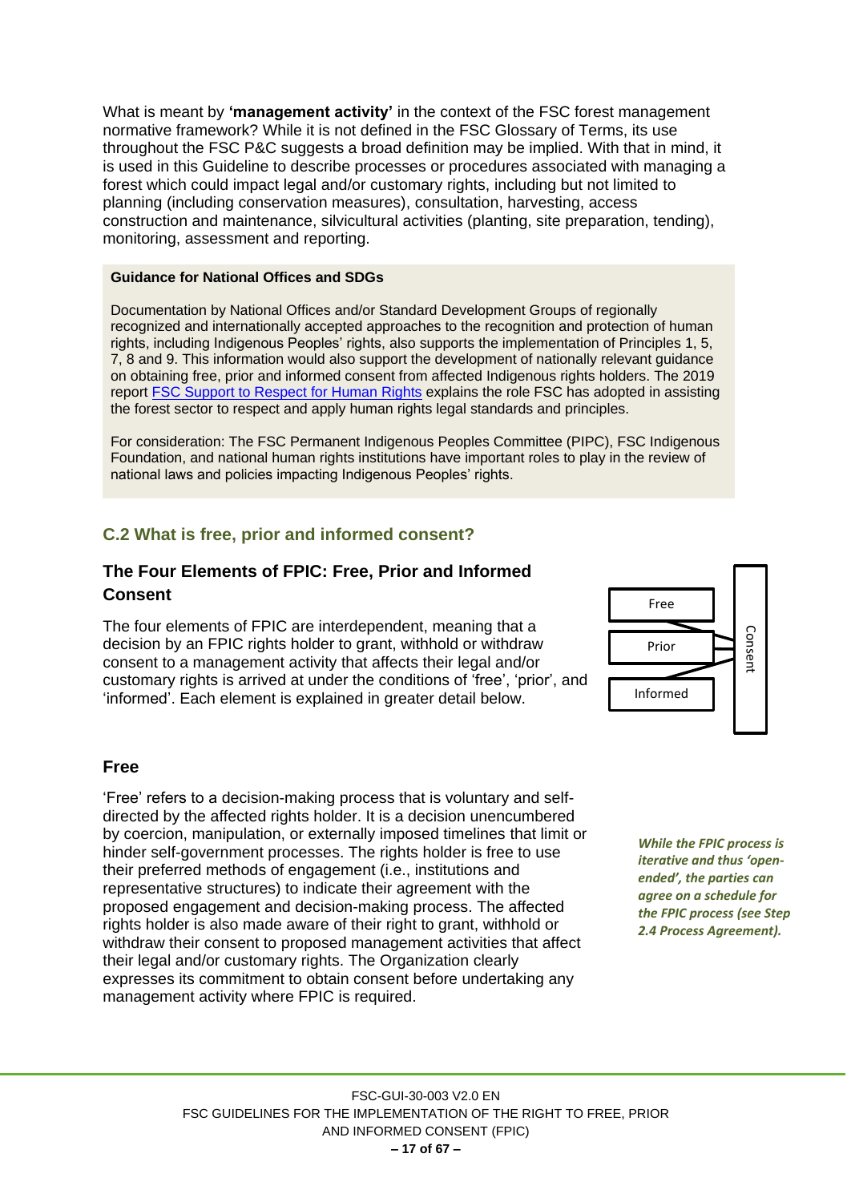What is meant by **'management activity'** in the context of the FSC forest management normative framework? While it is not defined in the FSC Glossary of Terms, its use throughout the FSC P&C suggests a broad definition may be implied. With that in mind, it is used in this Guideline to describe processes or procedures associated with managing a forest which could impact legal and/or customary rights, including but not limited to planning (including conservation measures), consultation, harvesting, access construction and maintenance, silvicultural activities (planting, site preparation, tending), monitoring, assessment and reporting.

> **Guidance for National Offices and SDGs**
>
> Documentation by National Offices and/or Standard Development Groups of regionally recognized and internationally accepted approaches to the recognition and protection of human rights, including Indigenous Peoples' rights, also supports the implementation of Principles 1, 5, 7, 8 and 9. This information would also support the development of nationally relevant guidance on obtaining free, prior and informed consent from affected Indigenous rights holders. The 2019 report [FSC Support to Respect for Human Rights] explains the role FSC has adopted in assisting the forest sector to respect and apply human rights legal standards and principles.
>
> For consideration: The FSC Permanent Indigenous Peoples Committee (PIPC), FSC Indigenous Foundation, and national human rights institutions have important roles to play in the review of national laws and policies impacting Indigenous Peoples' rights.

## C.2 What is free, prior and informed consent?

### The Four Elements of FPIC: Free, Prior and Informed Consent

The four elements of FPIC are interdependent, meaning that a decision by an FPIC rights holder to grant, withhold or withdraw consent to a management activity that affects their legal and/or customary rights is arrived at under the conditions of 'free', 'prior', and 'informed'. Each element is explained in greater detail below.

Free | Prior | Informed → Consent

### Free

'Free' refers to a decision-making process that is voluntary and self-directed by the affected rights holder. It is a decision unencumbered by coercion, manipulation, or externally imposed timelines that limit or hinder self-government processes. The rights holder is free to use their preferred methods of engagement (i.e., institutions and representative structures) to indicate their agreement with the proposed engagement and decision-making process. The affected rights holder is also made aware of their right to grant, withhold or withdraw their consent to proposed management activities that affect their legal and/or customary rights. The Organization clearly expresses its commitment to obtain consent before undertaking any management activity where FPIC is required.

***While the FPIC process is iterative and thus 'open-ended', the parties can agree on a schedule for the FPIC process (see Step 2.4 Process Agreement).***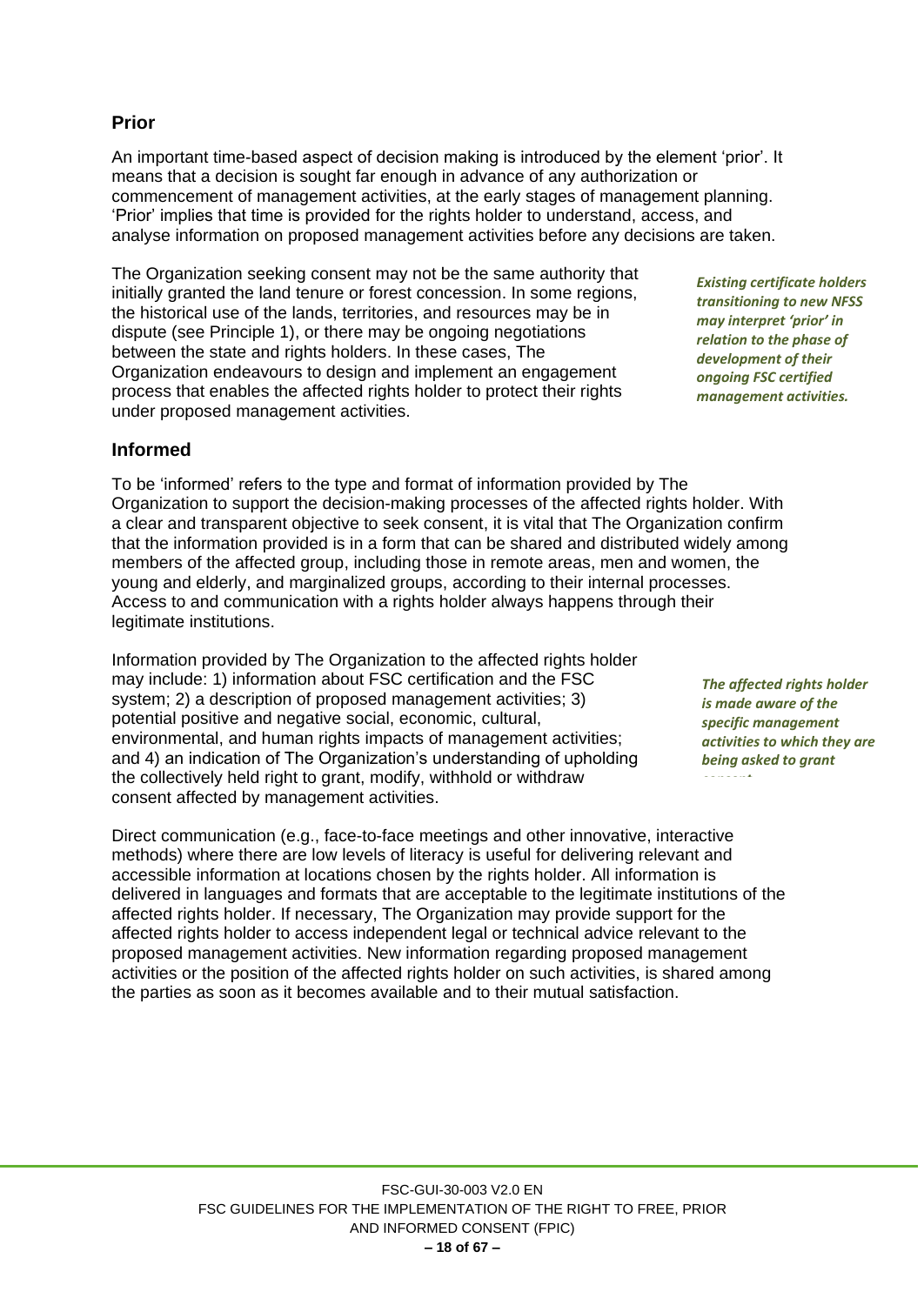## Prior

An important time-based aspect of decision making is introduced by the element 'prior'. It means that a decision is sought far enough in advance of any authorization or commencement of management activities, at the early stages of management planning. 'Prior' implies that time is provided for the rights holder to understand, access, and analyse information on proposed management activities before any decisions are taken.

The Organization seeking consent may not be the same authority that initially granted the land tenure or forest concession. In some regions, the historical use of the lands, territories, and resources may be in dispute (see Principle 1), or there may be ongoing negotiations between the state and rights holders. In these cases, The Organization endeavours to design and implement an engagement process that enables the affected rights holder to protect their rights under proposed management activities.

***Existing certificate holders transitioning to new NFSS may interpret 'prior' in relation to the phase of development of their ongoing FSC certified management activities.***

## Informed

To be 'informed' refers to the type and format of information provided by The Organization to support the decision-making processes of the affected rights holder. With a clear and transparent objective to seek consent, it is vital that The Organization confirm that the information provided is in a form that can be shared and distributed widely among members of the affected group, including those in remote areas, men and women, the young and elderly, and marginalized groups, according to their internal processes. Access to and communication with a rights holder always happens through their legitimate institutions.

Information provided by The Organization to the affected rights holder may include: 1) information about FSC certification and the FSC system; 2) a description of proposed management activities; 3) potential positive and negative social, economic, cultural, environmental, and human rights impacts of management activities; and 4) an indication of The Organization's understanding of upholding the collectively held right to grant, modify, withhold or withdraw consent affected by management activities.

***The affected rights holder is made aware of the specific management activities to which they are being asked to grant consent.***

Direct communication (e.g., face-to-face meetings and other innovative, interactive methods) where there are low levels of literacy is useful for delivering relevant and accessible information at locations chosen by the rights holder. All information is delivered in languages and formats that are acceptable to the legitimate institutions of the affected rights holder. If necessary, The Organization may provide support for the affected rights holder to access independent legal or technical advice relevant to the proposed management activities. New information regarding proposed management activities or the position of the affected rights holder on such activities, is shared among the parties as soon as it becomes available and to their mutual satisfaction.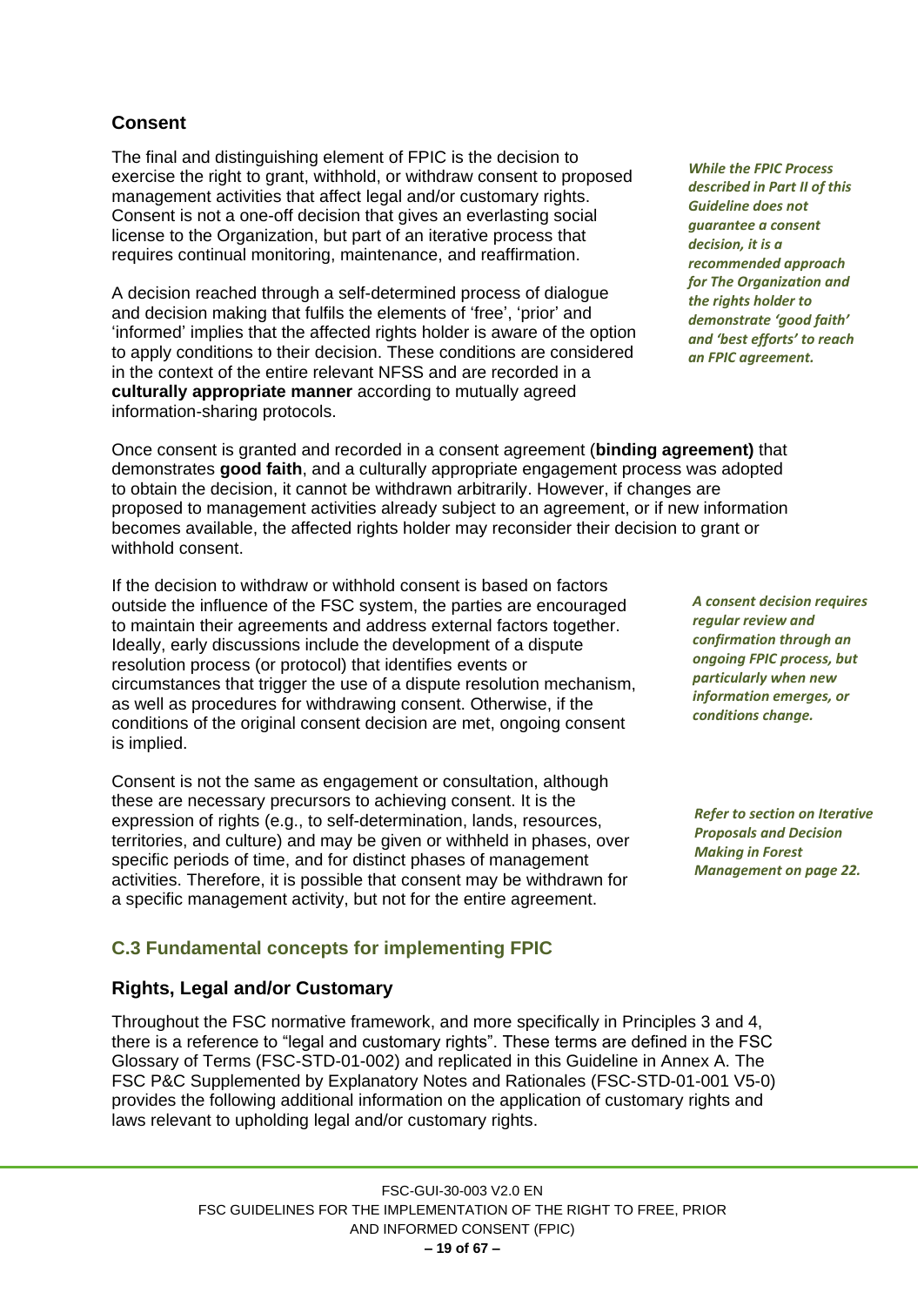## Consent

The final and distinguishing element of FPIC is the decision to exercise the right to grant, withhold, or withdraw consent to proposed management activities that affect legal and/or customary rights. Consent is not a one-off decision that gives an everlasting social license to the Organization, but part of an iterative process that requires continual monitoring, maintenance, and reaffirmation.

*While the FPIC Process described in Part II of this Guideline does not guarantee a consent decision, it is a recommended approach for The Organization and the rights holder to demonstrate 'good faith' and 'best efforts' to reach an FPIC agreement.*

A decision reached through a self-determined process of dialogue and decision making that fulfils the elements of 'free', 'prior' and 'informed' implies that the affected rights holder is aware of the option to apply conditions to their decision. These conditions are considered in the context of the entire relevant NFSS and are recorded in a **culturally appropriate manner** according to mutually agreed information-sharing protocols.

Once consent is granted and recorded in a consent agreement (**binding agreement)** that demonstrates **good faith**, and a culturally appropriate engagement process was adopted to obtain the decision, it cannot be withdrawn arbitrarily. However, if changes are proposed to management activities already subject to an agreement, or if new information becomes available, the affected rights holder may reconsider their decision to grant or withhold consent.

If the decision to withdraw or withhold consent is based on factors outside the influence of the FSC system, the parties are encouraged to maintain their agreements and address external factors together. Ideally, early discussions include the development of a dispute resolution process (or protocol) that identifies events or circumstances that trigger the use of a dispute resolution mechanism, as well as procedures for withdrawing consent. Otherwise, if the conditions of the original consent decision are met, ongoing consent is implied.

*A consent decision requires regular review and confirmation through an ongoing FPIC process, but particularly when new information emerges, or conditions change.*

Consent is not the same as engagement or consultation, although these are necessary precursors to achieving consent. It is the expression of rights (e.g., to self-determination, lands, resources, territories, and culture) and may be given or withheld in phases, over specific periods of time, and for distinct phases of management activities. Therefore, it is possible that consent may be withdrawn for a specific management activity, but not for the entire agreement.

*Refer to section on Iterative Proposals and Decision Making in Forest Management on page 22.*

## C.3 Fundamental concepts for implementing FPIC

### Rights, Legal and/or Customary

Throughout the FSC normative framework, and more specifically in Principles 3 and 4, there is a reference to "legal and customary rights". These terms are defined in the FSC Glossary of Terms (FSC-STD-01-002) and replicated in this Guideline in Annex A. The FSC P&C Supplemented by Explanatory Notes and Rationales (FSC-STD-01-001 V5-0) provides the following additional information on the application of customary rights and laws relevant to upholding legal and/or customary rights.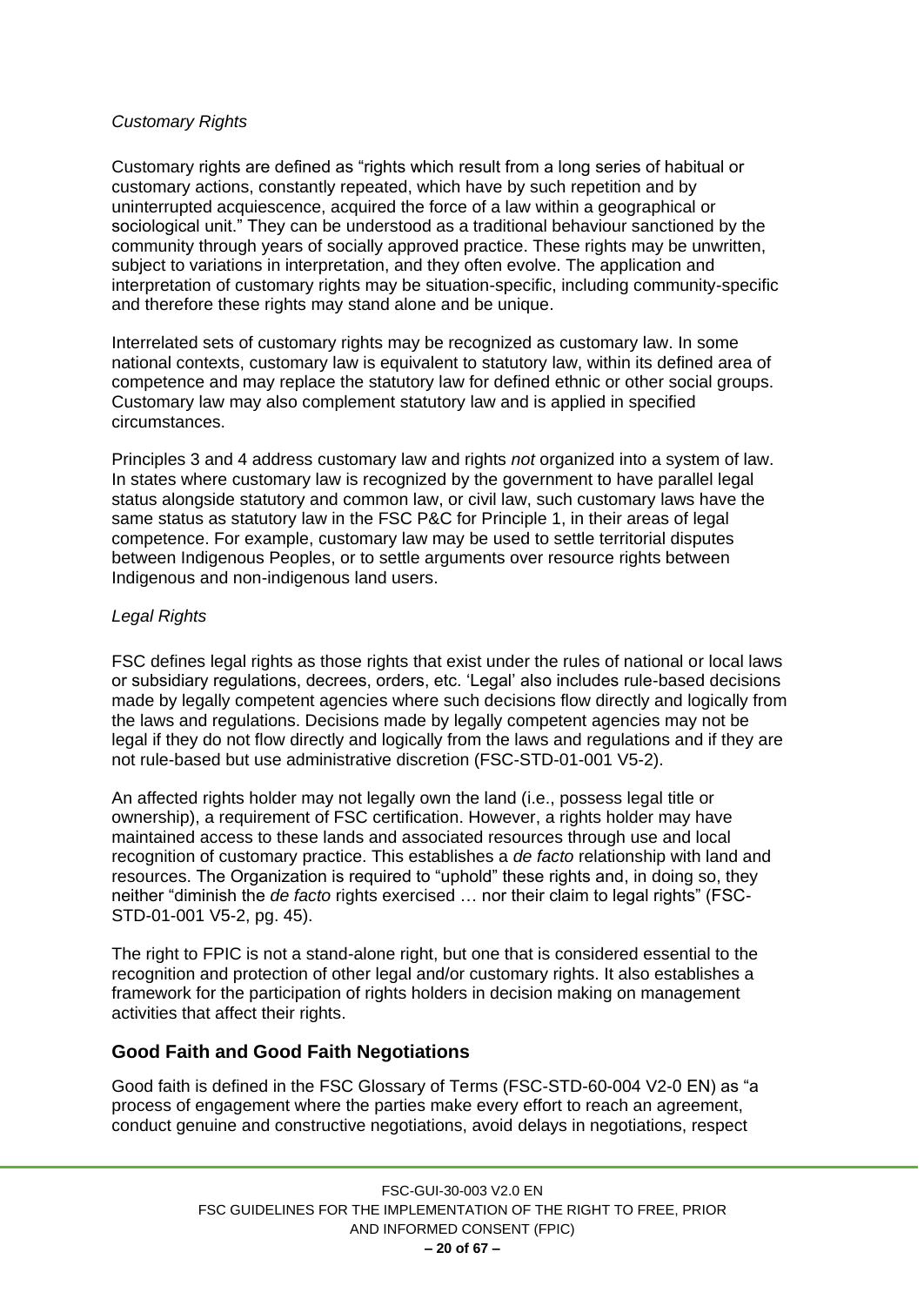*Customary Rights*

Customary rights are defined as “rights which result from a long series of habitual or customary actions, constantly repeated, which have by such repetition and by uninterrupted acquiescence, acquired the force of a law within a geographical or sociological unit.” They can be understood as a traditional behaviour sanctioned by the community through years of socially approved practice. These rights may be unwritten, subject to variations in interpretation, and they often evolve. The application and interpretation of customary rights may be situation-specific, including community-specific and therefore these rights may stand alone and be unique.

Interrelated sets of customary rights may be recognized as customary law. In some national contexts, customary law is equivalent to statutory law, within its defined area of competence and may replace the statutory law for defined ethnic or other social groups. Customary law may also complement statutory law and is applied in specified circumstances.

Principles 3 and 4 address customary law and rights *not* organized into a system of law. In states where customary law is recognized by the government to have parallel legal status alongside statutory and common law, or civil law, such customary laws have the same status as statutory law in the FSC P&C for Principle 1, in their areas of legal competence. For example, customary law may be used to settle territorial disputes between Indigenous Peoples, or to settle arguments over resource rights between Indigenous and non-indigenous land users.

*Legal Rights*

FSC defines legal rights as those rights that exist under the rules of national or local laws or subsidiary regulations, decrees, orders, etc. ‘Legal’ also includes rule-based decisions made by legally competent agencies where such decisions flow directly and logically from the laws and regulations. Decisions made by legally competent agencies may not be legal if they do not flow directly and logically from the laws and regulations and if they are not rule-based but use administrative discretion (FSC-STD-01-001 V5-2).

An affected rights holder may not legally own the land (i.e., possess legal title or ownership), a requirement of FSC certification. However, a rights holder may have maintained access to these lands and associated resources through use and local recognition of customary practice. This establishes a *de facto* relationship with land and resources. The Organization is required to “uphold” these rights and, in doing so, they neither “diminish the *de facto* rights exercised … nor their claim to legal rights” (FSC-STD-01-001 V5-2, pg. 45).

The right to FPIC is not a stand-alone right, but one that is considered essential to the recognition and protection of other legal and/or customary rights. It also establishes a framework for the participation of rights holders in decision making on management activities that affect their rights.

## Good Faith and Good Faith Negotiations

Good faith is defined in the FSC Glossary of Terms (FSC-STD-60-004 V2-0 EN) as “a process of engagement where the parties make every effort to reach an agreement, conduct genuine and constructive negotiations, avoid delays in negotiations, respect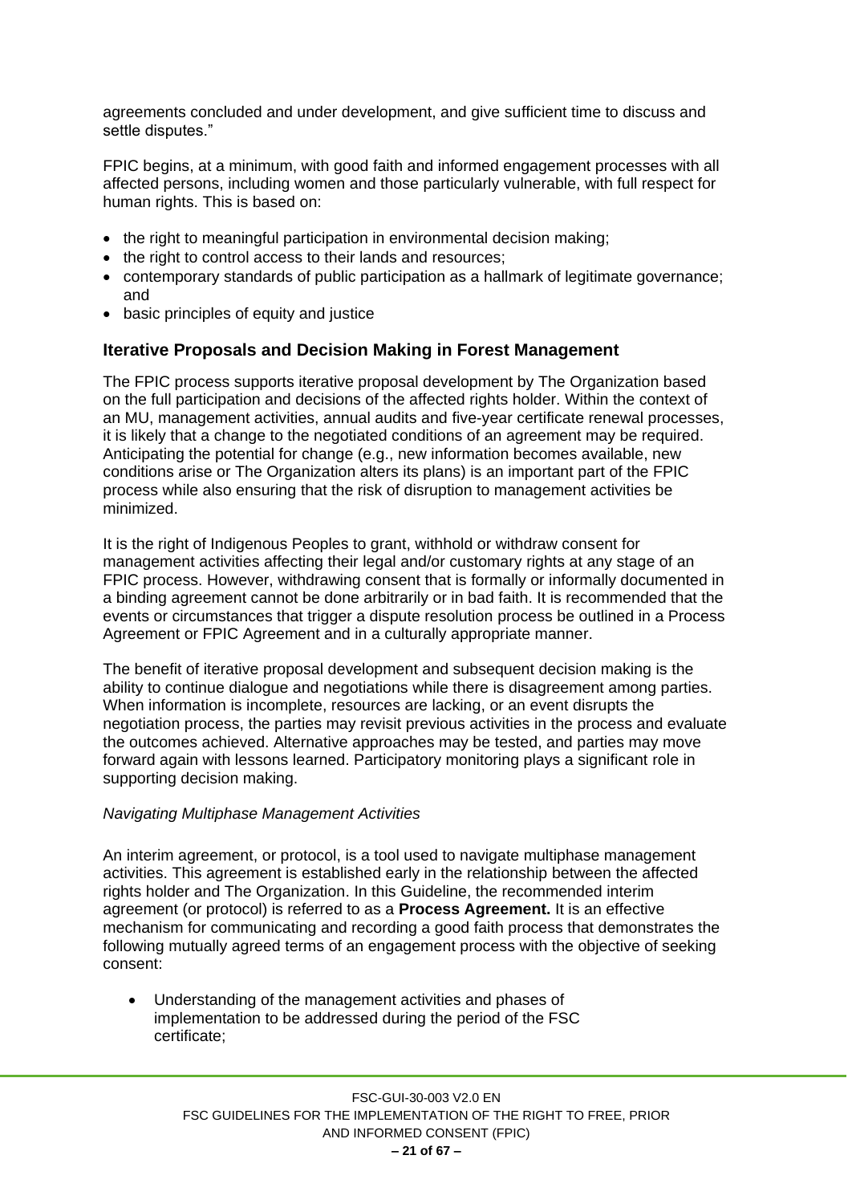agreements concluded and under development, and give sufficient time to discuss and settle disputes."

FPIC begins, at a minimum, with good faith and informed engagement processes with all affected persons, including women and those particularly vulnerable, with full respect for human rights. This is based on:

- the right to meaningful participation in environmental decision making;
- the right to control access to their lands and resources;
- contemporary standards of public participation as a hallmark of legitimate governance; and
- basic principles of equity and justice

## Iterative Proposals and Decision Making in Forest Management

The FPIC process supports iterative proposal development by The Organization based on the full participation and decisions of the affected rights holder. Within the context of an MU, management activities, annual audits and five-year certificate renewal processes, it is likely that a change to the negotiated conditions of an agreement may be required. Anticipating the potential for change (e.g., new information becomes available, new conditions arise or The Organization alters its plans) is an important part of the FPIC process while also ensuring that the risk of disruption to management activities be minimized.

It is the right of Indigenous Peoples to grant, withhold or withdraw consent for management activities affecting their legal and/or customary rights at any stage of an FPIC process. However, withdrawing consent that is formally or informally documented in a binding agreement cannot be done arbitrarily or in bad faith. It is recommended that the events or circumstances that trigger a dispute resolution process be outlined in a Process Agreement or FPIC Agreement and in a culturally appropriate manner.

The benefit of iterative proposal development and subsequent decision making is the ability to continue dialogue and negotiations while there is disagreement among parties. When information is incomplete, resources are lacking, or an event disrupts the negotiation process, the parties may revisit previous activities in the process and evaluate the outcomes achieved. Alternative approaches may be tested, and parties may move forward again with lessons learned. Participatory monitoring plays a significant role in supporting decision making.

*Navigating Multiphase Management Activities*

An interim agreement, or protocol, is a tool used to navigate multiphase management activities. This agreement is established early in the relationship between the affected rights holder and The Organization. In this Guideline, the recommended interim agreement (or protocol) is referred to as a **Process Agreement.** It is an effective mechanism for communicating and recording a good faith process that demonstrates the following mutually agreed terms of an engagement process with the objective of seeking consent:

- Understanding of the management activities and phases of implementation to be addressed during the period of the FSC certificate;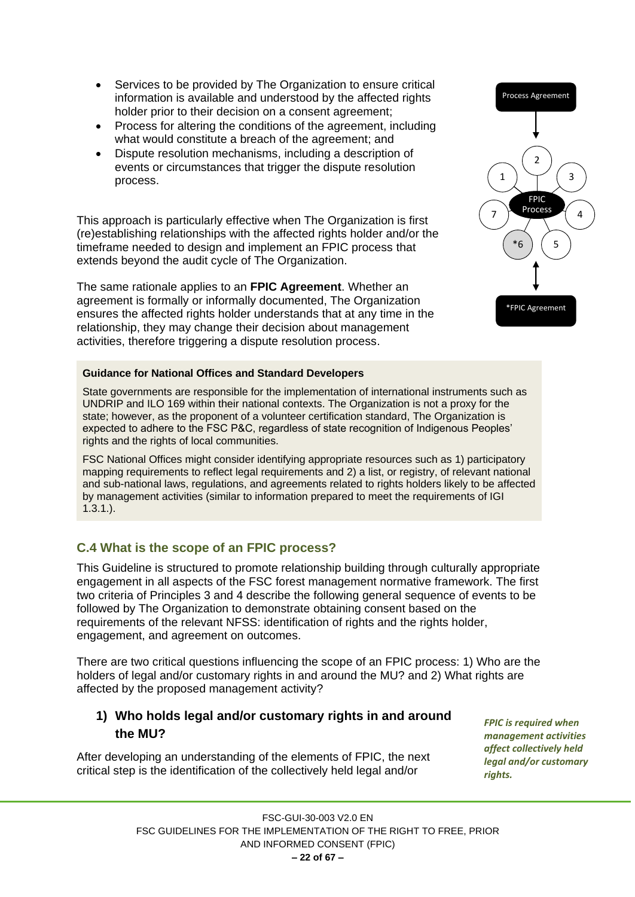- Services to be provided by The Organization to ensure critical information is available and understood by the affected rights holder prior to their decision on a consent agreement;
- Process for altering the conditions of the agreement, including what would constitute a breach of the agreement; and
- Dispute resolution mechanisms, including a description of events or circumstances that trigger the dispute resolution process.

Process Agreement

1, 2, 3, 4, 5, *6, 7 — FPIC Process

*FPIC Agreement

This approach is particularly effective when The Organization is first (re)establishing relationships with the affected rights holder and/or the timeframe needed to design and implement an FPIC process that extends beyond the audit cycle of The Organization.

The same rationale applies to an **FPIC Agreement**. Whether an agreement is formally or informally documented, The Organization ensures the affected rights holder understands that at any time in the relationship, they may change their decision about management activities, therefore triggering a dispute resolution process.

**Guidance for National Offices and Standard Developers**

State governments are responsible for the implementation of international instruments such as UNDRIP and ILO 169 within their national contexts. The Organization is not a proxy for the state; however, as the proponent of a volunteer certification standard, The Organization is expected to adhere to the FSC P&C, regardless of state recognition of Indigenous Peoples' rights and the rights of local communities.

FSC National Offices might consider identifying appropriate resources such as 1) participatory mapping requirements to reflect legal requirements and 2) a list, or registry, of relevant national and sub-national laws, regulations, and agreements related to rights holders likely to be affected by management activities (similar to information prepared to meet the requirements of IGI 1.3.1.).

## C.4 What is the scope of an FPIC process?

This Guideline is structured to promote relationship building through culturally appropriate engagement in all aspects of the FSC forest management normative framework. The first two criteria of Principles 3 and 4 describe the following general sequence of events to be followed by The Organization to demonstrate obtaining consent based on the requirements of the relevant NFSS: identification of rights and the rights holder, engagement, and agreement on outcomes.

There are two critical questions influencing the scope of an FPIC process: 1) Who are the holders of legal and/or customary rights in and around the MU? and 2) What rights are affected by the proposed management activity?

### 1) Who holds legal and/or customary rights in and around the MU?

*FPIC is required when management activities affect collectively held legal and/or customary rights.*

After developing an understanding of the elements of FPIC, the next critical step is the identification of the collectively held legal and/or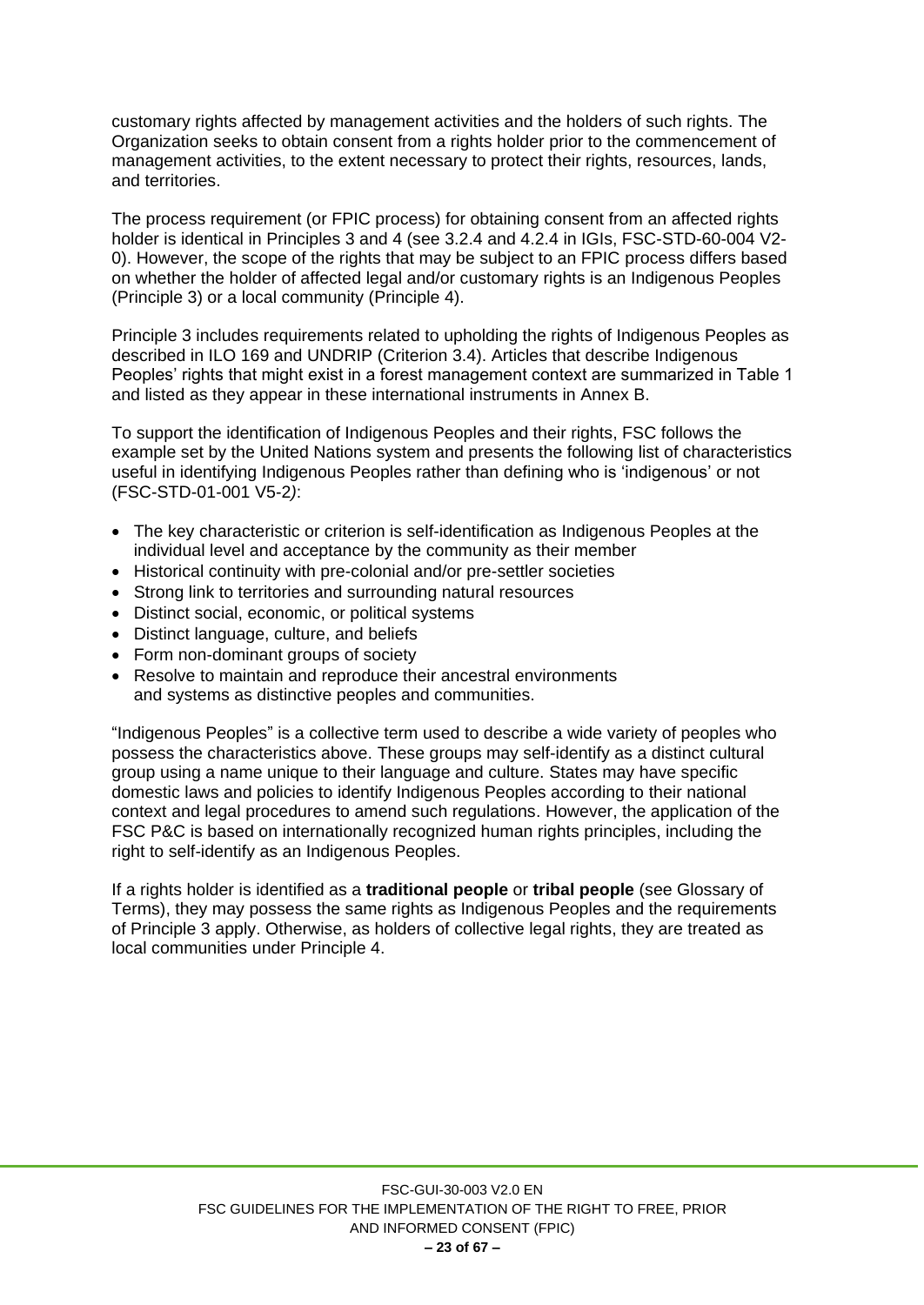customary rights affected by management activities and the holders of such rights. The Organization seeks to obtain consent from a rights holder prior to the commencement of management activities, to the extent necessary to protect their rights, resources, lands, and territories.

The process requirement (or FPIC process) for obtaining consent from an affected rights holder is identical in Principles 3 and 4 (see 3.2.4 and 4.2.4 in IGIs, FSC-STD-60-004 V2-0). However, the scope of the rights that may be subject to an FPIC process differs based on whether the holder of affected legal and/or customary rights is an Indigenous Peoples (Principle 3) or a local community (Principle 4).

Principle 3 includes requirements related to upholding the rights of Indigenous Peoples as described in ILO 169 and UNDRIP (Criterion 3.4). Articles that describe Indigenous Peoples' rights that might exist in a forest management context are summarized in Table 1 and listed as they appear in these international instruments in Annex B.

To support the identification of Indigenous Peoples and their rights, FSC follows the example set by the United Nations system and presents the following list of characteristics useful in identifying Indigenous Peoples rather than defining who is 'indigenous' or not (FSC-STD-01-001 V5-2*)*:

- The key characteristic or criterion is self-identification as Indigenous Peoples at the individual level and acceptance by the community as their member
- Historical continuity with pre-colonial and/or pre-settler societies
- Strong link to territories and surrounding natural resources
- Distinct social, economic, or political systems
- Distinct language, culture, and beliefs
- Form non-dominant groups of society
- Resolve to maintain and reproduce their ancestral environments and systems as distinctive peoples and communities.

"Indigenous Peoples" is a collective term used to describe a wide variety of peoples who possess the characteristics above. These groups may self-identify as a distinct cultural group using a name unique to their language and culture. States may have specific domestic laws and policies to identify Indigenous Peoples according to their national context and legal procedures to amend such regulations. However, the application of the FSC P&C is based on internationally recognized human rights principles, including the right to self-identify as an Indigenous Peoples.

If a rights holder is identified as a **traditional people** or **tribal people** (see Glossary of Terms), they may possess the same rights as Indigenous Peoples and the requirements of Principle 3 apply. Otherwise, as holders of collective legal rights, they are treated as local communities under Principle 4.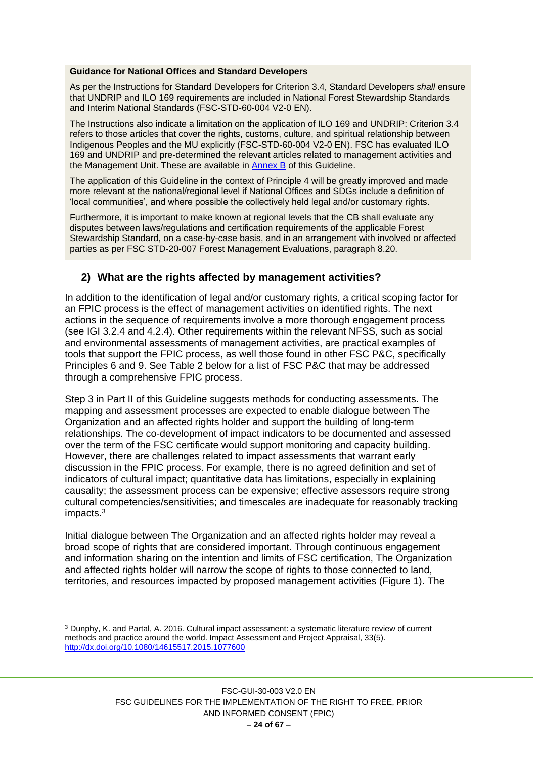**Guidance for National Offices and Standard Developers**

As per the Instructions for Standard Developers for Criterion 3.4, Standard Developers *shall* ensure that UNDRIP and ILO 169 requirements are included in National Forest Stewardship Standards and Interim National Standards (FSC-STD-60-004 V2-0 EN).

The Instructions also indicate a limitation on the application of ILO 169 and UNDRIP: Criterion 3.4 refers to those articles that cover the rights, customs, culture, and spiritual relationship between Indigenous Peoples and the MU explicitly (FSC-STD-60-004 V2-0 EN). FSC has evaluated ILO 169 and UNDRIP and pre-determined the relevant articles related to management activities and the Management Unit. These are available in Annex B of this Guideline.

The application of this Guideline in the context of Principle 4 will be greatly improved and made more relevant at the national/regional level if National Offices and SDGs include a definition of 'local communities', and where possible the collectively held legal and/or customary rights.

Furthermore, it is important to make known at regional levels that the CB shall evaluate any disputes between laws/regulations and certification requirements of the applicable Forest Stewardship Standard, on a case-by-case basis, and in an arrangement with involved or affected parties as per FSC STD-20-007 Forest Management Evaluations, paragraph 8.20.

### 2) What are the rights affected by management activities?

In addition to the identification of legal and/or customary rights, a critical scoping factor for an FPIC process is the effect of management activities on identified rights. The next actions in the sequence of requirements involve a more thorough engagement process (see IGI 3.2.4 and 4.2.4). Other requirements within the relevant NFSS, such as social and environmental assessments of management activities, are practical examples of tools that support the FPIC process, as well those found in other FSC P&C, specifically Principles 6 and 9. See Table 2 below for a list of FSC P&C that may be addressed through a comprehensive FPIC process.

Step 3 in Part II of this Guideline suggests methods for conducting assessments. The mapping and assessment processes are expected to enable dialogue between The Organization and an affected rights holder and support the building of long-term relationships. The co-development of impact indicators to be documented and assessed over the term of the FSC certificate would support monitoring and capacity building. However, there are challenges related to impact assessments that warrant early discussion in the FPIC process. For example, there is no agreed definition and set of indicators of cultural impact; quantitative data has limitations, especially in explaining causality; the assessment process can be expensive; effective assessors require strong cultural competencies/sensitivities; and timescales are inadequate for reasonably tracking impacts.[3]

Initial dialogue between The Organization and an affected rights holder may reveal a broad scope of rights that are considered important. Through continuous engagement and information sharing on the intention and limits of FSC certification, The Organization and affected rights holder will narrow the scope of rights to those connected to land, territories, and resources impacted by proposed management activities (Figure 1). The

---

[3] Dunphy, K. and Partal, A. 2016. Cultural impact assessment: a systematic literature review of current methods and practice around the world. Impact Assessment and Project Appraisal, 33(5). http://dx.doi.org/10.1080/14615517.2015.1077600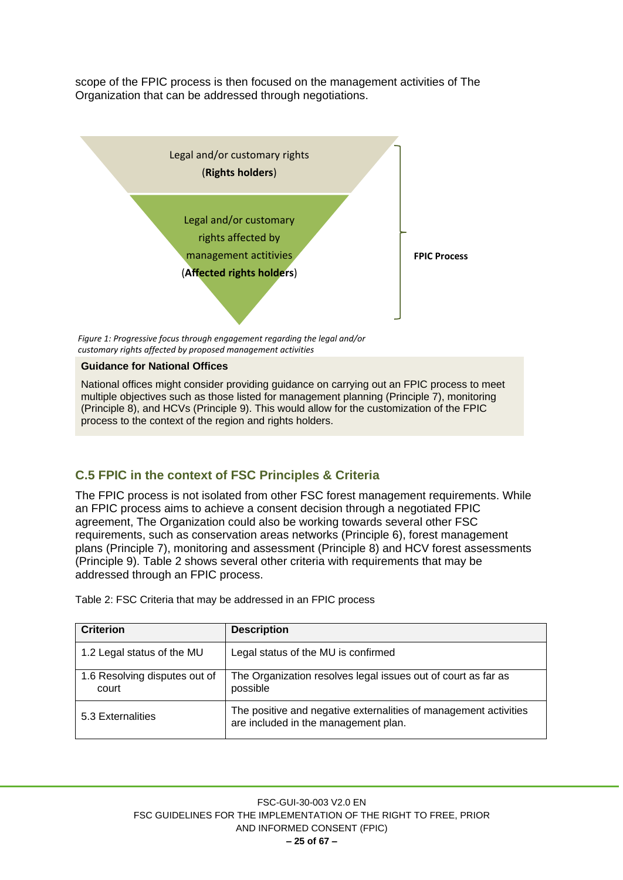scope of the FPIC process is then focused on the management activities of The Organization that can be addressed through negotiations.

Legal and/or customary rights
(**Rights holders**)

Legal and/or customary rights affected by management actitivies
(**Affected rights holders**)

**FPIC Process**

*Figure 1: Progressive focus through engagement regarding the legal and/or customary rights affected by proposed management activities*

**Guidance for National Offices**

National offices might consider providing guidance on carrying out an FPIC process to meet multiple objectives such as those listed for management planning (Principle 7), monitoring (Principle 8), and HCVs (Principle 9). This would allow for the customization of the FPIC process to the context of the region and rights holders.

## C.5 FPIC in the context of FSC Principles & Criteria

The FPIC process is not isolated from other FSC forest management requirements. While an FPIC process aims to achieve a consent decision through a negotiated FPIC agreement, The Organization could also be working towards several other FSC requirements, such as conservation areas networks (Principle 6), forest management plans (Principle 7), monitoring and assessment (Principle 8) and HCV forest assessments (Principle 9). Table 2 shows several other criteria with requirements that may be addressed through an FPIC process.

Table 2: FSC Criteria that may be addressed in an FPIC process

| Criterion | Description |
| --- | --- |
| 1.2 Legal status of the MU | Legal status of the MU is confirmed |
| 1.6 Resolving disputes out of court | The Organization resolves legal issues out of court as far as possible |
| 5.3 Externalities | The positive and negative externalities of management activities are included in the management plan. |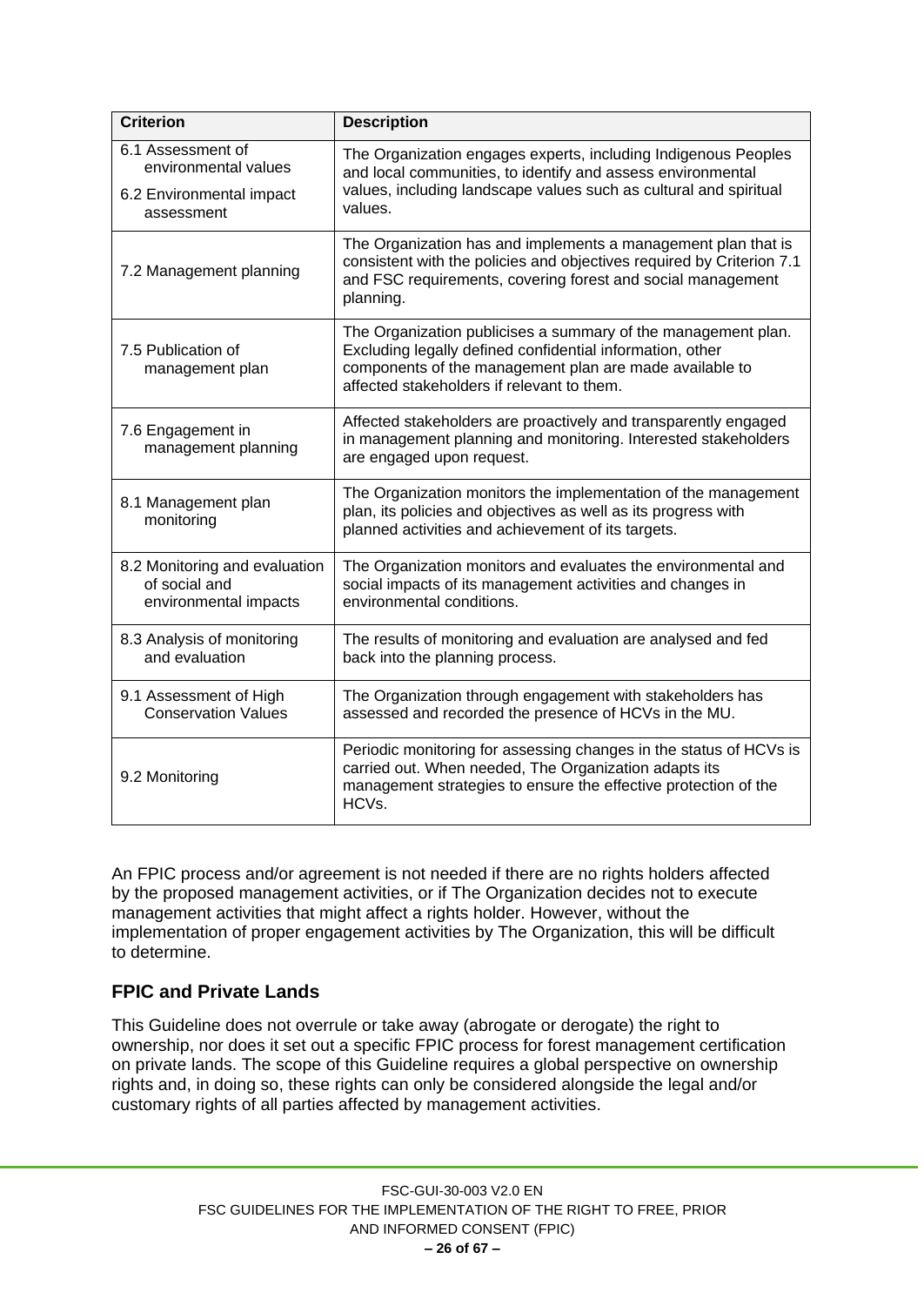| Criterion | Description |
| --- | --- |
| 6.1 Assessment of environmental values<br>6.2 Environmental impact assessment | The Organization engages experts, including Indigenous Peoples and local communities, to identify and assess environmental values, including landscape values such as cultural and spiritual values. |
| 7.2 Management planning | The Organization has and implements a management plan that is consistent with the policies and objectives required by Criterion 7.1 and FSC requirements, covering forest and social management planning. |
| 7.5 Publication of management plan | The Organization publicises a summary of the management plan. Excluding legally defined confidential information, other components of the management plan are made available to affected stakeholders if relevant to them. |
| 7.6 Engagement in management planning | Affected stakeholders are proactively and transparently engaged in management planning and monitoring. Interested stakeholders are engaged upon request. |
| 8.1 Management plan monitoring | The Organization monitors the implementation of the management plan, its policies and objectives as well as its progress with planned activities and achievement of its targets. |
| 8.2 Monitoring and evaluation of social and environmental impacts | The Organization monitors and evaluates the environmental and social impacts of its management activities and changes in environmental conditions. |
| 8.3 Analysis of monitoring and evaluation | The results of monitoring and evaluation are analysed and fed back into the planning process. |
| 9.1 Assessment of High Conservation Values | The Organization through engagement with stakeholders has assessed and recorded the presence of HCVs in the MU. |
| 9.2 Monitoring | Periodic monitoring for assessing changes in the status of HCVs is carried out. When needed, The Organization adapts its management strategies to ensure the effective protection of the HCVs. |

An FPIC process and/or agreement is not needed if there are no rights holders affected by the proposed management activities, or if The Organization decides not to execute management activities that might affect a rights holder. However, without the implementation of proper engagement activities by The Organization, this will be difficult to determine.

## FPIC and Private Lands

This Guideline does not overrule or take away (abrogate or derogate) the right to ownership, nor does it set out a specific FPIC process for forest management certification on private lands. The scope of this Guideline requires a global perspective on ownership rights and, in doing so, these rights can only be considered alongside the legal and/or customary rights of all parties affected by management activities.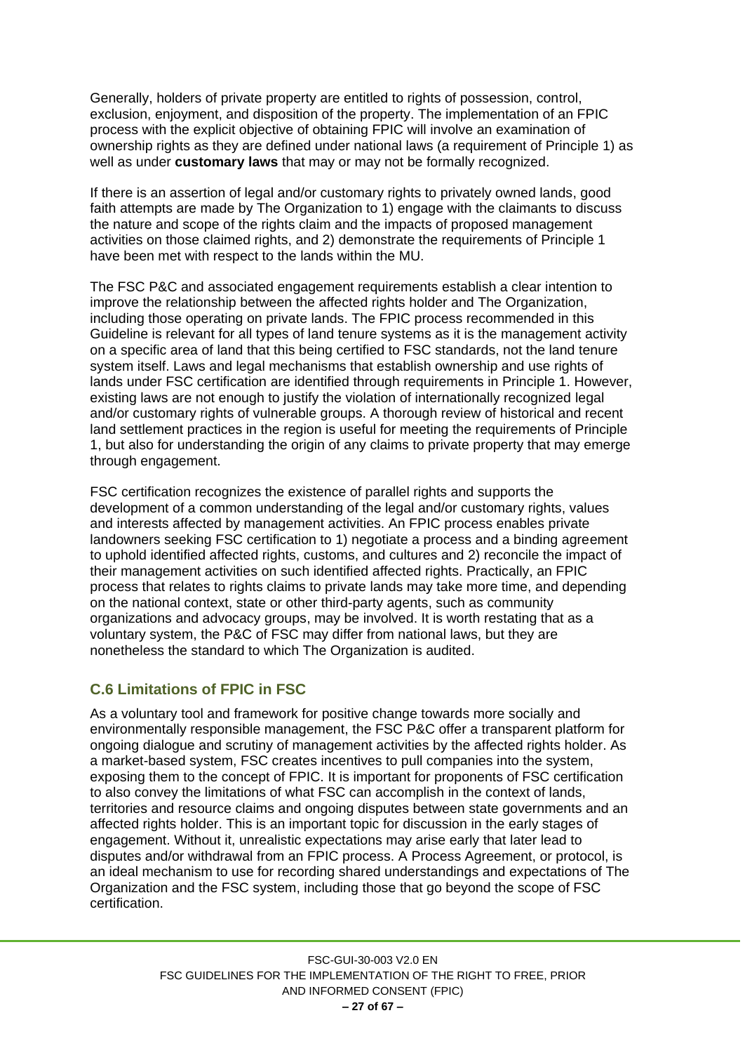Generally, holders of private property are entitled to rights of possession, control, exclusion, enjoyment, and disposition of the property. The implementation of an FPIC process with the explicit objective of obtaining FPIC will involve an examination of ownership rights as they are defined under national laws (a requirement of Principle 1) as well as under **customary laws** that may or may not be formally recognized.

If there is an assertion of legal and/or customary rights to privately owned lands, good faith attempts are made by The Organization to 1) engage with the claimants to discuss the nature and scope of the rights claim and the impacts of proposed management activities on those claimed rights, and 2) demonstrate the requirements of Principle 1 have been met with respect to the lands within the MU.

The FSC P&C and associated engagement requirements establish a clear intention to improve the relationship between the affected rights holder and The Organization, including those operating on private lands. The FPIC process recommended in this Guideline is relevant for all types of land tenure systems as it is the management activity on a specific area of land that this being certified to FSC standards, not the land tenure system itself. Laws and legal mechanisms that establish ownership and use rights of lands under FSC certification are identified through requirements in Principle 1. However, existing laws are not enough to justify the violation of internationally recognized legal and/or customary rights of vulnerable groups. A thorough review of historical and recent land settlement practices in the region is useful for meeting the requirements of Principle 1, but also for understanding the origin of any claims to private property that may emerge through engagement.

FSC certification recognizes the existence of parallel rights and supports the development of a common understanding of the legal and/or customary rights, values and interests affected by management activities. An FPIC process enables private landowners seeking FSC certification to 1) negotiate a process and a binding agreement to uphold identified affected rights, customs, and cultures and 2) reconcile the impact of their management activities on such identified affected rights. Practically, an FPIC process that relates to rights claims to private lands may take more time, and depending on the national context, state or other third-party agents, such as community organizations and advocacy groups, may be involved. It is worth restating that as a voluntary system, the P&C of FSC may differ from national laws, but they are nonetheless the standard to which The Organization is audited.

### C.6 Limitations of FPIC in FSC

As a voluntary tool and framework for positive change towards more socially and environmentally responsible management, the FSC P&C offer a transparent platform for ongoing dialogue and scrutiny of management activities by the affected rights holder. As a market-based system, FSC creates incentives to pull companies into the system, exposing them to the concept of FPIC. It is important for proponents of FSC certification to also convey the limitations of what FSC can accomplish in the context of lands, territories and resource claims and ongoing disputes between state governments and an affected rights holder. This is an important topic for discussion in the early stages of engagement. Without it, unrealistic expectations may arise early that later lead to disputes and/or withdrawal from an FPIC process. A Process Agreement, or protocol, is an ideal mechanism to use for recording shared understandings and expectations of The Organization and the FSC system, including those that go beyond the scope of FSC certification.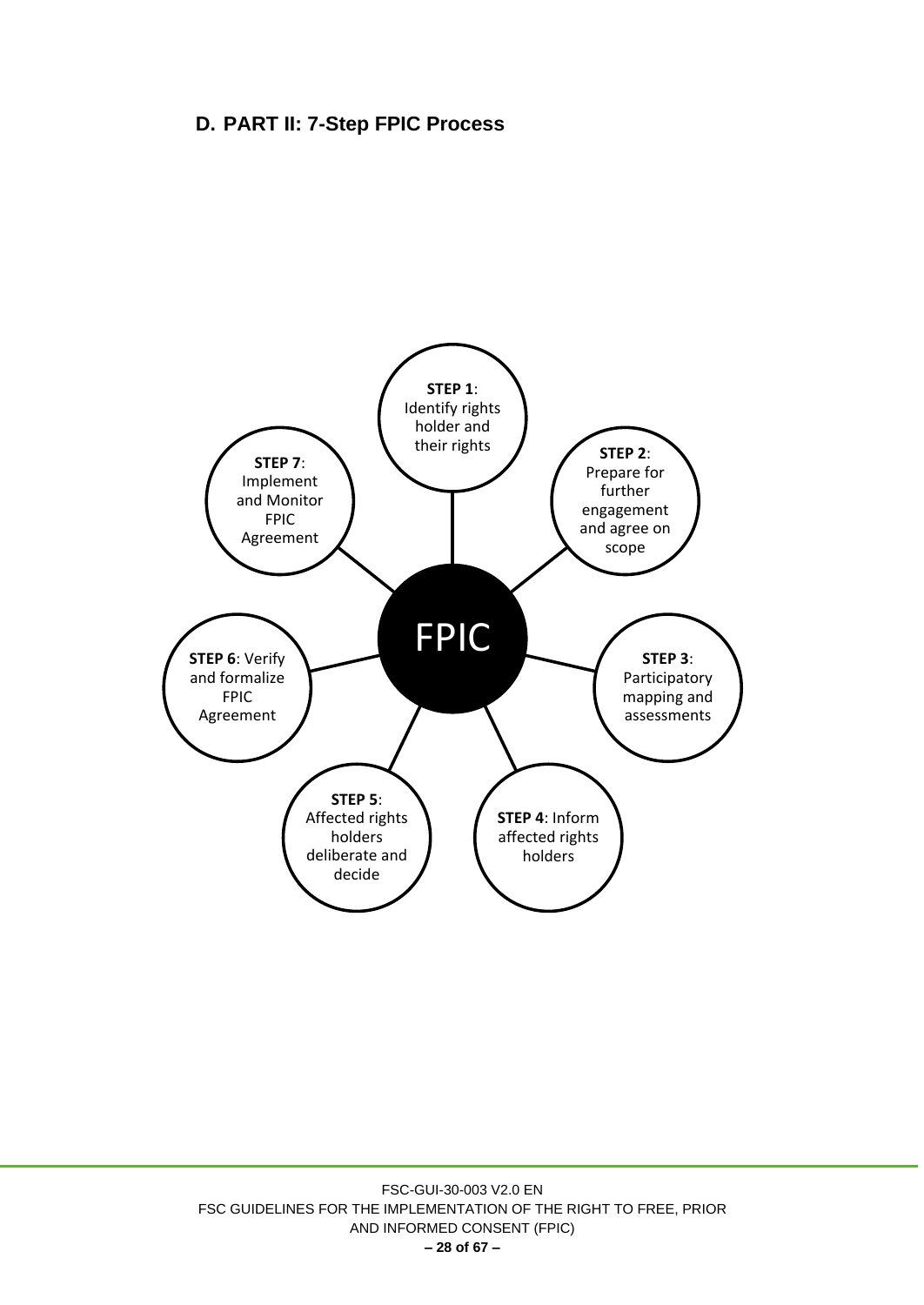## D. PART II: 7-Step FPIC Process

FPIC

**STEP 1**: Identify rights holder and their rights

**STEP 2**: Prepare for further engagement and agree on scope

**STEP 3**: Participatory mapping and assessments

**STEP 4**: Inform affected rights holders

**STEP 5**: Affected rights holders deliberate and decide

**STEP 6**: Verify and formalize FPIC Agreement

**STEP 7**: Implement and Monitor FPIC Agreement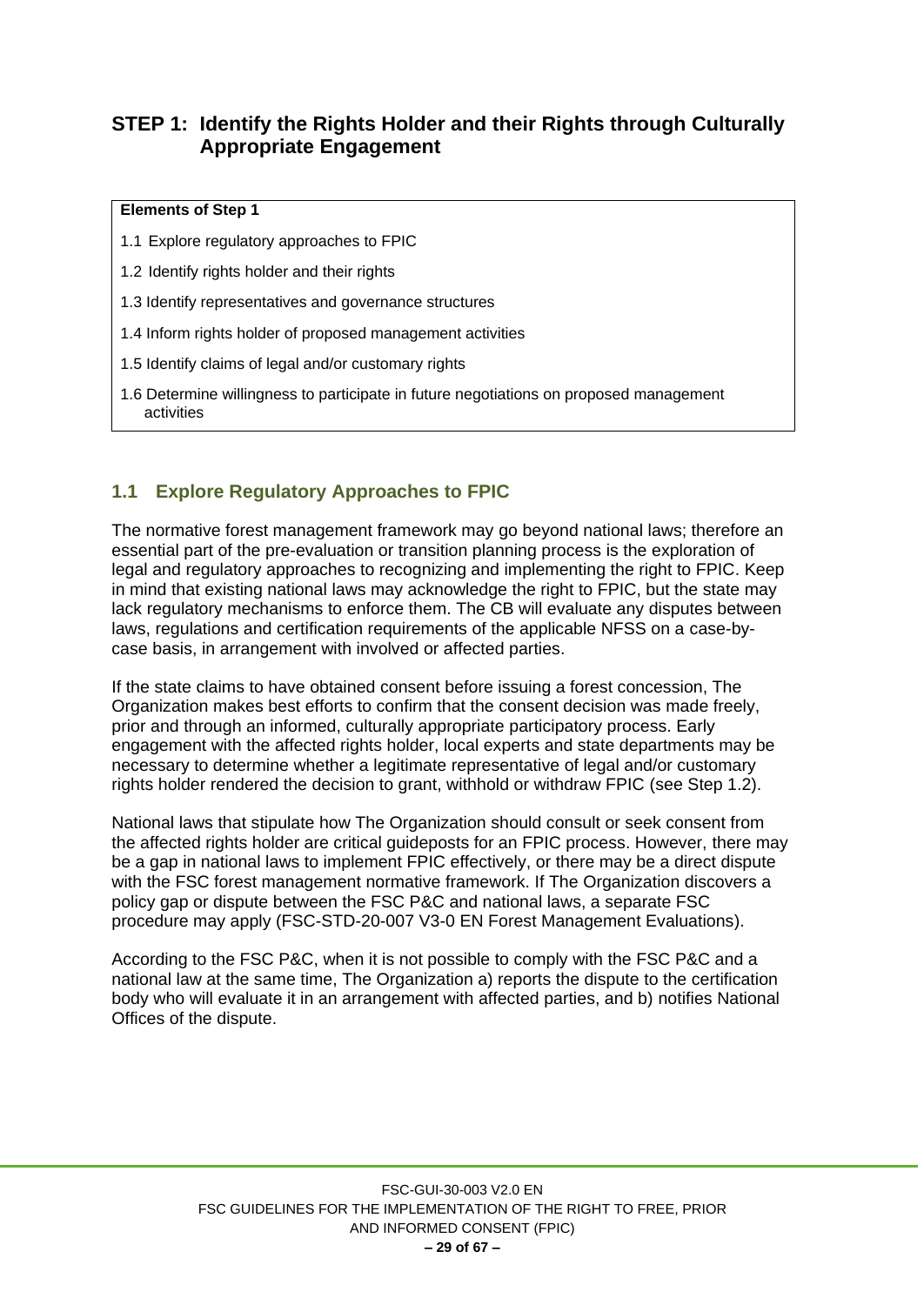## STEP 1: Identify the Rights Holder and their Rights through Culturally Appropriate Engagement

| **Elements of Step 1** |
|---|
| 1.1 Explore regulatory approaches to FPIC |
| 1.2 Identify rights holder and their rights |
| 1.3 Identify representatives and governance structures |
| 1.4 Inform rights holder of proposed management activities |
| 1.5 Identify claims of legal and/or customary rights |
| 1.6 Determine willingness to participate in future negotiations on proposed management activities |

### 1.1 Explore Regulatory Approaches to FPIC

The normative forest management framework may go beyond national laws; therefore an essential part of the pre-evaluation or transition planning process is the exploration of legal and regulatory approaches to recognizing and implementing the right to FPIC. Keep in mind that existing national laws may acknowledge the right to FPIC, but the state may lack regulatory mechanisms to enforce them. The CB will evaluate any disputes between laws, regulations and certification requirements of the applicable NFSS on a case-by-case basis, in arrangement with involved or affected parties.

If the state claims to have obtained consent before issuing a forest concession, The Organization makes best efforts to confirm that the consent decision was made freely, prior and through an informed, culturally appropriate participatory process. Early engagement with the affected rights holder, local experts and state departments may be necessary to determine whether a legitimate representative of legal and/or customary rights holder rendered the decision to grant, withhold or withdraw FPIC (see Step 1.2).

National laws that stipulate how The Organization should consult or seek consent from the affected rights holder are critical guideposts for an FPIC process. However, there may be a gap in national laws to implement FPIC effectively, or there may be a direct dispute with the FSC forest management normative framework. If The Organization discovers a policy gap or dispute between the FSC P&C and national laws, a separate FSC procedure may apply (FSC-STD-20-007 V3-0 EN Forest Management Evaluations).

According to the FSC P&C, when it is not possible to comply with the FSC P&C and a national law at the same time, The Organization a) reports the dispute to the certification body who will evaluate it in an arrangement with affected parties, and b) notifies National Offices of the dispute.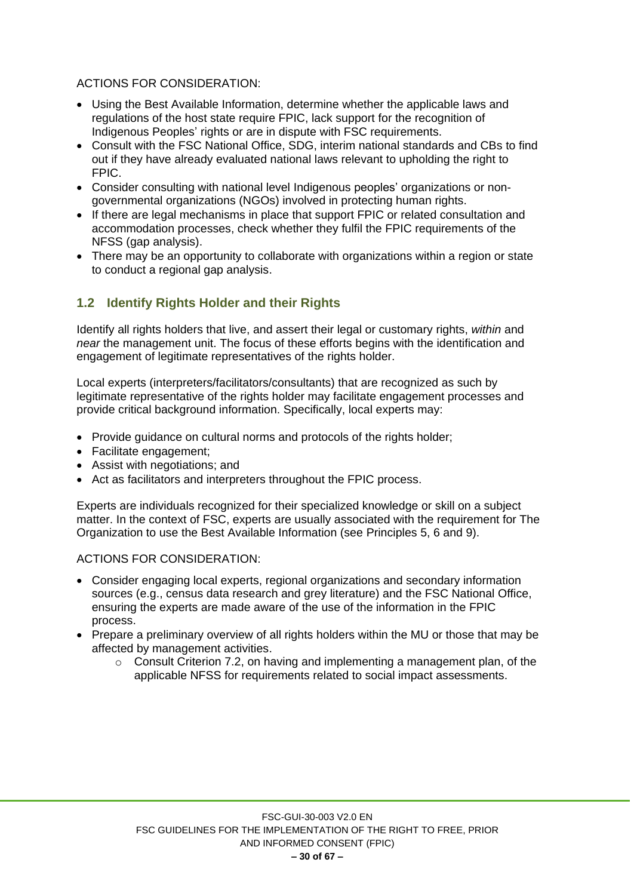ACTIONS FOR CONSIDERATION:

- Using the Best Available Information, determine whether the applicable laws and regulations of the host state require FPIC, lack support for the recognition of Indigenous Peoples' rights or are in dispute with FSC requirements.
- Consult with the FSC National Office, SDG, interim national standards and CBs to find out if they have already evaluated national laws relevant to upholding the right to FPIC.
- Consider consulting with national level Indigenous peoples' organizations or non-governmental organizations (NGOs) involved in protecting human rights.
- If there are legal mechanisms in place that support FPIC or related consultation and accommodation processes, check whether they fulfil the FPIC requirements of the NFSS (gap analysis).
- There may be an opportunity to collaborate with organizations within a region or state to conduct a regional gap analysis.

## 1.2 Identify Rights Holder and their Rights

Identify all rights holders that live, and assert their legal or customary rights, *within* and *near* the management unit. The focus of these efforts begins with the identification and engagement of legitimate representatives of the rights holder.

Local experts (interpreters/facilitators/consultants) that are recognized as such by legitimate representative of the rights holder may facilitate engagement processes and provide critical background information. Specifically, local experts may:

- Provide guidance on cultural norms and protocols of the rights holder;
- Facilitate engagement;
- Assist with negotiations; and
- Act as facilitators and interpreters throughout the FPIC process.

Experts are individuals recognized for their specialized knowledge or skill on a subject matter. In the context of FSC, experts are usually associated with the requirement for The Organization to use the Best Available Information (see Principles 5, 6 and 9).

ACTIONS FOR CONSIDERATION:

- Consider engaging local experts, regional organizations and secondary information sources (e.g., census data research and grey literature) and the FSC National Office, ensuring the experts are made aware of the use of the information in the FPIC process.
- Prepare a preliminary overview of all rights holders within the MU or those that may be affected by management activities.
  - Consult Criterion 7.2, on having and implementing a management plan, of the applicable NFSS for requirements related to social impact assessments.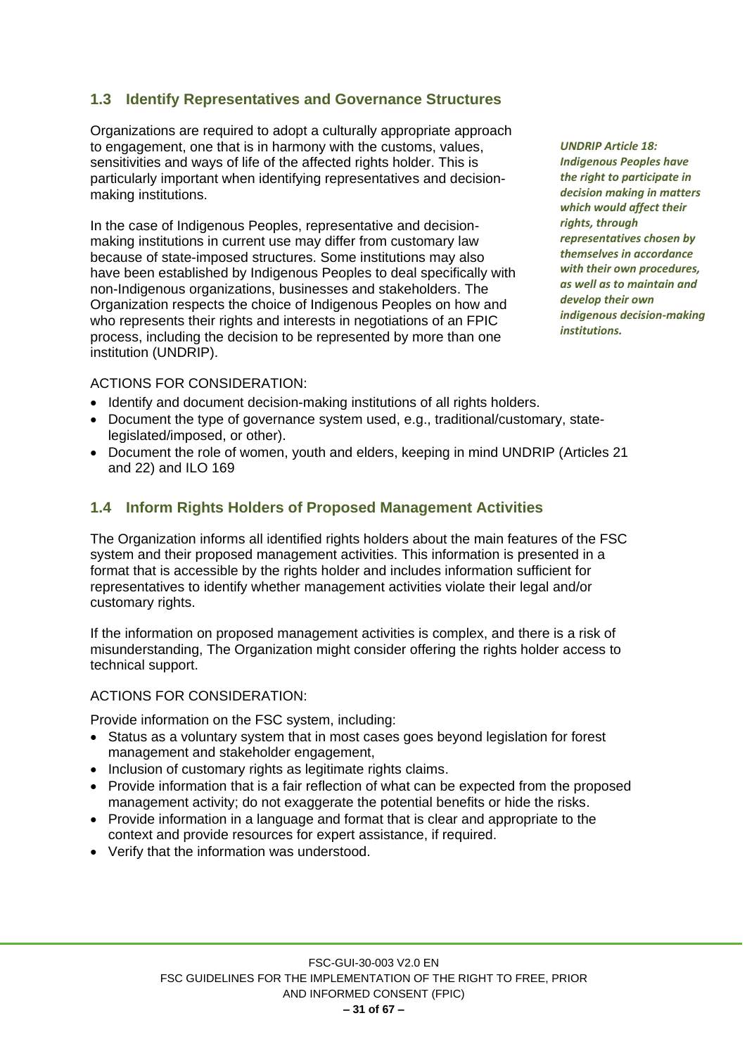## 1.3 Identify Representatives and Governance Structures

Organizations are required to adopt a culturally appropriate approach to engagement, one that is in harmony with the customs, values, sensitivities and ways of life of the affected rights holder. This is particularly important when identifying representatives and decision-making institutions.

*UNDRIP Article 18: Indigenous Peoples have the right to participate in decision making in matters which would affect their rights, through representatives chosen by themselves in accordance with their own procedures, as well as to maintain and develop their own indigenous decision-making institutions.*

In the case of Indigenous Peoples, representative and decision-making institutions in current use may differ from customary law because of state-imposed structures. Some institutions may also have been established by Indigenous Peoples to deal specifically with non-Indigenous organizations, businesses and stakeholders. The Organization respects the choice of Indigenous Peoples on how and who represents their rights and interests in negotiations of an FPIC process, including the decision to be represented by more than one institution (UNDRIP).

ACTIONS FOR CONSIDERATION:

- Identify and document decision-making institutions of all rights holders.
- Document the type of governance system used, e.g., traditional/customary, state-legislated/imposed, or other).
- Document the role of women, youth and elders, keeping in mind UNDRIP (Articles 21 and 22) and ILO 169

## 1.4 Inform Rights Holders of Proposed Management Activities

The Organization informs all identified rights holders about the main features of the FSC system and their proposed management activities. This information is presented in a format that is accessible by the rights holder and includes information sufficient for representatives to identify whether management activities violate their legal and/or customary rights.

If the information on proposed management activities is complex, and there is a risk of misunderstanding, The Organization might consider offering the rights holder access to technical support.

ACTIONS FOR CONSIDERATION:

Provide information on the FSC system, including:

- Status as a voluntary system that in most cases goes beyond legislation for forest management and stakeholder engagement,
- Inclusion of customary rights as legitimate rights claims.
- Provide information that is a fair reflection of what can be expected from the proposed management activity; do not exaggerate the potential benefits or hide the risks.
- Provide information in a language and format that is clear and appropriate to the context and provide resources for expert assistance, if required.
- Verify that the information was understood.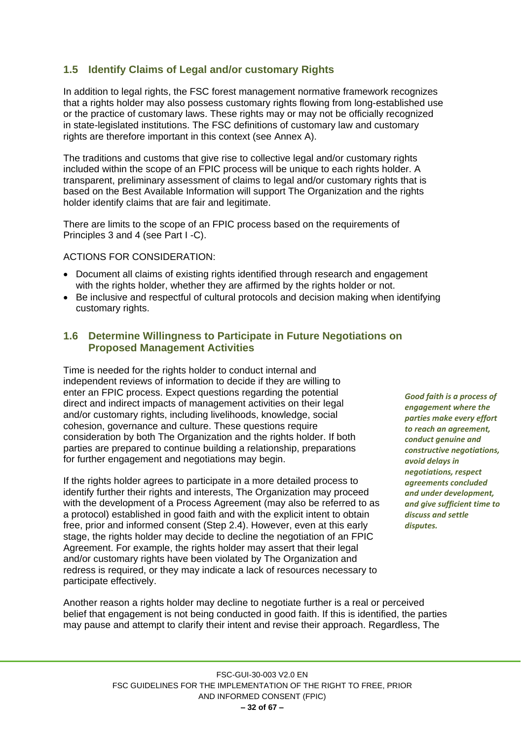## 1.5 Identify Claims of Legal and/or customary Rights

In addition to legal rights, the FSC forest management normative framework recognizes that a rights holder may also possess customary rights flowing from long-established use or the practice of customary laws. These rights may or may not be officially recognized in state-legislated institutions. The FSC definitions of customary law and customary rights are therefore important in this context (see Annex A).

The traditions and customs that give rise to collective legal and/or customary rights included within the scope of an FPIC process will be unique to each rights holder. A transparent, preliminary assessment of claims to legal and/or customary rights that is based on the Best Available Information will support The Organization and the rights holder identify claims that are fair and legitimate.

There are limits to the scope of an FPIC process based on the requirements of Principles 3 and 4 (see Part I -C).

ACTIONS FOR CONSIDERATION:

- Document all claims of existing rights identified through research and engagement with the rights holder, whether they are affirmed by the rights holder or not.
- Be inclusive and respectful of cultural protocols and decision making when identifying customary rights.

## 1.6 Determine Willingness to Participate in Future Negotiations on Proposed Management Activities

Time is needed for the rights holder to conduct internal and independent reviews of information to decide if they are willing to enter an FPIC process. Expect questions regarding the potential direct and indirect impacts of management activities on their legal and/or customary rights, including livelihoods, knowledge, social cohesion, governance and culture. These questions require consideration by both The Organization and the rights holder. If both parties are prepared to continue building a relationship, preparations for further engagement and negotiations may begin.

***Good faith is a process of engagement where the parties make every effort to reach an agreement, conduct genuine and constructive negotiations, avoid delays in negotiations, respect agreements concluded and under development, and give sufficient time to discuss and settle disputes.***

If the rights holder agrees to participate in a more detailed process to identify further their rights and interests, The Organization may proceed with the development of a Process Agreement (may also be referred to as a protocol) established in good faith and with the explicit intent to obtain free, prior and informed consent (Step 2.4). However, even at this early stage, the rights holder may decide to decline the negotiation of an FPIC Agreement. For example, the rights holder may assert that their legal and/or customary rights have been violated by The Organization and redress is required, or they may indicate a lack of resources necessary to participate effectively.

Another reason a rights holder may decline to negotiate further is a real or perceived belief that engagement is not being conducted in good faith. If this is identified, the parties may pause and attempt to clarify their intent and revise their approach. Regardless, The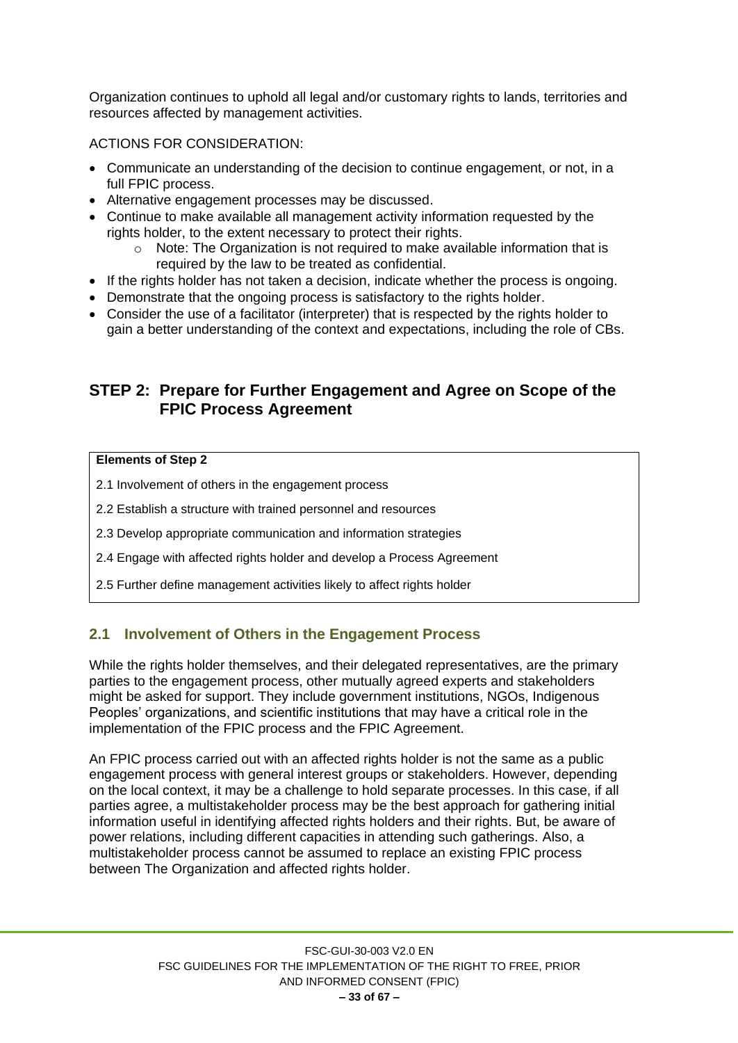Organization continues to uphold all legal and/or customary rights to lands, territories and resources affected by management activities.

ACTIONS FOR CONSIDERATION:

- Communicate an understanding of the decision to continue engagement, or not, in a full FPIC process.
- Alternative engagement processes may be discussed.
- Continue to make available all management activity information requested by the rights holder, to the extent necessary to protect their rights.
  - Note: The Organization is not required to make available information that is required by the law to be treated as confidential.
- If the rights holder has not taken a decision, indicate whether the process is ongoing.
- Demonstrate that the ongoing process is satisfactory to the rights holder.
- Consider the use of a facilitator (interpreter) that is respected by the rights holder to gain a better understanding of the context and expectations, including the role of CBs.

## STEP 2: Prepare for Further Engagement and Agree on Scope of the FPIC Process Agreement

| **Elements of Step 2** |
|---|
| 2.1 Involvement of others in the engagement process |
| 2.2 Establish a structure with trained personnel and resources |
| 2.3 Develop appropriate communication and information strategies |
| 2.4 Engage with affected rights holder and develop a Process Agreement |
| 2.5 Further define management activities likely to affect rights holder |

### 2.1 Involvement of Others in the Engagement Process

While the rights holder themselves, and their delegated representatives, are the primary parties to the engagement process, other mutually agreed experts and stakeholders might be asked for support. They include government institutions, NGOs, Indigenous Peoples' organizations, and scientific institutions that may have a critical role in the implementation of the FPIC process and the FPIC Agreement.

An FPIC process carried out with an affected rights holder is not the same as a public engagement process with general interest groups or stakeholders. However, depending on the local context, it may be a challenge to hold separate processes. In this case, if all parties agree, a multistakeholder process may be the best approach for gathering initial information useful in identifying affected rights holders and their rights. But, be aware of power relations, including different capacities in attending such gatherings. Also, a multistakeholder process cannot be assumed to replace an existing FPIC process between The Organization and affected rights holder.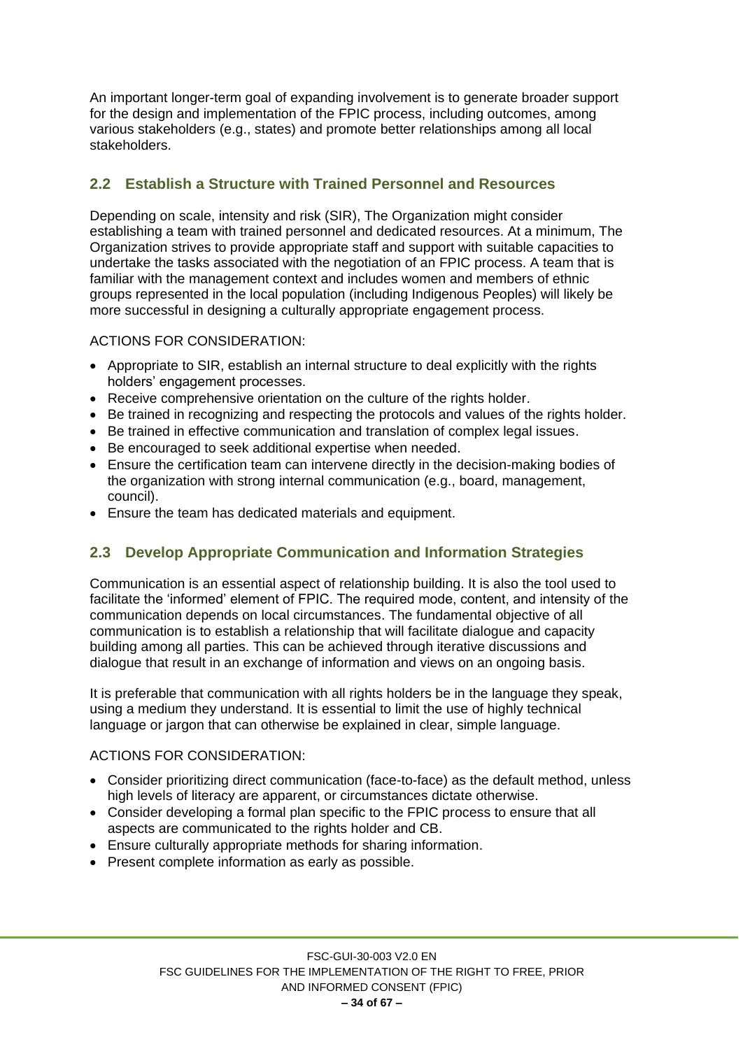An important longer-term goal of expanding involvement is to generate broader support for the design and implementation of the FPIC process, including outcomes, among various stakeholders (e.g., states) and promote better relationships among all local stakeholders.

## 2.2 Establish a Structure with Trained Personnel and Resources

Depending on scale, intensity and risk (SIR), The Organization might consider establishing a team with trained personnel and dedicated resources. At a minimum, The Organization strives to provide appropriate staff and support with suitable capacities to undertake the tasks associated with the negotiation of an FPIC process. A team that is familiar with the management context and includes women and members of ethnic groups represented in the local population (including Indigenous Peoples) will likely be more successful in designing a culturally appropriate engagement process.

ACTIONS FOR CONSIDERATION:

- Appropriate to SIR, establish an internal structure to deal explicitly with the rights holders' engagement processes.
- Receive comprehensive orientation on the culture of the rights holder.
- Be trained in recognizing and respecting the protocols and values of the rights holder.
- Be trained in effective communication and translation of complex legal issues.
- Be encouraged to seek additional expertise when needed.
- Ensure the certification team can intervene directly in the decision-making bodies of the organization with strong internal communication (e.g., board, management, council).
- Ensure the team has dedicated materials and equipment.

## 2.3 Develop Appropriate Communication and Information Strategies

Communication is an essential aspect of relationship building. It is also the tool used to facilitate the 'informed' element of FPIC. The required mode, content, and intensity of the communication depends on local circumstances. The fundamental objective of all communication is to establish a relationship that will facilitate dialogue and capacity building among all parties. This can be achieved through iterative discussions and dialogue that result in an exchange of information and views on an ongoing basis.

It is preferable that communication with all rights holders be in the language they speak, using a medium they understand. It is essential to limit the use of highly technical language or jargon that can otherwise be explained in clear, simple language.

ACTIONS FOR CONSIDERATION:

- Consider prioritizing direct communication (face-to-face) as the default method, unless high levels of literacy are apparent, or circumstances dictate otherwise.
- Consider developing a formal plan specific to the FPIC process to ensure that all aspects are communicated to the rights holder and CB.
- Ensure culturally appropriate methods for sharing information.
- Present complete information as early as possible.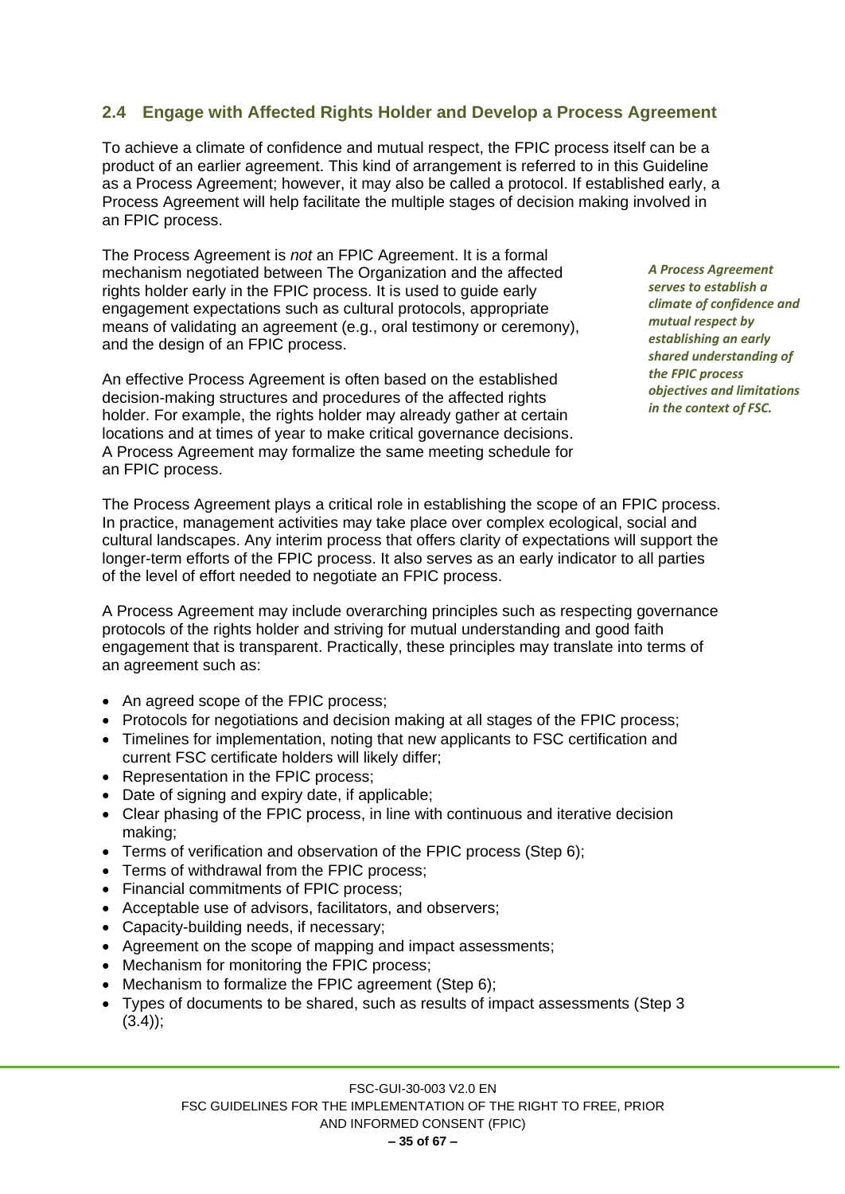## 2.4 Engage with Affected Rights Holder and Develop a Process Agreement

To achieve a climate of confidence and mutual respect, the FPIC process itself can be a product of an earlier agreement. This kind of arrangement is referred to in this Guideline as a Process Agreement; however, it may also be called a protocol. If established early, a Process Agreement will help facilitate the multiple stages of decision making involved in an FPIC process.

The Process Agreement is *not* an FPIC Agreement. It is a formal mechanism negotiated between The Organization and the affected rights holder early in the FPIC process. It is used to guide early engagement expectations such as cultural protocols, appropriate means of validating an agreement (e.g., oral testimony or ceremony), and the design of an FPIC process.

***A Process Agreement serves to establish a climate of confidence and mutual respect by establishing an early shared understanding of the FPIC process objectives and limitations in the context of FSC.***

An effective Process Agreement is often based on the established decision-making structures and procedures of the affected rights holder. For example, the rights holder may already gather at certain locations and at times of year to make critical governance decisions. A Process Agreement may formalize the same meeting schedule for an FPIC process.

The Process Agreement plays a critical role in establishing the scope of an FPIC process. In practice, management activities may take place over complex ecological, social and cultural landscapes. Any interim process that offers clarity of expectations will support the longer-term efforts of the FPIC process. It also serves as an early indicator to all parties of the level of effort needed to negotiate an FPIC process.

A Process Agreement may include overarching principles such as respecting governance protocols of the rights holder and striving for mutual understanding and good faith engagement that is transparent. Practically, these principles may translate into terms of an agreement such as:

- An agreed scope of the FPIC process;
- Protocols for negotiations and decision making at all stages of the FPIC process;
- Timelines for implementation, noting that new applicants to FSC certification and current FSC certificate holders will likely differ;
- Representation in the FPIC process;
- Date of signing and expiry date, if applicable;
- Clear phasing of the FPIC process, in line with continuous and iterative decision making;
- Terms of verification and observation of the FPIC process (Step 6);
- Terms of withdrawal from the FPIC process;
- Financial commitments of FPIC process;
- Acceptable use of advisors, facilitators, and observers;
- Capacity-building needs, if necessary;
- Agreement on the scope of mapping and impact assessments;
- Mechanism for monitoring the FPIC process;
- Mechanism to formalize the FPIC agreement (Step 6);
- Types of documents to be shared, such as results of impact assessments (Step 3 (3.4));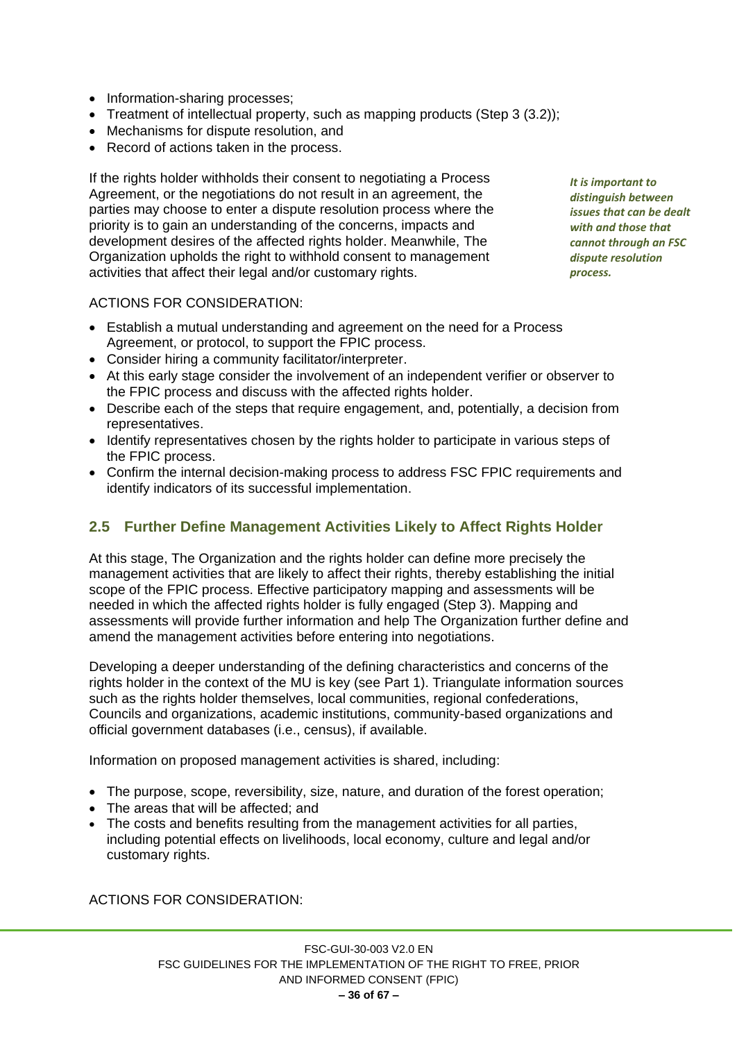- Information-sharing processes;
- Treatment of intellectual property, such as mapping products (Step 3 (3.2));
- Mechanisms for dispute resolution, and
- Record of actions taken in the process.

If the rights holder withholds their consent to negotiating a Process Agreement, or the negotiations do not result in an agreement, the parties may choose to enter a dispute resolution process where the priority is to gain an understanding of the concerns, impacts and development desires of the affected rights holder. Meanwhile, The Organization upholds the right to withhold consent to management activities that affect their legal and/or customary rights.

***It is important to distinguish between issues that can be dealt with and those that cannot through an FSC dispute resolution process.***

ACTIONS FOR CONSIDERATION:

- Establish a mutual understanding and agreement on the need for a Process Agreement, or protocol, to support the FPIC process.
- Consider hiring a community facilitator/interpreter.
- At this early stage consider the involvement of an independent verifier or observer to the FPIC process and discuss with the affected rights holder.
- Describe each of the steps that require engagement, and, potentially, a decision from representatives.
- Identify representatives chosen by the rights holder to participate in various steps of the FPIC process.
- Confirm the internal decision-making process to address FSC FPIC requirements and identify indicators of its successful implementation.

## 2.5 Further Define Management Activities Likely to Affect Rights Holder

At this stage, The Organization and the rights holder can define more precisely the management activities that are likely to affect their rights, thereby establishing the initial scope of the FPIC process. Effective participatory mapping and assessments will be needed in which the affected rights holder is fully engaged (Step 3). Mapping and assessments will provide further information and help The Organization further define and amend the management activities before entering into negotiations.

Developing a deeper understanding of the defining characteristics and concerns of the rights holder in the context of the MU is key (see Part 1). Triangulate information sources such as the rights holder themselves, local communities, regional confederations, Councils and organizations, academic institutions, community-based organizations and official government databases (i.e., census), if available.

Information on proposed management activities is shared, including:

- The purpose, scope, reversibility, size, nature, and duration of the forest operation;
- The areas that will be affected; and
- The costs and benefits resulting from the management activities for all parties, including potential effects on livelihoods, local economy, culture and legal and/or customary rights.

ACTIONS FOR CONSIDERATION: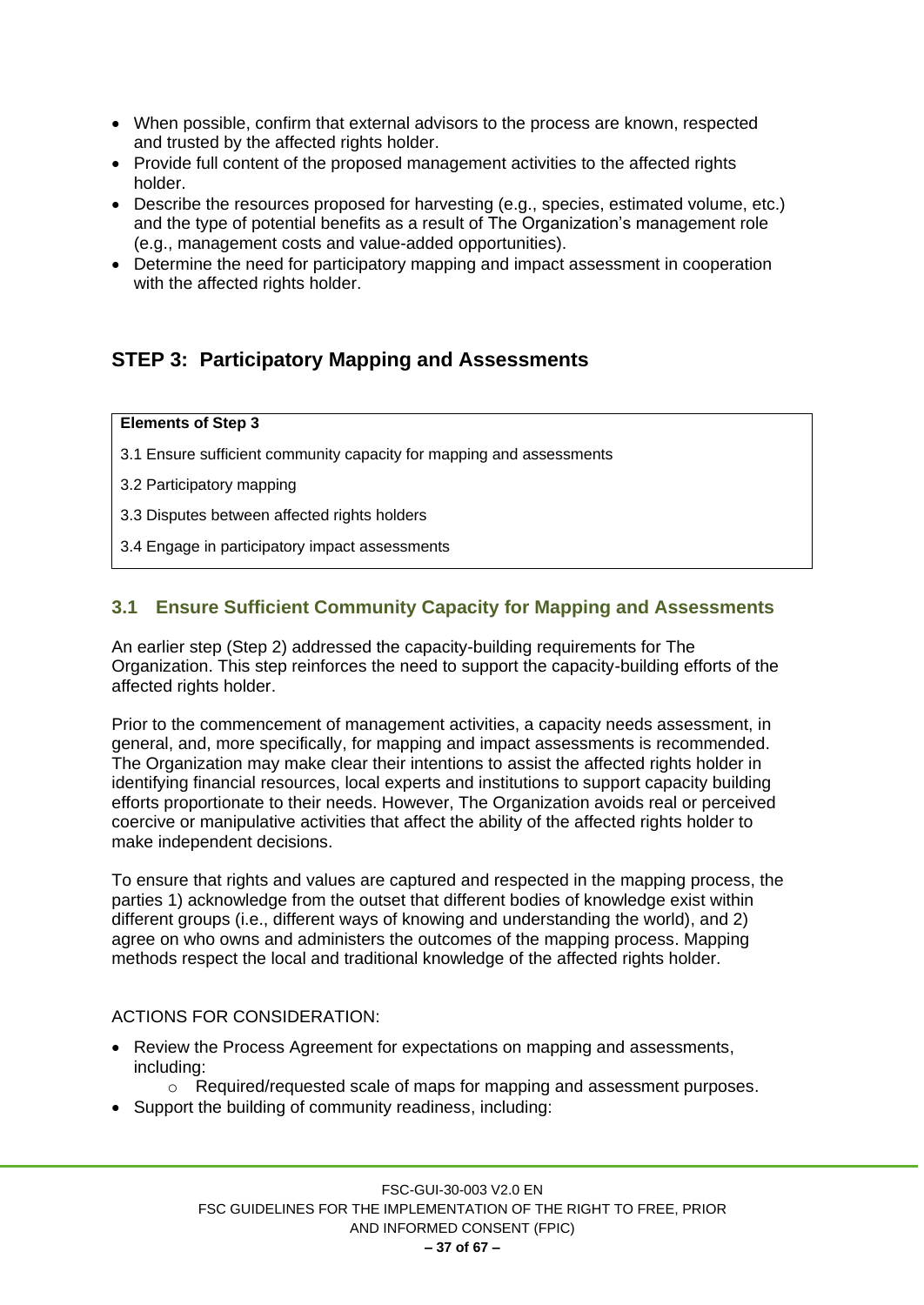- When possible, confirm that external advisors to the process are known, respected and trusted by the affected rights holder.
- Provide full content of the proposed management activities to the affected rights holder.
- Describe the resources proposed for harvesting (e.g., species, estimated volume, etc.) and the type of potential benefits as a result of The Organization's management role (e.g., management costs and value-added opportunities).
- Determine the need for participatory mapping and impact assessment in cooperation with the affected rights holder.

## STEP 3: Participatory Mapping and Assessments

| **Elements of Step 3** |
|---|
| 3.1 Ensure sufficient community capacity for mapping and assessments |
| 3.2 Participatory mapping |
| 3.3 Disputes between affected rights holders |
| 3.4 Engage in participatory impact assessments |

### 3.1 Ensure Sufficient Community Capacity for Mapping and Assessments

An earlier step (Step 2) addressed the capacity-building requirements for The Organization. This step reinforces the need to support the capacity-building efforts of the affected rights holder.

Prior to the commencement of management activities, a capacity needs assessment, in general, and, more specifically, for mapping and impact assessments is recommended. The Organization may make clear their intentions to assist the affected rights holder in identifying financial resources, local experts and institutions to support capacity building efforts proportionate to their needs. However, The Organization avoids real or perceived coercive or manipulative activities that affect the ability of the affected rights holder to make independent decisions.

To ensure that rights and values are captured and respected in the mapping process, the parties 1) acknowledge from the outset that different bodies of knowledge exist within different groups (i.e., different ways of knowing and understanding the world), and 2) agree on who owns and administers the outcomes of the mapping process. Mapping methods respect the local and traditional knowledge of the affected rights holder.

ACTIONS FOR CONSIDERATION:

- Review the Process Agreement for expectations on mapping and assessments, including:
    - Required/requested scale of maps for mapping and assessment purposes.
- Support the building of community readiness, including: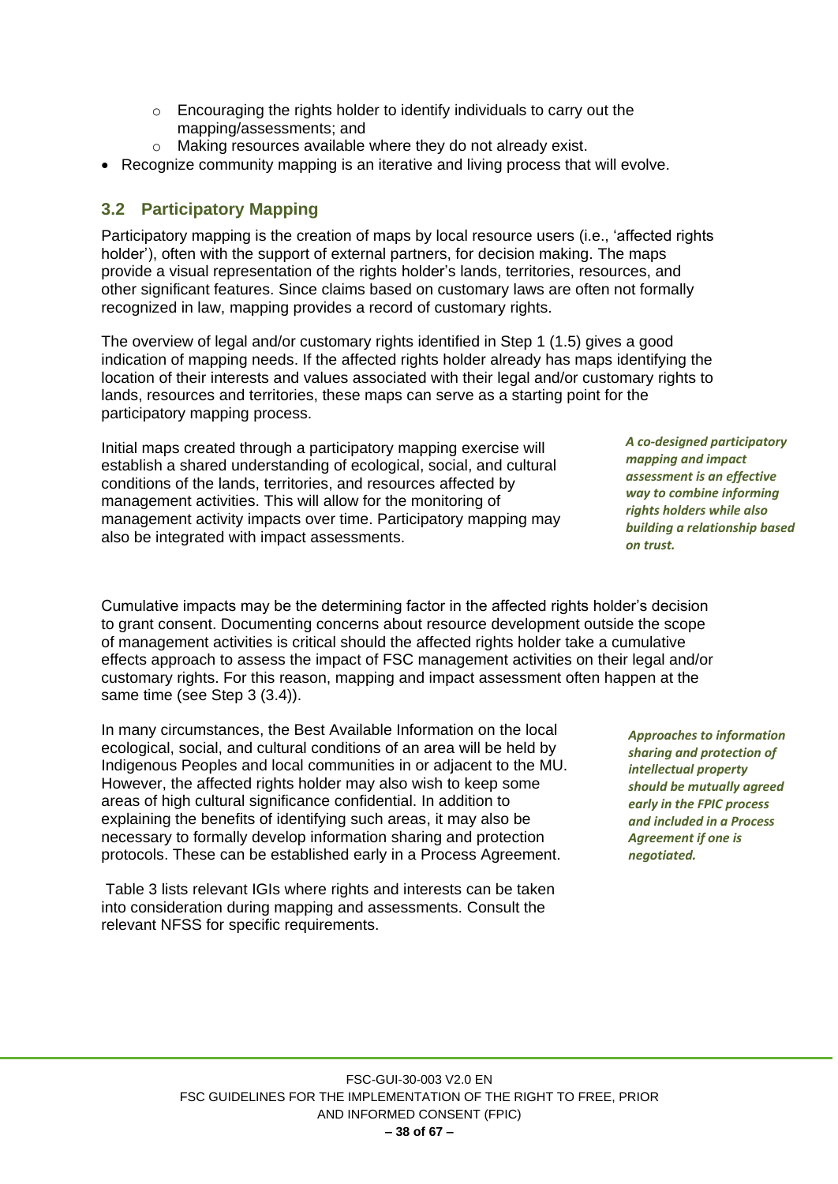- Encouraging the rights holder to identify individuals to carry out the mapping/assessments; and
  - Making resources available where they do not already exist.
- Recognize community mapping is an iterative and living process that will evolve.

## 3.2 Participatory Mapping

Participatory mapping is the creation of maps by local resource users (i.e., 'affected rights holder'), often with the support of external partners, for decision making. The maps provide a visual representation of the rights holder's lands, territories, resources, and other significant features. Since claims based on customary laws are often not formally recognized in law, mapping provides a record of customary rights.

The overview of legal and/or customary rights identified in Step 1 (1.5) gives a good indication of mapping needs. If the affected rights holder already has maps identifying the location of their interests and values associated with their legal and/or customary rights to lands, resources and territories, these maps can serve as a starting point for the participatory mapping process.

Initial maps created through a participatory mapping exercise will establish a shared understanding of ecological, social, and cultural conditions of the lands, territories, and resources affected by management activities. This will allow for the monitoring of management activity impacts over time. Participatory mapping may also be integrated with impact assessments.

***A co-designed participatory mapping and impact assessment is an effective way to combine informing rights holders while also building a relationship based on trust.***

Cumulative impacts may be the determining factor in the affected rights holder's decision to grant consent. Documenting concerns about resource development outside the scope of management activities is critical should the affected rights holder take a cumulative effects approach to assess the impact of FSC management activities on their legal and/or customary rights. For this reason, mapping and impact assessment often happen at the same time (see Step 3 (3.4)).

In many circumstances, the Best Available Information on the local ecological, social, and cultural conditions of an area will be held by Indigenous Peoples and local communities in or adjacent to the MU. However, the affected rights holder may also wish to keep some areas of high cultural significance confidential. In addition to explaining the benefits of identifying such areas, it may also be necessary to formally develop information sharing and protection protocols. These can be established early in a Process Agreement.

***Approaches to information sharing and protection of intellectual property should be mutually agreed early in the FPIC process and included in a Process Agreement if one is negotiated.***

Table 3 lists relevant IGIs where rights and interests can be taken into consideration during mapping and assessments. Consult the relevant NFSS for specific requirements.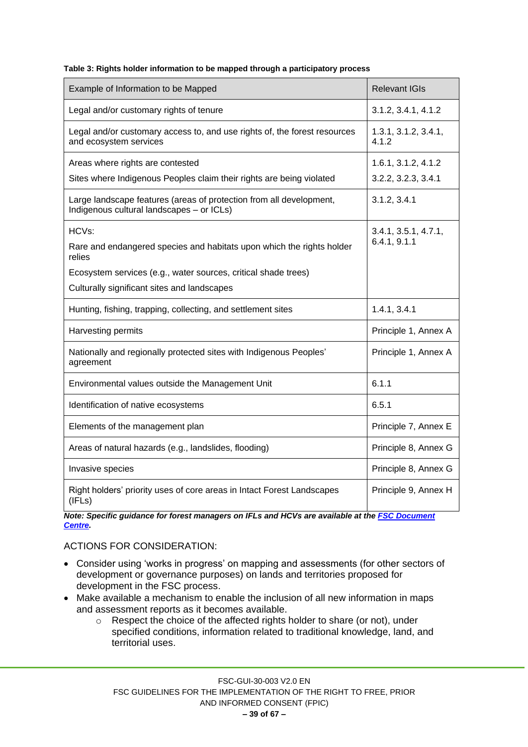**Table 3: Rights holder information to be mapped through a participatory process**

| Example of Information to be Mapped | Relevant IGIs |
|---|---|
| Legal and/or customary rights of tenure | 3.1.2, 3.4.1, 4.1.2 |
| Legal and/or customary access to, and use rights of, the forest resources and ecosystem services | 1.3.1, 3.1.2, 3.4.1, 4.1.2 |
| Areas where rights are contested<br>Sites where Indigenous Peoples claim their rights are being violated | 1.6.1, 3.1.2, 4.1.2<br>3.2.2, 3.2.3, 3.4.1 |
| Large landscape features (areas of protection from all development, Indigenous cultural landscapes – or ICLs) | 3.1.2, 3.4.1 |
| HCVs:<br>Rare and endangered species and habitats upon which the rights holder relies<br>Ecosystem services (e.g., water sources, critical shade trees)<br>Culturally significant sites and landscapes | 3.4.1, 3.5.1, 4.7.1, 6.4.1, 9.1.1 |
| Hunting, fishing, trapping, collecting, and settlement sites | 1.4.1, 3.4.1 |
| Harvesting permits | Principle 1, Annex A |
| Nationally and regionally protected sites with Indigenous Peoples' agreement | Principle 1, Annex A |
| Environmental values outside the Management Unit | 6.1.1 |
| Identification of native ecosystems | 6.5.1 |
| Elements of the management plan | Principle 7, Annex E |
| Areas of natural hazards (e.g., landslides, flooding) | Principle 8, Annex G |
| Invasive species | Principle 8, Annex G |
| Right holders' priority uses of core areas in Intact Forest Landscapes (IFLs) | Principle 9, Annex H |

***Note: Specific guidance for forest managers on IFLs and HCVs are available at the FSC Document Centre.***

ACTIONS FOR CONSIDERATION:

- Consider using 'works in progress' on mapping and assessments (for other sectors of development or governance purposes) on lands and territories proposed for development in the FSC process.
- Make available a mechanism to enable the inclusion of all new information in maps and assessment reports as it becomes available.
    - Respect the choice of the affected rights holder to share (or not), under specified conditions, information related to traditional knowledge, land, and territorial uses.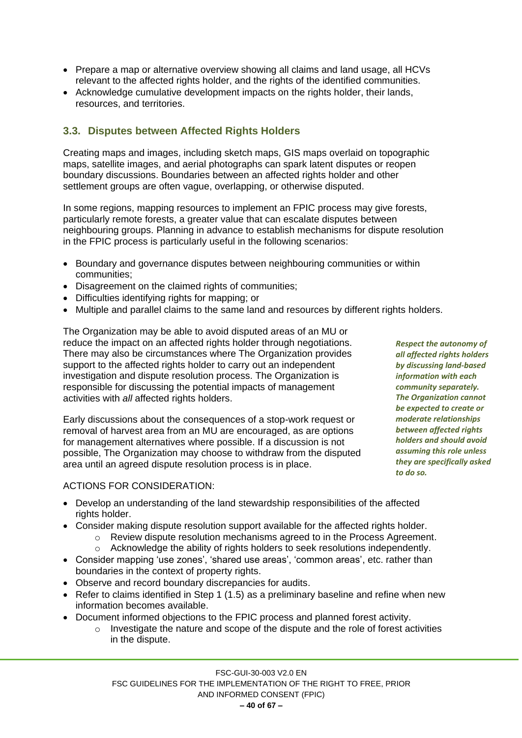- Prepare a map or alternative overview showing all claims and land usage, all HCVs relevant to the affected rights holder, and the rights of the identified communities.
- Acknowledge cumulative development impacts on the rights holder, their lands, resources, and territories.

### 3.3. Disputes between Affected Rights Holders

Creating maps and images, including sketch maps, GIS maps overlaid on topographic maps, satellite images, and aerial photographs can spark latent disputes or reopen boundary discussions. Boundaries between an affected rights holder and other settlement groups are often vague, overlapping, or otherwise disputed.

In some regions, mapping resources to implement an FPIC process may give forests, particularly remote forests, a greater value that can escalate disputes between neighbouring groups. Planning in advance to establish mechanisms for dispute resolution in the FPIC process is particularly useful in the following scenarios:

- Boundary and governance disputes between neighbouring communities or within communities;
- Disagreement on the claimed rights of communities;
- Difficulties identifying rights for mapping; or
- Multiple and parallel claims to the same land and resources by different rights holders.

The Organization may be able to avoid disputed areas of an MU or reduce the impact on an affected rights holder through negotiations. There may also be circumstances where The Organization provides support to the affected rights holder to carry out an independent investigation and dispute resolution process. The Organization is responsible for discussing the potential impacts of management activities with *all* affected rights holders.

***Respect the autonomy of all affected rights holders by discussing land-based information with each community separately. The Organization cannot be expected to create or moderate relationships between affected rights holders and should avoid assuming this role unless they are specifically asked to do so.***

Early discussions about the consequences of a stop-work request or removal of harvest area from an MU are encouraged, as are options for management alternatives where possible. If a discussion is not possible, The Organization may choose to withdraw from the disputed area until an agreed dispute resolution process is in place.

ACTIONS FOR CONSIDERATION:

- Develop an understanding of the land stewardship responsibilities of the affected rights holder.
- Consider making dispute resolution support available for the affected rights holder.
  - Review dispute resolution mechanisms agreed to in the Process Agreement.
  - Acknowledge the ability of rights holders to seek resolutions independently.
- Consider mapping 'use zones', 'shared use areas', 'common areas', etc. rather than boundaries in the context of property rights.
- Observe and record boundary discrepancies for audits.
- Refer to claims identified in Step 1 (1.5) as a preliminary baseline and refine when new information becomes available.
- Document informed objections to the FPIC process and planned forest activity.
  - Investigate the nature and scope of the dispute and the role of forest activities in the dispute.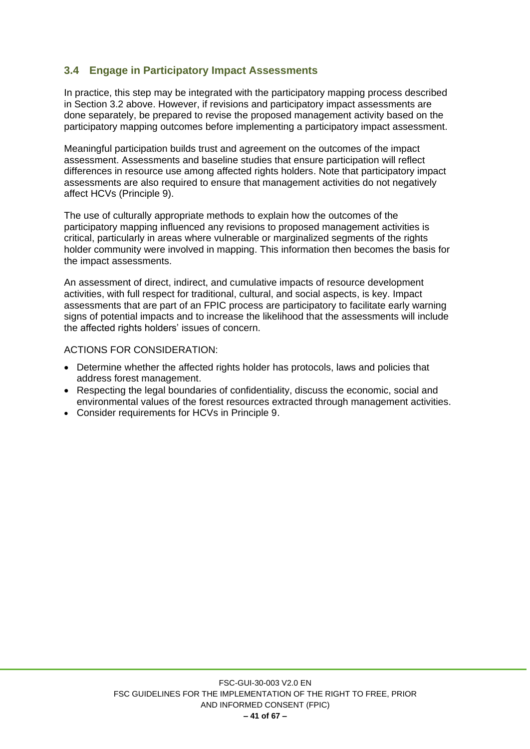### 3.4 Engage in Participatory Impact Assessments

In practice, this step may be integrated with the participatory mapping process described in Section 3.2 above. However, if revisions and participatory impact assessments are done separately, be prepared to revise the proposed management activity based on the participatory mapping outcomes before implementing a participatory impact assessment.

Meaningful participation builds trust and agreement on the outcomes of the impact assessment. Assessments and baseline studies that ensure participation will reflect differences in resource use among affected rights holders. Note that participatory impact assessments are also required to ensure that management activities do not negatively affect HCVs (Principle 9).

The use of culturally appropriate methods to explain how the outcomes of the participatory mapping influenced any revisions to proposed management activities is critical, particularly in areas where vulnerable or marginalized segments of the rights holder community were involved in mapping. This information then becomes the basis for the impact assessments.

An assessment of direct, indirect, and cumulative impacts of resource development activities, with full respect for traditional, cultural, and social aspects, is key. Impact assessments that are part of an FPIC process are participatory to facilitate early warning signs of potential impacts and to increase the likelihood that the assessments will include the affected rights holders' issues of concern.

ACTIONS FOR CONSIDERATION:

- Determine whether the affected rights holder has protocols, laws and policies that address forest management.
- Respecting the legal boundaries of confidentiality, discuss the economic, social and environmental values of the forest resources extracted through management activities.
- Consider requirements for HCVs in Principle 9.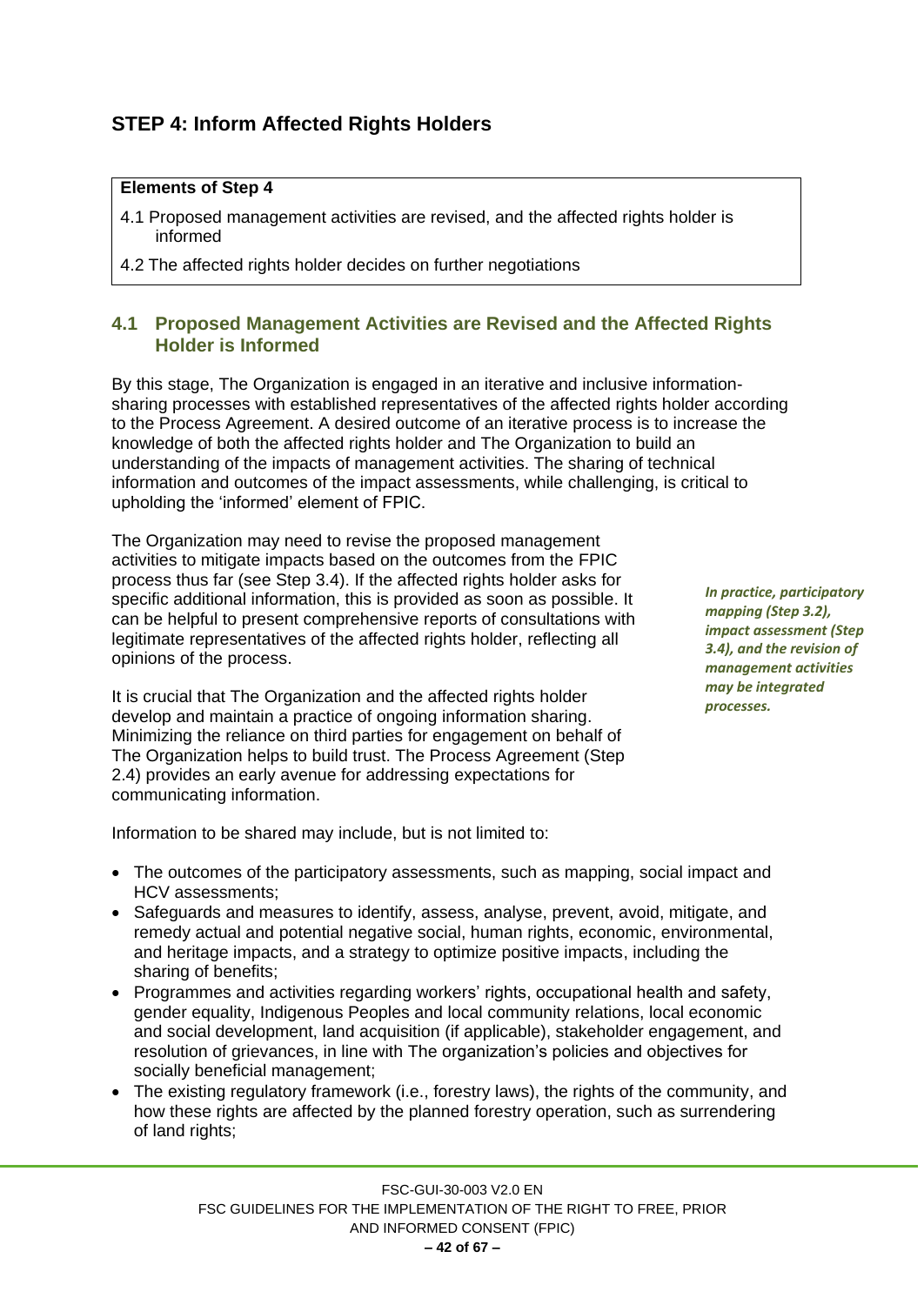## STEP 4: Inform Affected Rights Holders

| Elements of Step 4 |
|---|
| 4.1 Proposed management activities are revised, and the affected rights holder is informed |
| 4.2 The affected rights holder decides on further negotiations |

### 4.1 Proposed Management Activities are Revised and the Affected Rights Holder is Informed

By this stage, The Organization is engaged in an iterative and inclusive information-sharing processes with established representatives of the affected rights holder according to the Process Agreement. A desired outcome of an iterative process is to increase the knowledge of both the affected rights holder and The Organization to build an understanding of the impacts of management activities. The sharing of technical information and outcomes of the impact assessments, while challenging, is critical to upholding the 'informed' element of FPIC.

The Organization may need to revise the proposed management activities to mitigate impacts based on the outcomes from the FPIC process thus far (see Step 3.4). If the affected rights holder asks for specific additional information, this is provided as soon as possible. It can be helpful to present comprehensive reports of consultations with legitimate representatives of the affected rights holder, reflecting all opinions of the process.

***In practice, participatory mapping (Step 3.2), impact assessment (Step 3.4), and the revision of management activities may be integrated processes.***

It is crucial that The Organization and the affected rights holder develop and maintain a practice of ongoing information sharing. Minimizing the reliance on third parties for engagement on behalf of The Organization helps to build trust. The Process Agreement (Step 2.4) provides an early avenue for addressing expectations for communicating information.

Information to be shared may include, but is not limited to:

- The outcomes of the participatory assessments, such as mapping, social impact and HCV assessments;
- Safeguards and measures to identify, assess, analyse, prevent, avoid, mitigate, and remedy actual and potential negative social, human rights, economic, environmental, and heritage impacts, and a strategy to optimize positive impacts, including the sharing of benefits;
- Programmes and activities regarding workers' rights, occupational health and safety, gender equality, Indigenous Peoples and local community relations, local economic and social development, land acquisition (if applicable), stakeholder engagement, and resolution of grievances, in line with The organization's policies and objectives for socially beneficial management;
- The existing regulatory framework (i.e., forestry laws), the rights of the community, and how these rights are affected by the planned forestry operation, such as surrendering of land rights;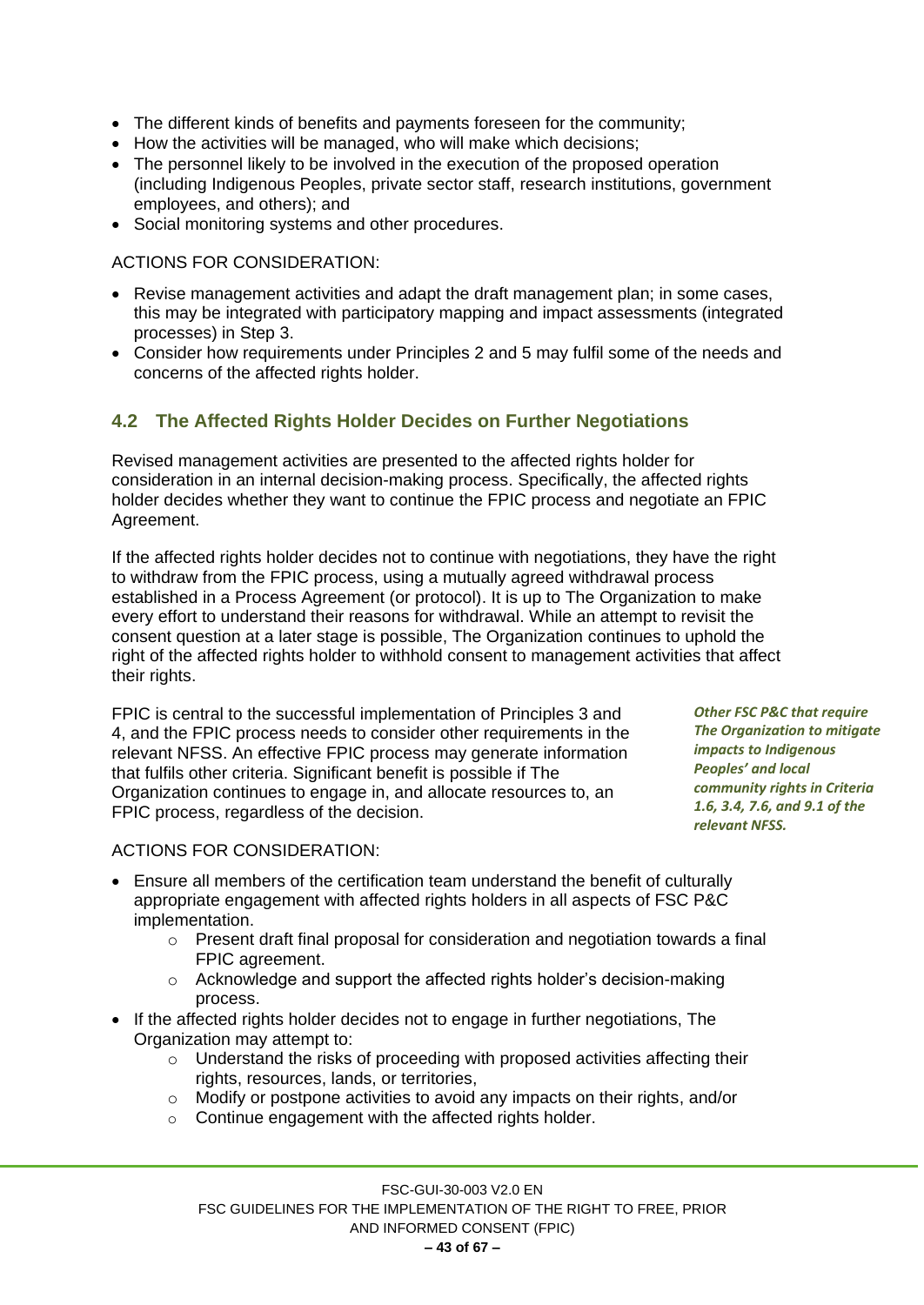- The different kinds of benefits and payments foreseen for the community;
- How the activities will be managed, who will make which decisions;
- The personnel likely to be involved in the execution of the proposed operation (including Indigenous Peoples, private sector staff, research institutions, government employees, and others); and
- Social monitoring systems and other procedures.

ACTIONS FOR CONSIDERATION:

- Revise management activities and adapt the draft management plan; in some cases, this may be integrated with participatory mapping and impact assessments (integrated processes) in Step 3.
- Consider how requirements under Principles 2 and 5 may fulfil some of the needs and concerns of the affected rights holder.

## 4.2 The Affected Rights Holder Decides on Further Negotiations

Revised management activities are presented to the affected rights holder for consideration in an internal decision-making process. Specifically, the affected rights holder decides whether they want to continue the FPIC process and negotiate an FPIC Agreement.

If the affected rights holder decides not to continue with negotiations, they have the right to withdraw from the FPIC process, using a mutually agreed withdrawal process established in a Process Agreement (or protocol). It is up to The Organization to make every effort to understand their reasons for withdrawal. While an attempt to revisit the consent question at a later stage is possible, The Organization continues to uphold the right of the affected rights holder to withhold consent to management activities that affect their rights.

FPIC is central to the successful implementation of Principles 3 and 4, and the FPIC process needs to consider other requirements in the relevant NFSS. An effective FPIC process may generate information that fulfils other criteria. Significant benefit is possible if The Organization continues to engage in, and allocate resources to, an FPIC process, regardless of the decision.

***Other FSC P&C that require The Organization to mitigate impacts to Indigenous Peoples' and local community rights in Criteria 1.6, 3.4, 7.6, and 9.1 of the relevant NFSS.***

ACTIONS FOR CONSIDERATION:

- Ensure all members of the certification team understand the benefit of culturally appropriate engagement with affected rights holders in all aspects of FSC P&C implementation.
  - Present draft final proposal for consideration and negotiation towards a final FPIC agreement.
  - Acknowledge and support the affected rights holder's decision-making process.
- If the affected rights holder decides not to engage in further negotiations, The Organization may attempt to:
  - Understand the risks of proceeding with proposed activities affecting their rights, resources, lands, or territories,
  - Modify or postpone activities to avoid any impacts on their rights, and/or
  - Continue engagement with the affected rights holder.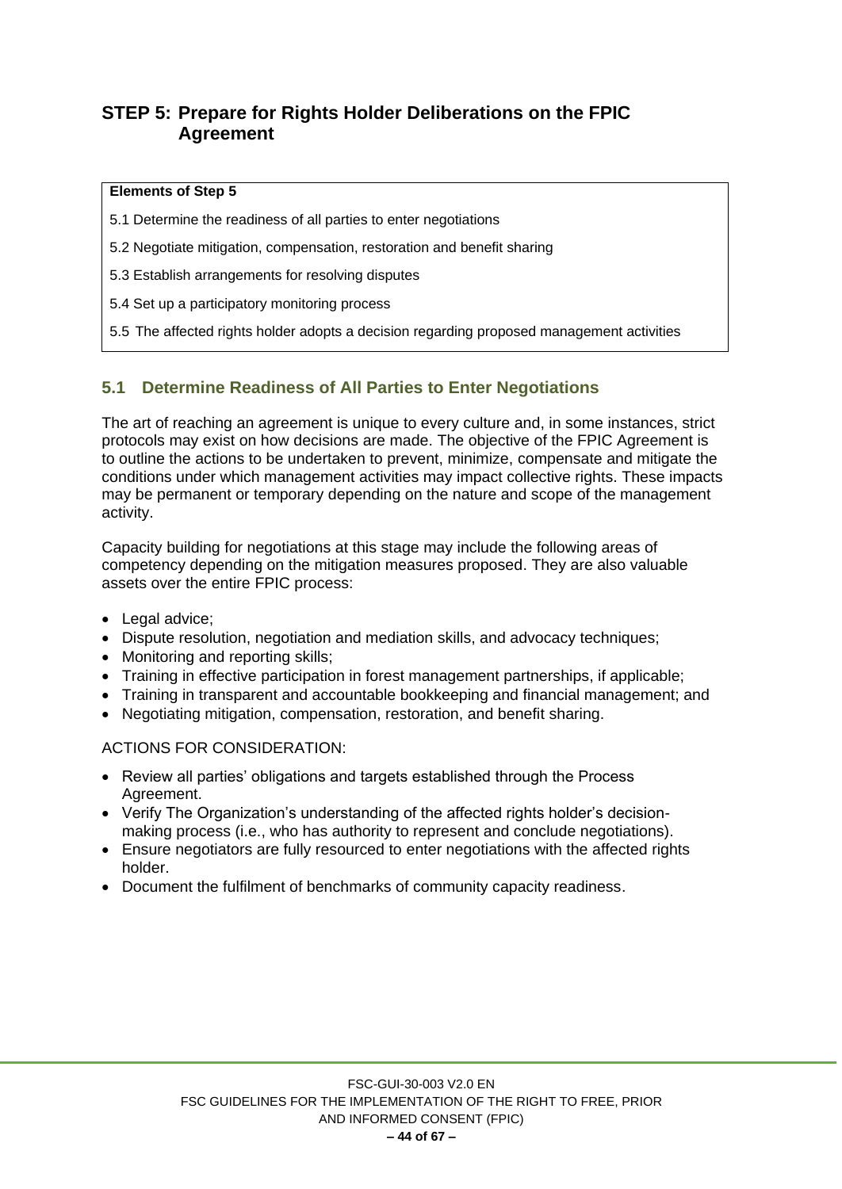## STEP 5: Prepare for Rights Holder Deliberations on the FPIC Agreement

| **Elements of Step 5** |
|---|
| 5.1 Determine the readiness of all parties to enter negotiations |
| 5.2 Negotiate mitigation, compensation, restoration and benefit sharing |
| 5.3 Establish arrangements for resolving disputes |
| 5.4 Set up a participatory monitoring process |
| 5.5 The affected rights holder adopts a decision regarding proposed management activities |

### 5.1 Determine Readiness of All Parties to Enter Negotiations

The art of reaching an agreement is unique to every culture and, in some instances, strict protocols may exist on how decisions are made. The objective of the FPIC Agreement is to outline the actions to be undertaken to prevent, minimize, compensate and mitigate the conditions under which management activities may impact collective rights. These impacts may be permanent or temporary depending on the nature and scope of the management activity.

Capacity building for negotiations at this stage may include the following areas of competency depending on the mitigation measures proposed. They are also valuable assets over the entire FPIC process:

- Legal advice;
- Dispute resolution, negotiation and mediation skills, and advocacy techniques;
- Monitoring and reporting skills;
- Training in effective participation in forest management partnerships, if applicable;
- Training in transparent and accountable bookkeeping and financial management; and
- Negotiating mitigation, compensation, restoration, and benefit sharing.

ACTIONS FOR CONSIDERATION:

- Review all parties' obligations and targets established through the Process Agreement.
- Verify The Organization's understanding of the affected rights holder's decision-making process (i.e., who has authority to represent and conclude negotiations).
- Ensure negotiators are fully resourced to enter negotiations with the affected rights holder.
- Document the fulfilment of benchmarks of community capacity readiness.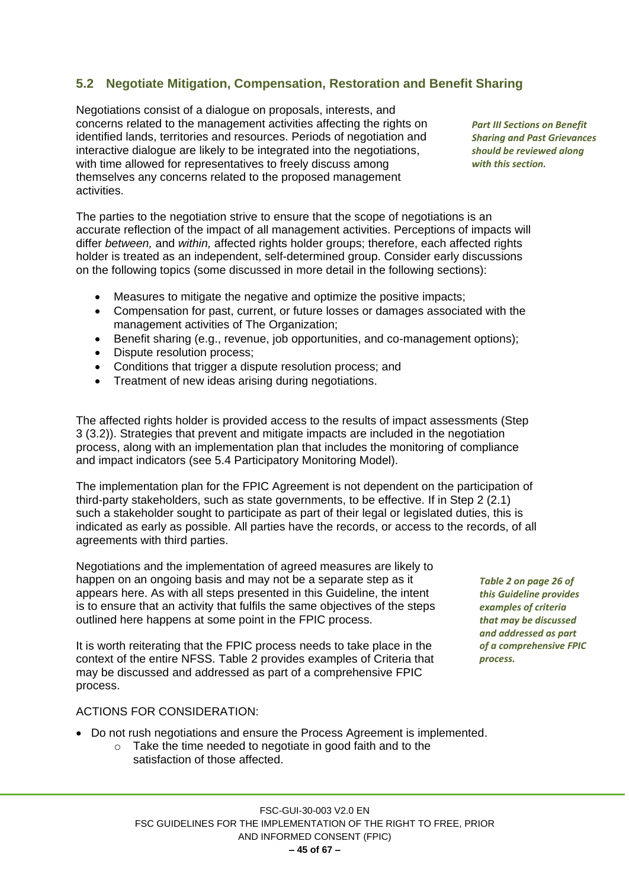## 5.2 Negotiate Mitigation, Compensation, Restoration and Benefit Sharing

Negotiations consist of a dialogue on proposals, interests, and concerns related to the management activities affecting the rights on identified lands, territories and resources. Periods of negotiation and interactive dialogue are likely to be integrated into the negotiations, with time allowed for representatives to freely discuss among themselves any concerns related to the proposed management activities.

***Part III Sections on Benefit Sharing and Past Grievances should be reviewed along with this section.***

The parties to the negotiation strive to ensure that the scope of negotiations is an accurate reflection of the impact of all management activities. Perceptions of impacts will differ *between,* and *within,* affected rights holder groups; therefore, each affected rights holder is treated as an independent, self-determined group. Consider early discussions on the following topics (some discussed in more detail in the following sections):

- Measures to mitigate the negative and optimize the positive impacts;
- Compensation for past, current, or future losses or damages associated with the management activities of The Organization;
- Benefit sharing (e.g., revenue, job opportunities, and co-management options);
- Dispute resolution process;
- Conditions that trigger a dispute resolution process; and
- Treatment of new ideas arising during negotiations.

The affected rights holder is provided access to the results of impact assessments (Step 3 (3.2)). Strategies that prevent and mitigate impacts are included in the negotiation process, along with an implementation plan that includes the monitoring of compliance and impact indicators (see 5.4 Participatory Monitoring Model).

The implementation plan for the FPIC Agreement is not dependent on the participation of third-party stakeholders, such as state governments, to be effective. If in Step 2 (2.1) such a stakeholder sought to participate as part of their legal or legislated duties, this is indicated as early as possible. All parties have the records, or access to the records, of all agreements with third parties.

Negotiations and the implementation of agreed measures are likely to happen on an ongoing basis and may not be a separate step as it appears here. As with all steps presented in this Guideline, the intent is to ensure that an activity that fulfils the same objectives of the steps outlined here happens at some point in the FPIC process.

It is worth reiterating that the FPIC process needs to take place in the context of the entire NFSS. Table 2 provides examples of Criteria that may be discussed and addressed as part of a comprehensive FPIC process.

***Table 2 on page 26 of this Guideline provides examples of criteria that may be discussed and addressed as part of a comprehensive FPIC process.***

ACTIONS FOR CONSIDERATION:

- Do not rush negotiations and ensure the Process Agreement is implemented.
  - Take the time needed to negotiate in good faith and to the satisfaction of those affected.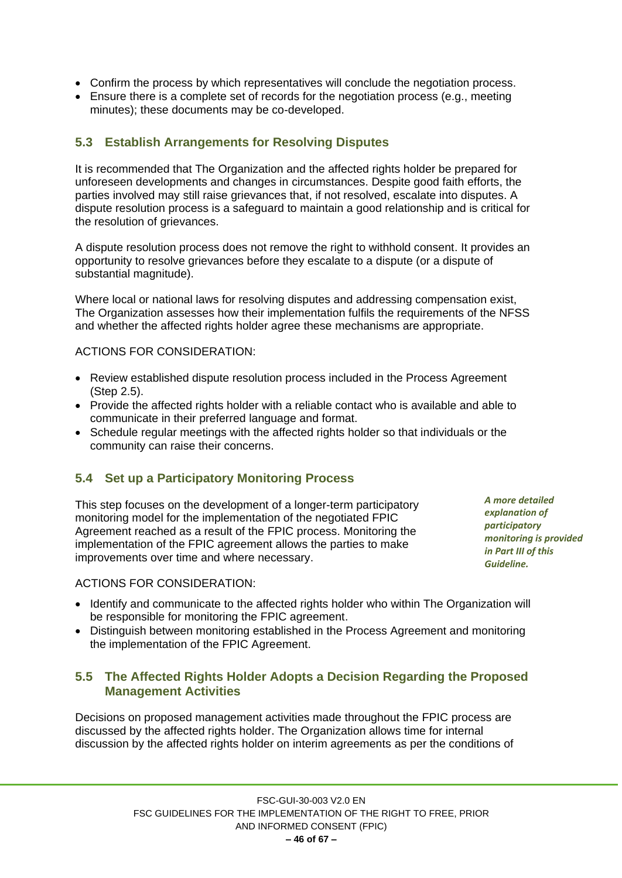- Confirm the process by which representatives will conclude the negotiation process.
- Ensure there is a complete set of records for the negotiation process (e.g., meeting minutes); these documents may be co-developed.

### 5.3 Establish Arrangements for Resolving Disputes

It is recommended that The Organization and the affected rights holder be prepared for unforeseen developments and changes in circumstances. Despite good faith efforts, the parties involved may still raise grievances that, if not resolved, escalate into disputes. A dispute resolution process is a safeguard to maintain a good relationship and is critical for the resolution of grievances.

A dispute resolution process does not remove the right to withhold consent. It provides an opportunity to resolve grievances before they escalate to a dispute (or a dispute of substantial magnitude).

Where local or national laws for resolving disputes and addressing compensation exist, The Organization assesses how their implementation fulfils the requirements of the NFSS and whether the affected rights holder agree these mechanisms are appropriate.

ACTIONS FOR CONSIDERATION:

- Review established dispute resolution process included in the Process Agreement (Step 2.5).
- Provide the affected rights holder with a reliable contact who is available and able to communicate in their preferred language and format.
- Schedule regular meetings with the affected rights holder so that individuals or the community can raise their concerns.

### 5.4 Set up a Participatory Monitoring Process

This step focuses on the development of a longer-term participatory monitoring model for the implementation of the negotiated FPIC Agreement reached as a result of the FPIC process. Monitoring the implementation of the FPIC agreement allows the parties to make improvements over time and where necessary.

***A more detailed explanation of participatory monitoring is provided in Part III of this Guideline.***

ACTIONS FOR CONSIDERATION:

- Identify and communicate to the affected rights holder who within The Organization will be responsible for monitoring the FPIC agreement.
- Distinguish between monitoring established in the Process Agreement and monitoring the implementation of the FPIC Agreement.

### 5.5 The Affected Rights Holder Adopts a Decision Regarding the Proposed Management Activities

Decisions on proposed management activities made throughout the FPIC process are discussed by the affected rights holder. The Organization allows time for internal discussion by the affected rights holder on interim agreements as per the conditions of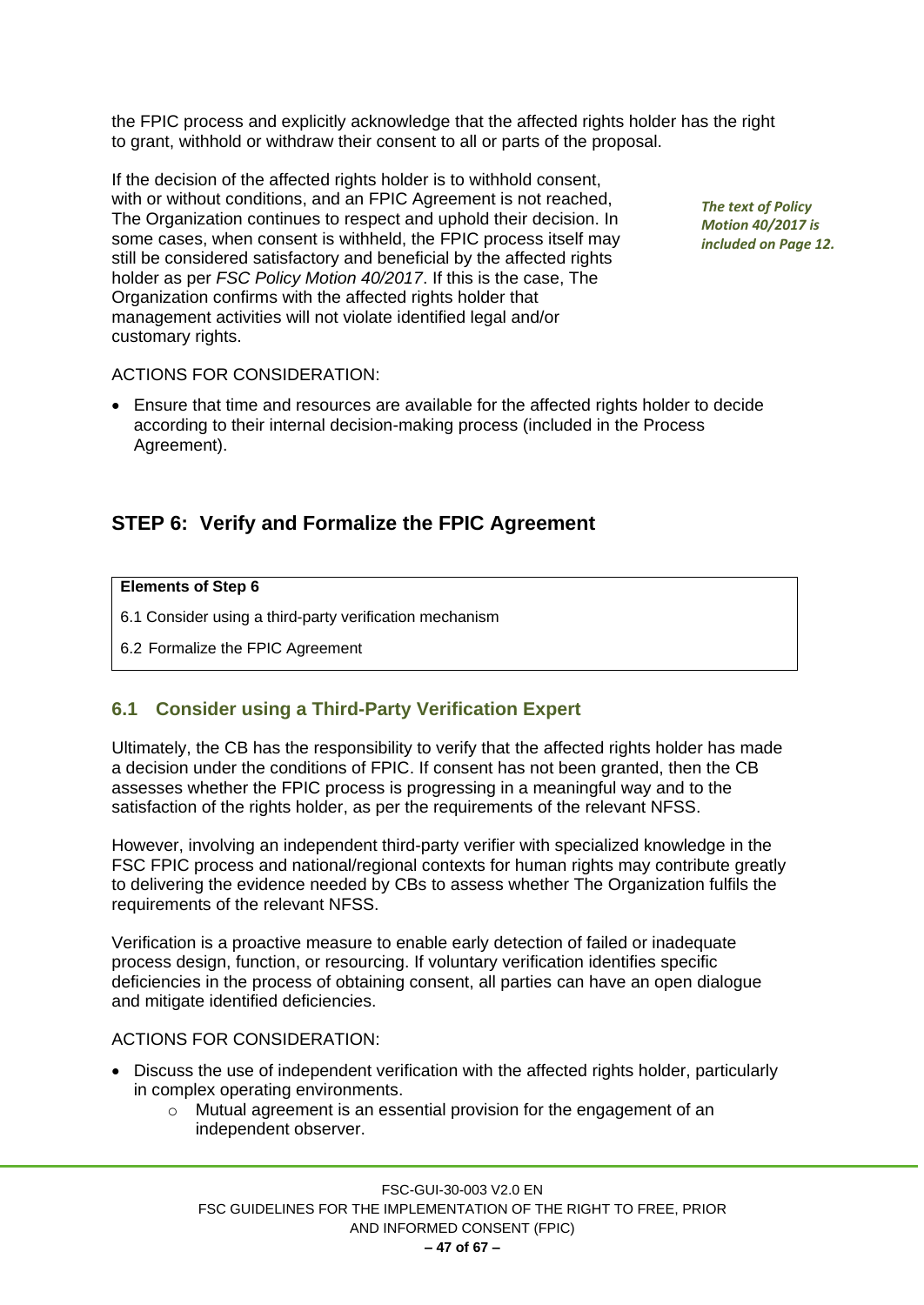the FPIC process and explicitly acknowledge that the affected rights holder has the right to grant, withhold or withdraw their consent to all or parts of the proposal.

If the decision of the affected rights holder is to withhold consent, with or without conditions, and an FPIC Agreement is not reached, The Organization continues to respect and uphold their decision. In some cases, when consent is withheld, the FPIC process itself may still be considered satisfactory and beneficial by the affected rights holder as per *FSC Policy Motion 40/2017*. If this is the case, The Organization confirms with the affected rights holder that management activities will not violate identified legal and/or customary rights.

***The text of Policy Motion 40/2017 is included on Page 12.***

ACTIONS FOR CONSIDERATION:

- Ensure that time and resources are available for the affected rights holder to decide according to their internal decision-making process (included in the Process Agreement).

## STEP 6: Verify and Formalize the FPIC Agreement

| **Elements of Step 6** |
|---|
| 6.1 Consider using a third-party verification mechanism |
| 6.2 Formalize the FPIC Agreement |

### 6.1 Consider using a Third-Party Verification Expert

Ultimately, the CB has the responsibility to verify that the affected rights holder has made a decision under the conditions of FPIC. If consent has not been granted, then the CB assesses whether the FPIC process is progressing in a meaningful way and to the satisfaction of the rights holder, as per the requirements of the relevant NFSS.

However, involving an independent third-party verifier with specialized knowledge in the FSC FPIC process and national/regional contexts for human rights may contribute greatly to delivering the evidence needed by CBs to assess whether The Organization fulfils the requirements of the relevant NFSS.

Verification is a proactive measure to enable early detection of failed or inadequate process design, function, or resourcing. If voluntary verification identifies specific deficiencies in the process of obtaining consent, all parties can have an open dialogue and mitigate identified deficiencies.

ACTIONS FOR CONSIDERATION:

- Discuss the use of independent verification with the affected rights holder, particularly in complex operating environments.
  - Mutual agreement is an essential provision for the engagement of an independent observer.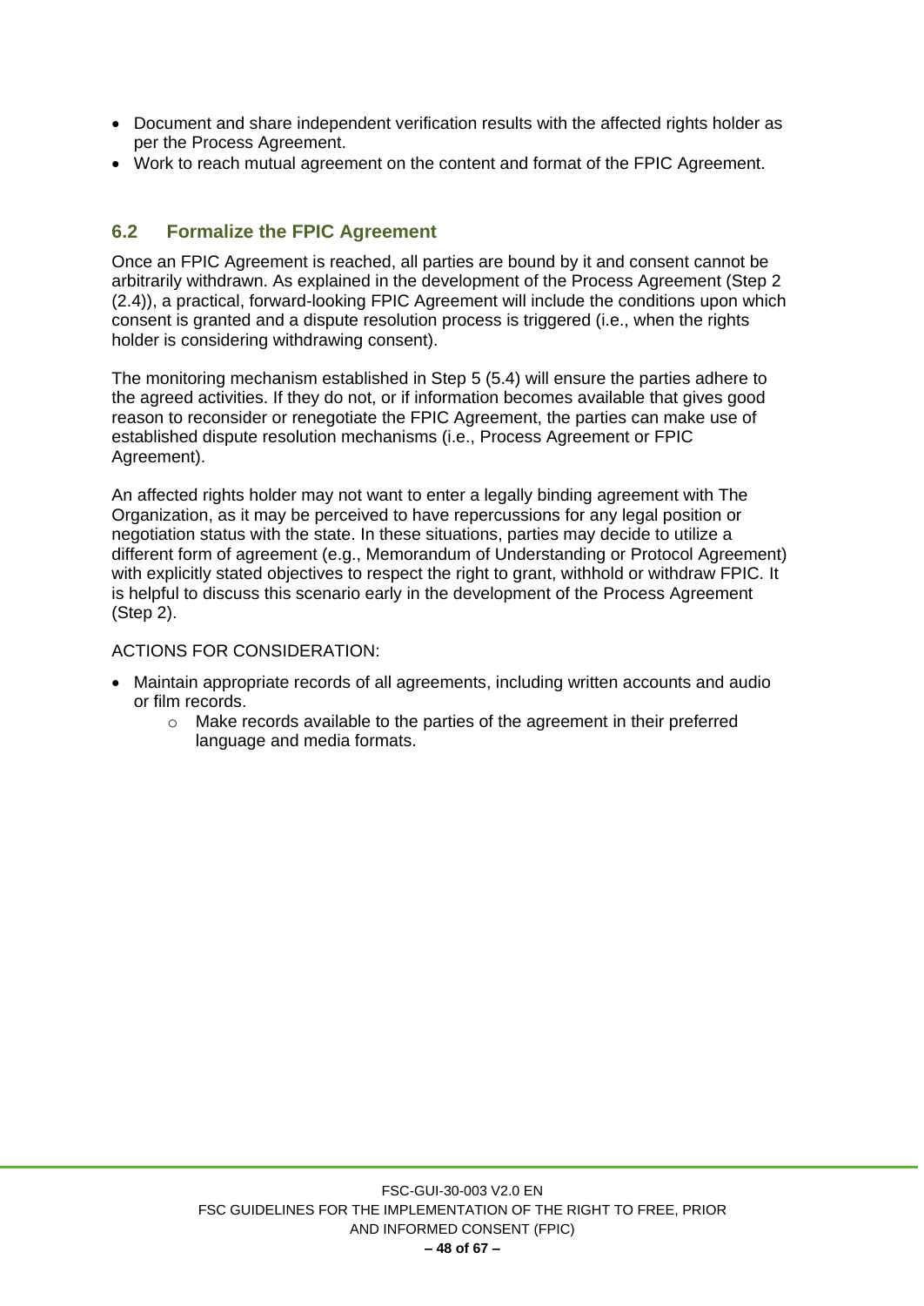- Document and share independent verification results with the affected rights holder as per the Process Agreement.
- Work to reach mutual agreement on the content and format of the FPIC Agreement.

## 6.2 Formalize the FPIC Agreement

Once an FPIC Agreement is reached, all parties are bound by it and consent cannot be arbitrarily withdrawn. As explained in the development of the Process Agreement (Step 2 (2.4)), a practical, forward-looking FPIC Agreement will include the conditions upon which consent is granted and a dispute resolution process is triggered (i.e., when the rights holder is considering withdrawing consent).

The monitoring mechanism established in Step 5 (5.4) will ensure the parties adhere to the agreed activities. If they do not, or if information becomes available that gives good reason to reconsider or renegotiate the FPIC Agreement, the parties can make use of established dispute resolution mechanisms (i.e., Process Agreement or FPIC Agreement).

An affected rights holder may not want to enter a legally binding agreement with The Organization, as it may be perceived to have repercussions for any legal position or negotiation status with the state. In these situations, parties may decide to utilize a different form of agreement (e.g., Memorandum of Understanding or Protocol Agreement) with explicitly stated objectives to respect the right to grant, withhold or withdraw FPIC. It is helpful to discuss this scenario early in the development of the Process Agreement (Step 2).

ACTIONS FOR CONSIDERATION:

- Maintain appropriate records of all agreements, including written accounts and audio or film records.
  - Make records available to the parties of the agreement in their preferred language and media formats.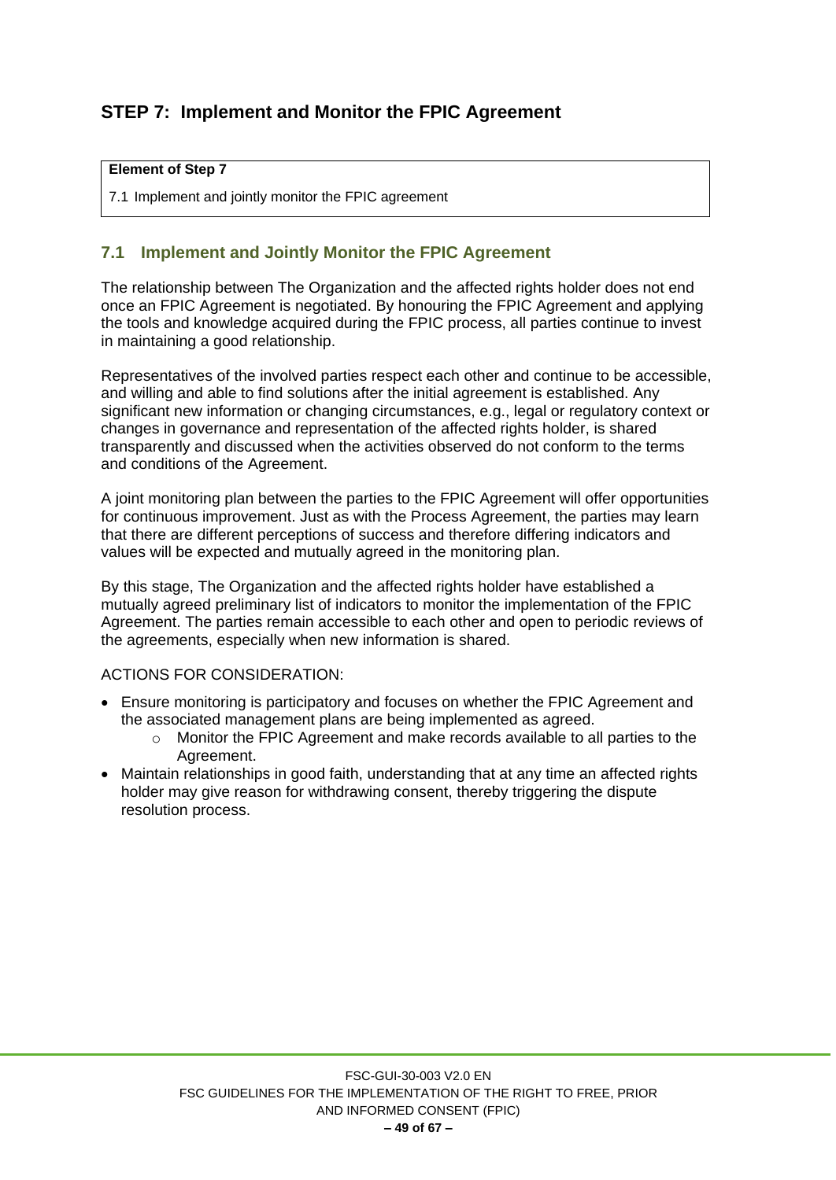## STEP 7: Implement and Monitor the FPIC Agreement

| **Element of Step 7** |
| --- |
| 7.1 Implement and jointly monitor the FPIC agreement |

### 7.1 Implement and Jointly Monitor the FPIC Agreement

The relationship between The Organization and the affected rights holder does not end once an FPIC Agreement is negotiated. By honouring the FPIC Agreement and applying the tools and knowledge acquired during the FPIC process, all parties continue to invest in maintaining a good relationship.

Representatives of the involved parties respect each other and continue to be accessible, and willing and able to find solutions after the initial agreement is established. Any significant new information or changing circumstances, e.g., legal or regulatory context or changes in governance and representation of the affected rights holder, is shared transparently and discussed when the activities observed do not conform to the terms and conditions of the Agreement.

A joint monitoring plan between the parties to the FPIC Agreement will offer opportunities for continuous improvement. Just as with the Process Agreement, the parties may learn that there are different perceptions of success and therefore differing indicators and values will be expected and mutually agreed in the monitoring plan.

By this stage, The Organization and the affected rights holder have established a mutually agreed preliminary list of indicators to monitor the implementation of the FPIC Agreement. The parties remain accessible to each other and open to periodic reviews of the agreements, especially when new information is shared.

ACTIONS FOR CONSIDERATION:

- Ensure monitoring is participatory and focuses on whether the FPIC Agreement and the associated management plans are being implemented as agreed.
    - Monitor the FPIC Agreement and make records available to all parties to the Agreement.
- Maintain relationships in good faith, understanding that at any time an affected rights holder may give reason for withdrawing consent, thereby triggering the dispute resolution process.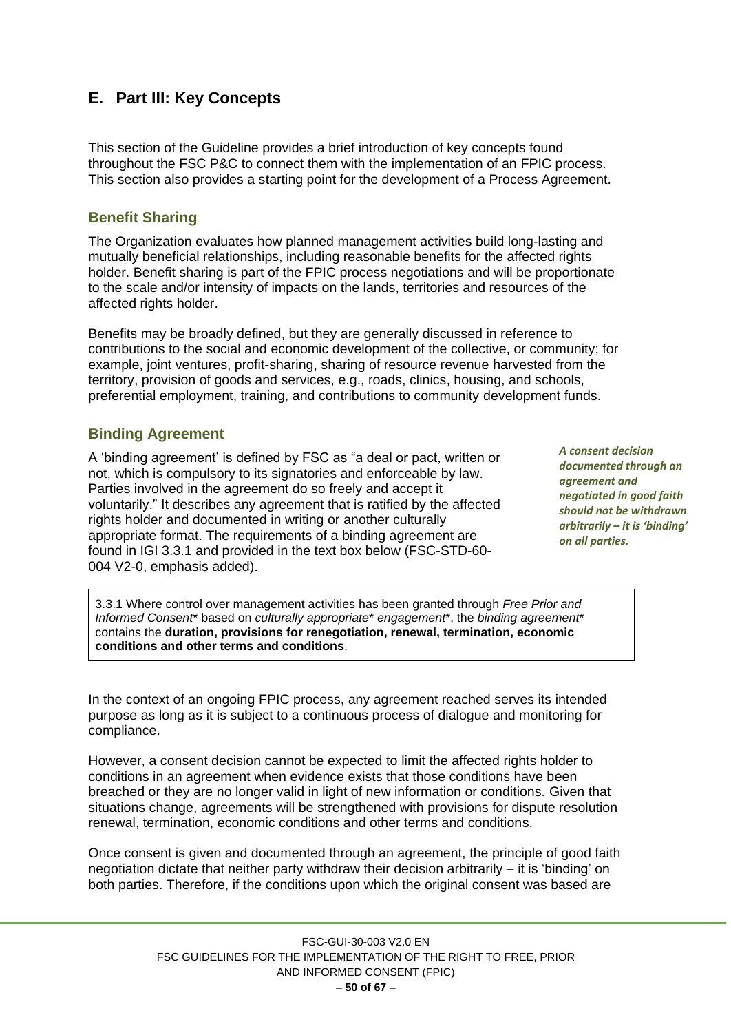## E. Part III: Key Concepts

This section of the Guideline provides a brief introduction of key concepts found throughout the FSC P&C to connect them with the implementation of an FPIC process. This section also provides a starting point for the development of a Process Agreement.

### Benefit Sharing

The Organization evaluates how planned management activities build long-lasting and mutually beneficial relationships, including reasonable benefits for the affected rights holder. Benefit sharing is part of the FPIC process negotiations and will be proportionate to the scale and/or intensity of impacts on the lands, territories and resources of the affected rights holder.

Benefits may be broadly defined, but they are generally discussed in reference to contributions to the social and economic development of the collective, or community; for example, joint ventures, profit-sharing, sharing of resource revenue harvested from the territory, provision of goods and services, e.g., roads, clinics, housing, and schools, preferential employment, training, and contributions to community development funds.

### Binding Agreement

A 'binding agreement' is defined by FSC as "a deal or pact, written or not, which is compulsory to its signatories and enforceable by law. Parties involved in the agreement do so freely and accept it voluntarily." It describes any agreement that is ratified by the affected rights holder and documented in writing or another culturally appropriate format. The requirements of a binding agreement are found in IGI 3.3.1 and provided in the text box below (FSC-STD-60-004 V2-0, emphasis added).

***A consent decision documented through an agreement and negotiated in good faith should not be withdrawn arbitrarily – it is 'binding' on all parties.***

> 3.3.1 Where control over management activities has been granted through *Free Prior and Informed Consent*\* based on *culturally appropriate*\* *engagement*\*, the *binding agreement*\* contains the **duration, provisions for renegotiation, renewal, termination, economic conditions and other terms and conditions**.

In the context of an ongoing FPIC process, any agreement reached serves its intended purpose as long as it is subject to a continuous process of dialogue and monitoring for compliance.

However, a consent decision cannot be expected to limit the affected rights holder to conditions in an agreement when evidence exists that those conditions have been breached or they are no longer valid in light of new information or conditions. Given that situations change, agreements will be strengthened with provisions for dispute resolution renewal, termination, economic conditions and other terms and conditions.

Once consent is given and documented through an agreement, the principle of good faith negotiation dictate that neither party withdraw their decision arbitrarily – it is 'binding' on both parties. Therefore, if the conditions upon which the original consent was based are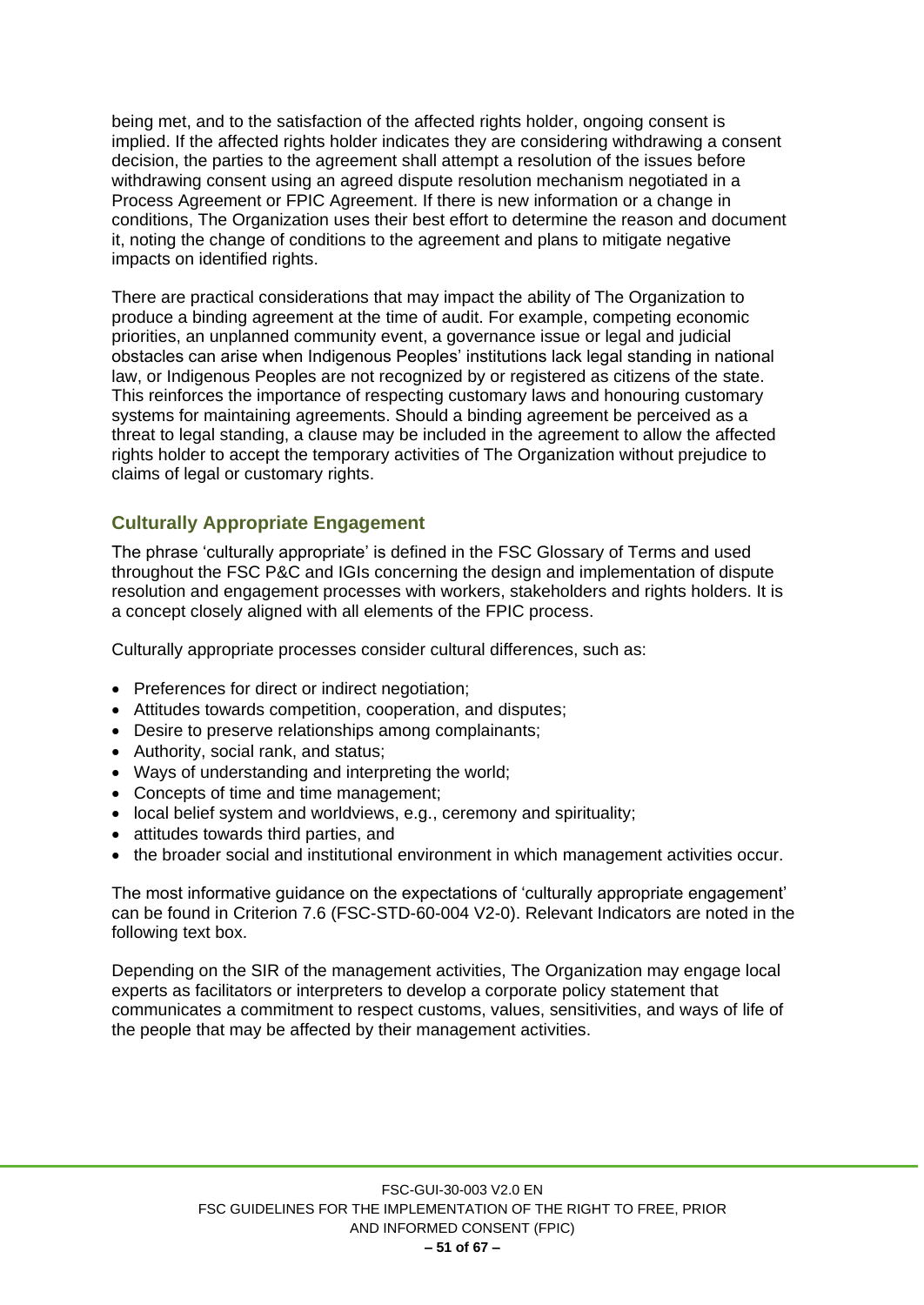being met, and to the satisfaction of the affected rights holder, ongoing consent is implied. If the affected rights holder indicates they are considering withdrawing a consent decision, the parties to the agreement shall attempt a resolution of the issues before withdrawing consent using an agreed dispute resolution mechanism negotiated in a Process Agreement or FPIC Agreement. If there is new information or a change in conditions, The Organization uses their best effort to determine the reason and document it, noting the change of conditions to the agreement and plans to mitigate negative impacts on identified rights.

There are practical considerations that may impact the ability of The Organization to produce a binding agreement at the time of audit. For example, competing economic priorities, an unplanned community event, a governance issue or legal and judicial obstacles can arise when Indigenous Peoples' institutions lack legal standing in national law, or Indigenous Peoples are not recognized by or registered as citizens of the state. This reinforces the importance of respecting customary laws and honouring customary systems for maintaining agreements. Should a binding agreement be perceived as a threat to legal standing, a clause may be included in the agreement to allow the affected rights holder to accept the temporary activities of The Organization without prejudice to claims of legal or customary rights.

## Culturally Appropriate Engagement

The phrase 'culturally appropriate' is defined in the FSC Glossary of Terms and used throughout the FSC P&C and IGIs concerning the design and implementation of dispute resolution and engagement processes with workers, stakeholders and rights holders. It is a concept closely aligned with all elements of the FPIC process.

Culturally appropriate processes consider cultural differences, such as:

- Preferences for direct or indirect negotiation;
- Attitudes towards competition, cooperation, and disputes;
- Desire to preserve relationships among complainants;
- Authority, social rank, and status;
- Ways of understanding and interpreting the world;
- Concepts of time and time management;
- local belief system and worldviews, e.g., ceremony and spirituality;
- attitudes towards third parties, and
- the broader social and institutional environment in which management activities occur.

The most informative guidance on the expectations of 'culturally appropriate engagement' can be found in Criterion 7.6 (FSC-STD-60-004 V2-0). Relevant Indicators are noted in the following text box.

Depending on the SIR of the management activities, The Organization may engage local experts as facilitators or interpreters to develop a corporate policy statement that communicates a commitment to respect customs, values, sensitivities, and ways of life of the people that may be affected by their management activities.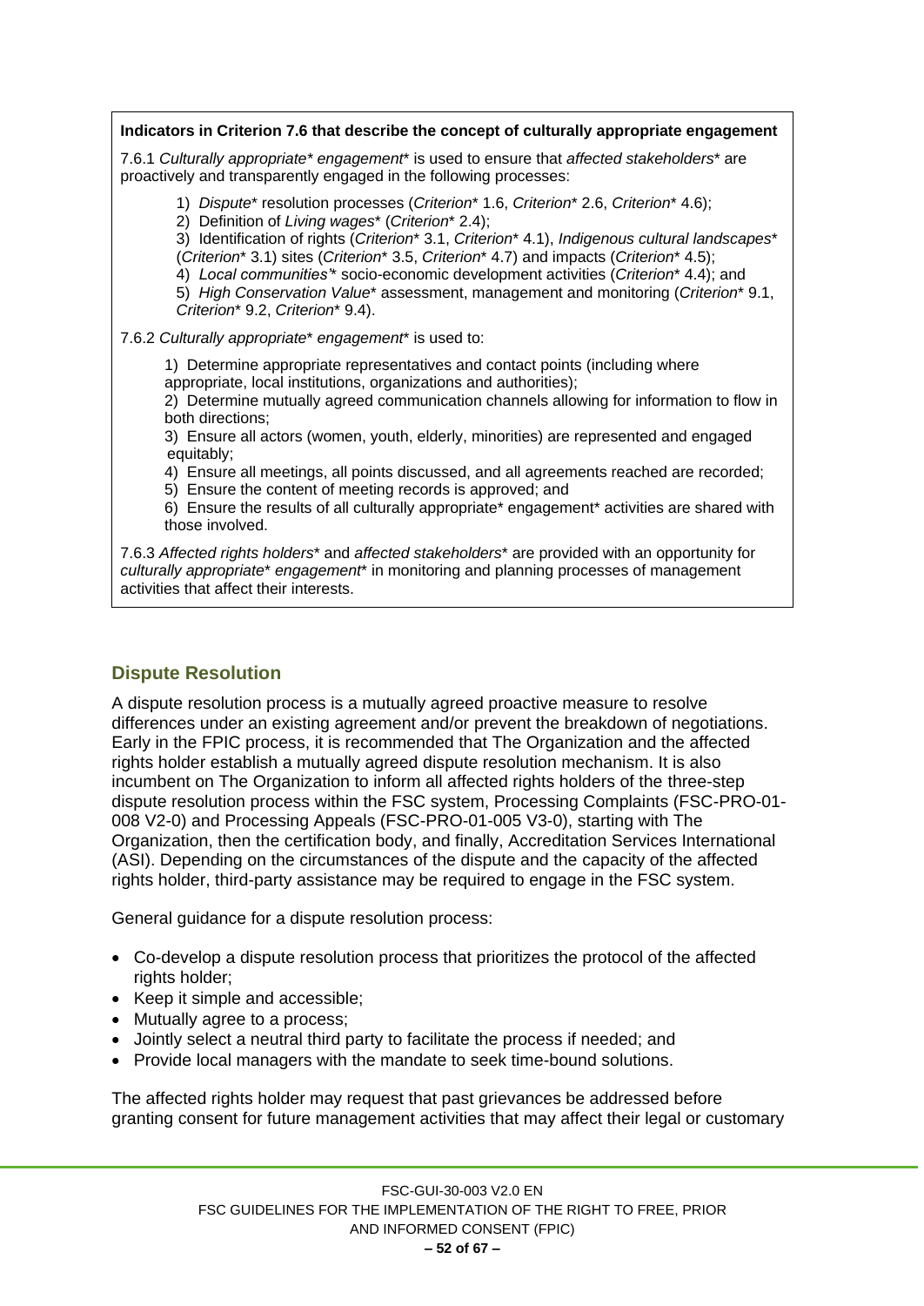**Indicators in Criterion 7.6 that describe the concept of culturally appropriate engagement**

7.6.1 *Culturally appropriate\* engagement*\* is used to ensure that *affected stakeholders*\* are proactively and transparently engaged in the following processes:

1) *Dispute*\* resolution processes (*Criterion*\* 1.6, *Criterion*\* 2.6, *Criterion*\* 4.6);
2) Definition of *Living wages*\* (*Criterion*\* 2.4);
3) Identification of rights (*Criterion*\* 3.1, *Criterion*\* 4.1), *Indigenous cultural landscapes*\* (*Criterion*\* 3.1) sites (*Criterion*\* 3.5, *Criterion*\* 4.7) and impacts (*Criterion*\* 4.5);
4) *Local communities'*\* socio-economic development activities (*Criterion*\* 4.4); and
5) *High Conservation Value*\* assessment, management and monitoring (*Criterion*\* 9.1, *Criterion*\* 9.2, *Criterion*\* 9.4).

7.6.2 *Culturally appropriate*\* *engagement*\* is used to:

1) Determine appropriate representatives and contact points (including where appropriate, local institutions, organizations and authorities);
2) Determine mutually agreed communication channels allowing for information to flow in both directions;
3) Ensure all actors (women, youth, elderly, minorities) are represented and engaged equitably;
4) Ensure all meetings, all points discussed, and all agreements reached are recorded;
5) Ensure the content of meeting records is approved; and
6) Ensure the results of all culturally appropriate\* engagement\* activities are shared with those involved.

7.6.3 *Affected rights holders*\* and *affected stakeholders*\* are provided with an opportunity for *culturally appropriate*\* *engagement*\* in monitoring and planning processes of management activities that affect their interests.

## Dispute Resolution

A dispute resolution process is a mutually agreed proactive measure to resolve differences under an existing agreement and/or prevent the breakdown of negotiations. Early in the FPIC process, it is recommended that The Organization and the affected rights holder establish a mutually agreed dispute resolution mechanism. It is also incumbent on The Organization to inform all affected rights holders of the three-step dispute resolution process within the FSC system, Processing Complaints (FSC-PRO-01-008 V2-0) and Processing Appeals (FSC-PRO-01-005 V3-0), starting with The Organization, then the certification body, and finally, Accreditation Services International (ASI). Depending on the circumstances of the dispute and the capacity of the affected rights holder, third-party assistance may be required to engage in the FSC system.

General guidance for a dispute resolution process:

- Co-develop a dispute resolution process that prioritizes the protocol of the affected rights holder;
- Keep it simple and accessible;
- Mutually agree to a process;
- Jointly select a neutral third party to facilitate the process if needed; and
- Provide local managers with the mandate to seek time-bound solutions.

The affected rights holder may request that past grievances be addressed before granting consent for future management activities that may affect their legal or customary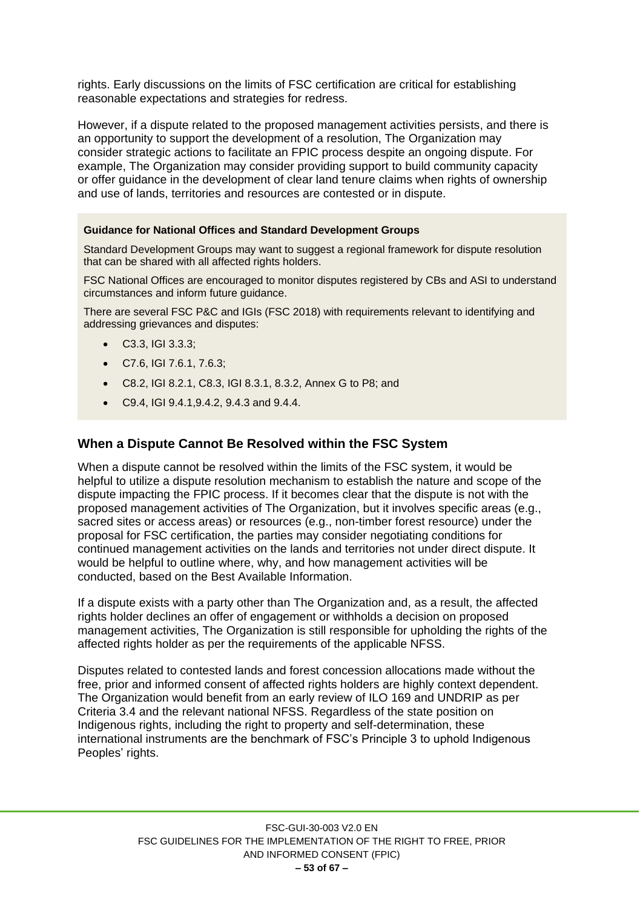rights. Early discussions on the limits of FSC certification are critical for establishing reasonable expectations and strategies for redress.

However, if a dispute related to the proposed management activities persists, and there is an opportunity to support the development of a resolution, The Organization may consider strategic actions to facilitate an FPIC process despite an ongoing dispute. For example, The Organization may consider providing support to build community capacity or offer guidance in the development of clear land tenure claims when rights of ownership and use of lands, territories and resources are contested or in dispute.

**Guidance for National Offices and Standard Development Groups**

Standard Development Groups may want to suggest a regional framework for dispute resolution that can be shared with all affected rights holders.

FSC National Offices are encouraged to monitor disputes registered by CBs and ASI to understand circumstances and inform future guidance.

There are several FSC P&C and IGIs (FSC 2018) with requirements relevant to identifying and addressing grievances and disputes:

- C3.3, IGI 3.3.3;
- C7.6, IGI 7.6.1, 7.6.3;
- C8.2, IGI 8.2.1, C8.3, IGI 8.3.1, 8.3.2, Annex G to P8; and
- C9.4, IGI 9.4.1,9.4.2, 9.4.3 and 9.4.4.

## When a Dispute Cannot Be Resolved within the FSC System

When a dispute cannot be resolved within the limits of the FSC system, it would be helpful to utilize a dispute resolution mechanism to establish the nature and scope of the dispute impacting the FPIC process. If it becomes clear that the dispute is not with the proposed management activities of The Organization, but it involves specific areas (e.g., sacred sites or access areas) or resources (e.g., non-timber forest resource) under the proposal for FSC certification, the parties may consider negotiating conditions for continued management activities on the lands and territories not under direct dispute. It would be helpful to outline where, why, and how management activities will be conducted, based on the Best Available Information.

If a dispute exists with a party other than The Organization and, as a result, the affected rights holder declines an offer of engagement or withholds a decision on proposed management activities, The Organization is still responsible for upholding the rights of the affected rights holder as per the requirements of the applicable NFSS.

Disputes related to contested lands and forest concession allocations made without the free, prior and informed consent of affected rights holders are highly context dependent. The Organization would benefit from an early review of ILO 169 and UNDRIP as per Criteria 3.4 and the relevant national NFSS. Regardless of the state position on Indigenous rights, including the right to property and self-determination, these international instruments are the benchmark of FSC's Principle 3 to uphold Indigenous Peoples' rights.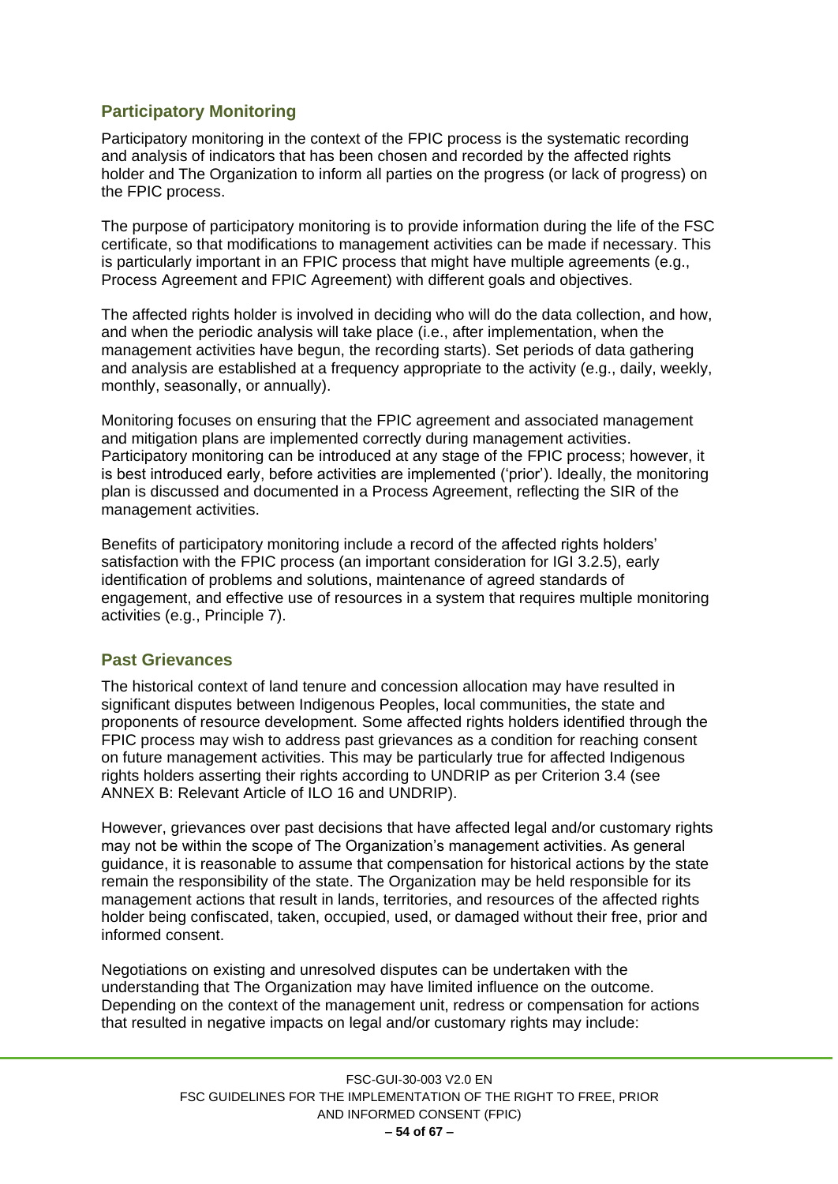## Participatory Monitoring

Participatory monitoring in the context of the FPIC process is the systematic recording and analysis of indicators that has been chosen and recorded by the affected rights holder and The Organization to inform all parties on the progress (or lack of progress) on the FPIC process.

The purpose of participatory monitoring is to provide information during the life of the FSC certificate, so that modifications to management activities can be made if necessary. This is particularly important in an FPIC process that might have multiple agreements (e.g., Process Agreement and FPIC Agreement) with different goals and objectives.

The affected rights holder is involved in deciding who will do the data collection, and how, and when the periodic analysis will take place (i.e., after implementation, when the management activities have begun, the recording starts). Set periods of data gathering and analysis are established at a frequency appropriate to the activity (e.g., daily, weekly, monthly, seasonally, or annually).

Monitoring focuses on ensuring that the FPIC agreement and associated management and mitigation plans are implemented correctly during management activities. Participatory monitoring can be introduced at any stage of the FPIC process; however, it is best introduced early, before activities are implemented ('prior'). Ideally, the monitoring plan is discussed and documented in a Process Agreement, reflecting the SIR of the management activities.

Benefits of participatory monitoring include a record of the affected rights holders' satisfaction with the FPIC process (an important consideration for IGI 3.2.5), early identification of problems and solutions, maintenance of agreed standards of engagement, and effective use of resources in a system that requires multiple monitoring activities (e.g., Principle 7).

## Past Grievances

The historical context of land tenure and concession allocation may have resulted in significant disputes between Indigenous Peoples, local communities, the state and proponents of resource development. Some affected rights holders identified through the FPIC process may wish to address past grievances as a condition for reaching consent on future management activities. This may be particularly true for affected Indigenous rights holders asserting their rights according to UNDRIP as per Criterion 3.4 (see ANNEX B: Relevant Article of ILO 16 and UNDRIP).

However, grievances over past decisions that have affected legal and/or customary rights may not be within the scope of The Organization's management activities. As general guidance, it is reasonable to assume that compensation for historical actions by the state remain the responsibility of the state. The Organization may be held responsible for its management actions that result in lands, territories, and resources of the affected rights holder being confiscated, taken, occupied, used, or damaged without their free, prior and informed consent.

Negotiations on existing and unresolved disputes can be undertaken with the understanding that The Organization may have limited influence on the outcome. Depending on the context of the management unit, redress or compensation for actions that resulted in negative impacts on legal and/or customary rights may include: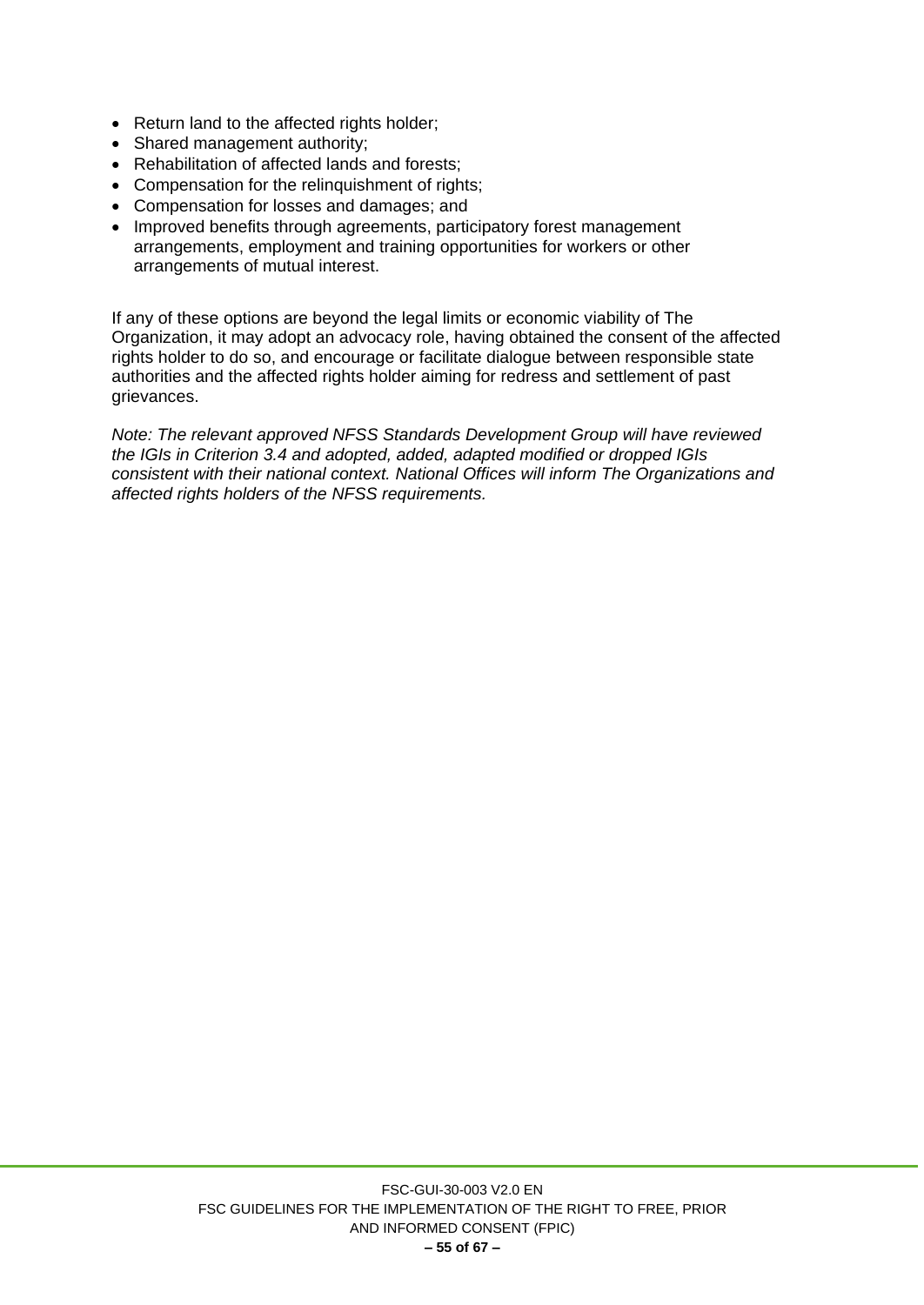- Return land to the affected rights holder;
- Shared management authority;
- Rehabilitation of affected lands and forests;
- Compensation for the relinquishment of rights;
- Compensation for losses and damages; and
- Improved benefits through agreements, participatory forest management arrangements, employment and training opportunities for workers or other arrangements of mutual interest.

If any of these options are beyond the legal limits or economic viability of The Organization, it may adopt an advocacy role, having obtained the consent of the affected rights holder to do so, and encourage or facilitate dialogue between responsible state authorities and the affected rights holder aiming for redress and settlement of past grievances.

*Note: The relevant approved NFSS Standards Development Group will have reviewed the IGIs in Criterion 3.4 and adopted, added, adapted modified or dropped IGIs consistent with their national context. National Offices will inform The Organizations and affected rights holders of the NFSS requirements.*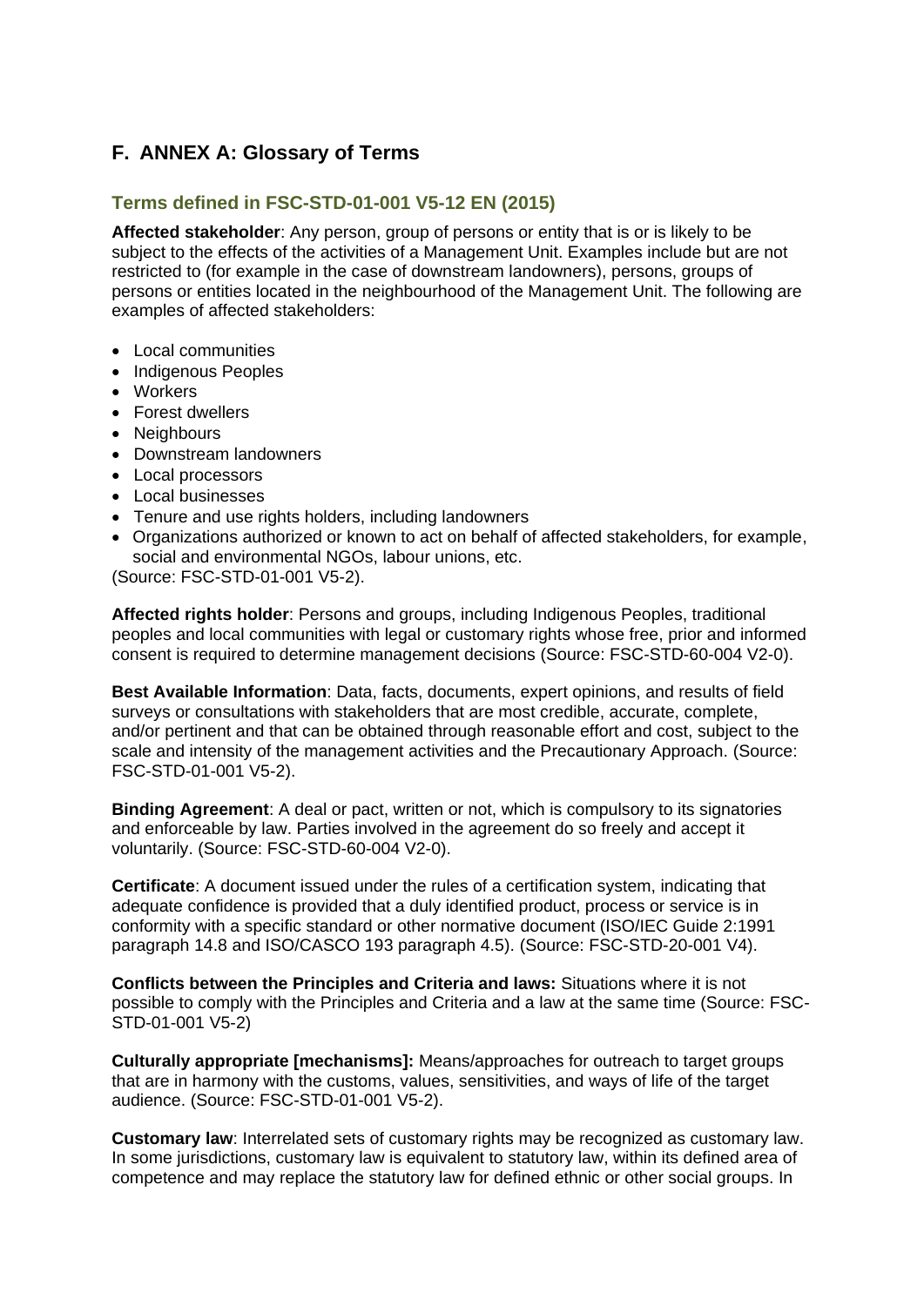## F. ANNEX A: Glossary of Terms

### Terms defined in FSC-STD-01-001 V5-12 EN (2015)

**Affected stakeholder**: Any person, group of persons or entity that is or is likely to be subject to the effects of the activities of a Management Unit. Examples include but are not restricted to (for example in the case of downstream landowners), persons, groups of persons or entities located in the neighbourhood of the Management Unit. The following are examples of affected stakeholders:

- Local communities
- Indigenous Peoples
- Workers
- Forest dwellers
- Neighbours
- Downstream landowners
- Local processors
- Local businesses
- Tenure and use rights holders, including landowners
- Organizations authorized or known to act on behalf of affected stakeholders, for example, social and environmental NGOs, labour unions, etc.

(Source: FSC-STD-01-001 V5-2).

**Affected rights holder**: Persons and groups, including Indigenous Peoples, traditional peoples and local communities with legal or customary rights whose free, prior and informed consent is required to determine management decisions (Source: FSC-STD-60-004 V2-0).

**Best Available Information**: Data, facts, documents, expert opinions, and results of field surveys or consultations with stakeholders that are most credible, accurate, complete, and/or pertinent and that can be obtained through reasonable effort and cost, subject to the scale and intensity of the management activities and the Precautionary Approach. (Source: FSC-STD-01-001 V5-2).

**Binding Agreement**: A deal or pact, written or not, which is compulsory to its signatories and enforceable by law. Parties involved in the agreement do so freely and accept it voluntarily. (Source: FSC-STD-60-004 V2-0).

**Certificate**: A document issued under the rules of a certification system, indicating that adequate confidence is provided that a duly identified product, process or service is in conformity with a specific standard or other normative document (ISO/IEC Guide 2:1991 paragraph 14.8 and ISO/CASCO 193 paragraph 4.5). (Source: FSC-STD-20-001 V4).

**Conflicts between the Principles and Criteria and laws:** Situations where it is not possible to comply with the Principles and Criteria and a law at the same time (Source: FSC-STD-01-001 V5-2)

**Culturally appropriate [mechanisms]:** Means/approaches for outreach to target groups that are in harmony with the customs, values, sensitivities, and ways of life of the target audience. (Source: FSC-STD-01-001 V5-2).

**Customary law**: Interrelated sets of customary rights may be recognized as customary law. In some jurisdictions, customary law is equivalent to statutory law, within its defined area of competence and may replace the statutory law for defined ethnic or other social groups. In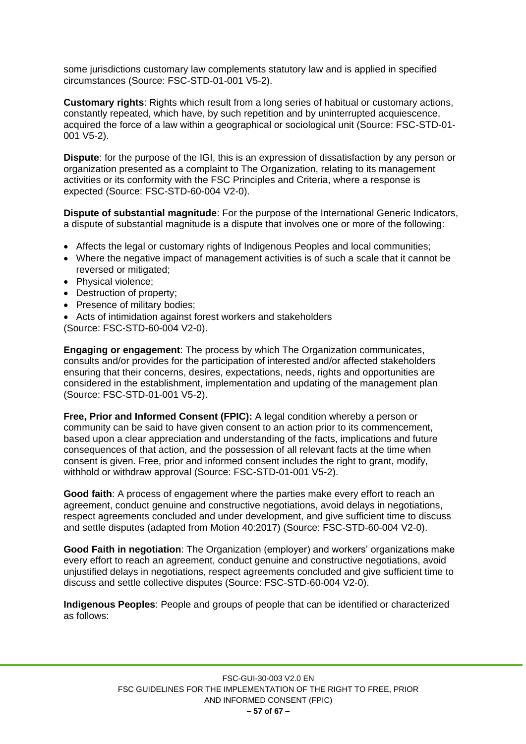some jurisdictions customary law complements statutory law and is applied in specified circumstances (Source: FSC-STD-01-001 V5-2).

**Customary rights**: Rights which result from a long series of habitual or customary actions, constantly repeated, which have, by such repetition and by uninterrupted acquiescence, acquired the force of a law within a geographical or sociological unit (Source: FSC-STD-01-001 V5-2).

**Dispute**: for the purpose of the IGI, this is an expression of dissatisfaction by any person or organization presented as a complaint to The Organization, relating to its management activities or its conformity with the FSC Principles and Criteria, where a response is expected (Source: FSC-STD-60-004 V2-0).

**Dispute of substantial magnitude**: For the purpose of the International Generic Indicators, a dispute of substantial magnitude is a dispute that involves one or more of the following:

- Affects the legal or customary rights of Indigenous Peoples and local communities;
- Where the negative impact of management activities is of such a scale that it cannot be reversed or mitigated;
- Physical violence;
- Destruction of property;
- Presence of military bodies;
- Acts of intimidation against forest workers and stakeholders

(Source: FSC-STD-60-004 V2-0).

**Engaging or engagement**: The process by which The Organization communicates, consults and/or provides for the participation of interested and/or affected stakeholders ensuring that their concerns, desires, expectations, needs, rights and opportunities are considered in the establishment, implementation and updating of the management plan (Source: FSC-STD-01-001 V5-2).

**Free, Prior and Informed Consent (FPIC):** A legal condition whereby a person or community can be said to have given consent to an action prior to its commencement, based upon a clear appreciation and understanding of the facts, implications and future consequences of that action, and the possession of all relevant facts at the time when consent is given. Free, prior and informed consent includes the right to grant, modify, withhold or withdraw approval (Source: FSC-STD-01-001 V5-2).

**Good faith**: A process of engagement where the parties make every effort to reach an agreement, conduct genuine and constructive negotiations, avoid delays in negotiations, respect agreements concluded and under development, and give sufficient time to discuss and settle disputes (adapted from Motion 40:2017) (Source: FSC-STD-60-004 V2-0).

**Good Faith in negotiation**: The Organization (employer) and workers' organizations make every effort to reach an agreement, conduct genuine and constructive negotiations, avoid unjustified delays in negotiations, respect agreements concluded and give sufficient time to discuss and settle collective disputes (Source: FSC-STD-60-004 V2-0).

**Indigenous Peoples**: People and groups of people that can be identified or characterized as follows: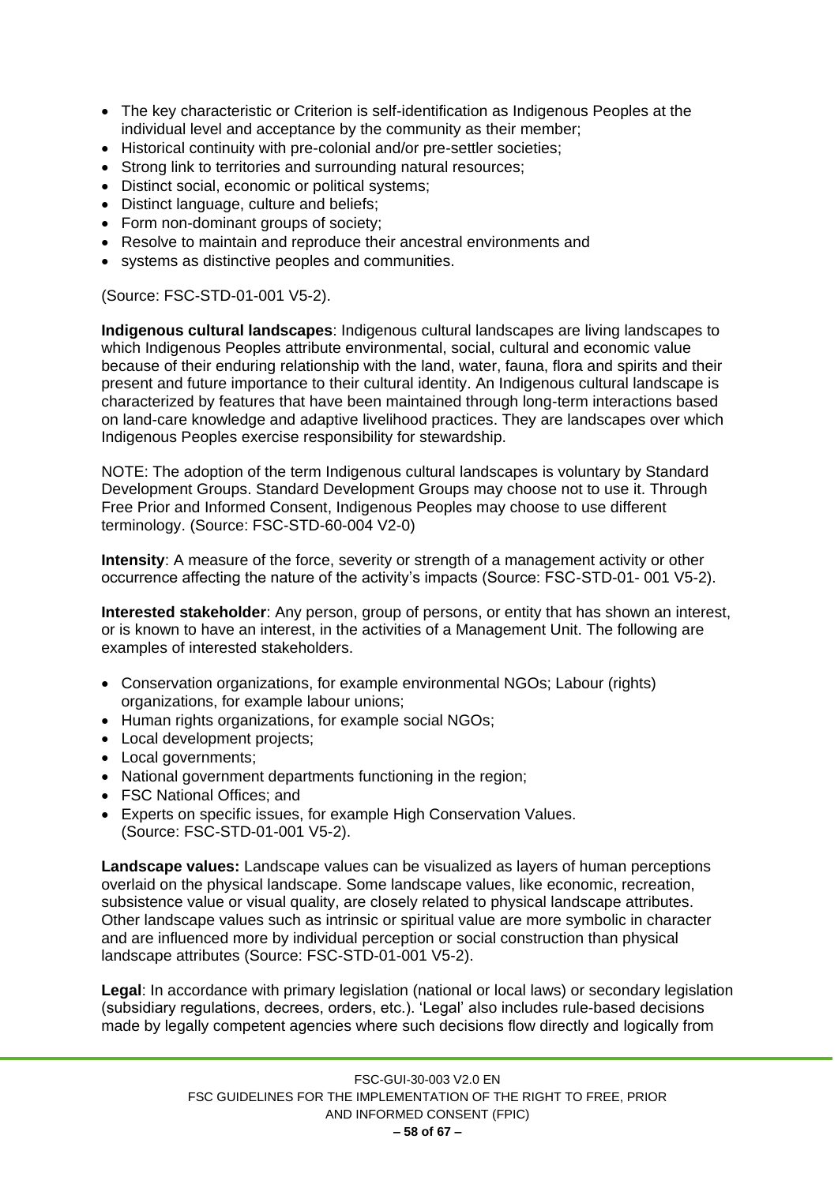- The key characteristic or Criterion is self-identification as Indigenous Peoples at the individual level and acceptance by the community as their member;
- Historical continuity with pre-colonial and/or pre-settler societies;
- Strong link to territories and surrounding natural resources;
- Distinct social, economic or political systems;
- Distinct language, culture and beliefs;
- Form non-dominant groups of society;
- Resolve to maintain and reproduce their ancestral environments and
- systems as distinctive peoples and communities.

(Source: FSC-STD-01-001 V5-2).

**Indigenous cultural landscapes**: Indigenous cultural landscapes are living landscapes to which Indigenous Peoples attribute environmental, social, cultural and economic value because of their enduring relationship with the land, water, fauna, flora and spirits and their present and future importance to their cultural identity. An Indigenous cultural landscape is characterized by features that have been maintained through long-term interactions based on land-care knowledge and adaptive livelihood practices. They are landscapes over which Indigenous Peoples exercise responsibility for stewardship.

NOTE: The adoption of the term Indigenous cultural landscapes is voluntary by Standard Development Groups. Standard Development Groups may choose not to use it. Through Free Prior and Informed Consent, Indigenous Peoples may choose to use different terminology. (Source: FSC-STD-60-004 V2-0)

**Intensity**: A measure of the force, severity or strength of a management activity or other occurrence affecting the nature of the activity's impacts (Source: FSC-STD-01- 001 V5-2).

**Interested stakeholder**: Any person, group of persons, or entity that has shown an interest, or is known to have an interest, in the activities of a Management Unit. The following are examples of interested stakeholders.

- Conservation organizations, for example environmental NGOs; Labour (rights) organizations, for example labour unions;
- Human rights organizations, for example social NGOs;
- Local development projects;
- Local governments;
- National government departments functioning in the region;
- FSC National Offices; and
- Experts on specific issues, for example High Conservation Values. (Source: FSC-STD-01-001 V5-2).

**Landscape values:** Landscape values can be visualized as layers of human perceptions overlaid on the physical landscape. Some landscape values, like economic, recreation, subsistence value or visual quality, are closely related to physical landscape attributes. Other landscape values such as intrinsic or spiritual value are more symbolic in character and are influenced more by individual perception or social construction than physical landscape attributes (Source: FSC-STD-01-001 V5-2).

**Legal**: In accordance with primary legislation (national or local laws) or secondary legislation (subsidiary regulations, decrees, orders, etc.). 'Legal' also includes rule-based decisions made by legally competent agencies where such decisions flow directly and logically from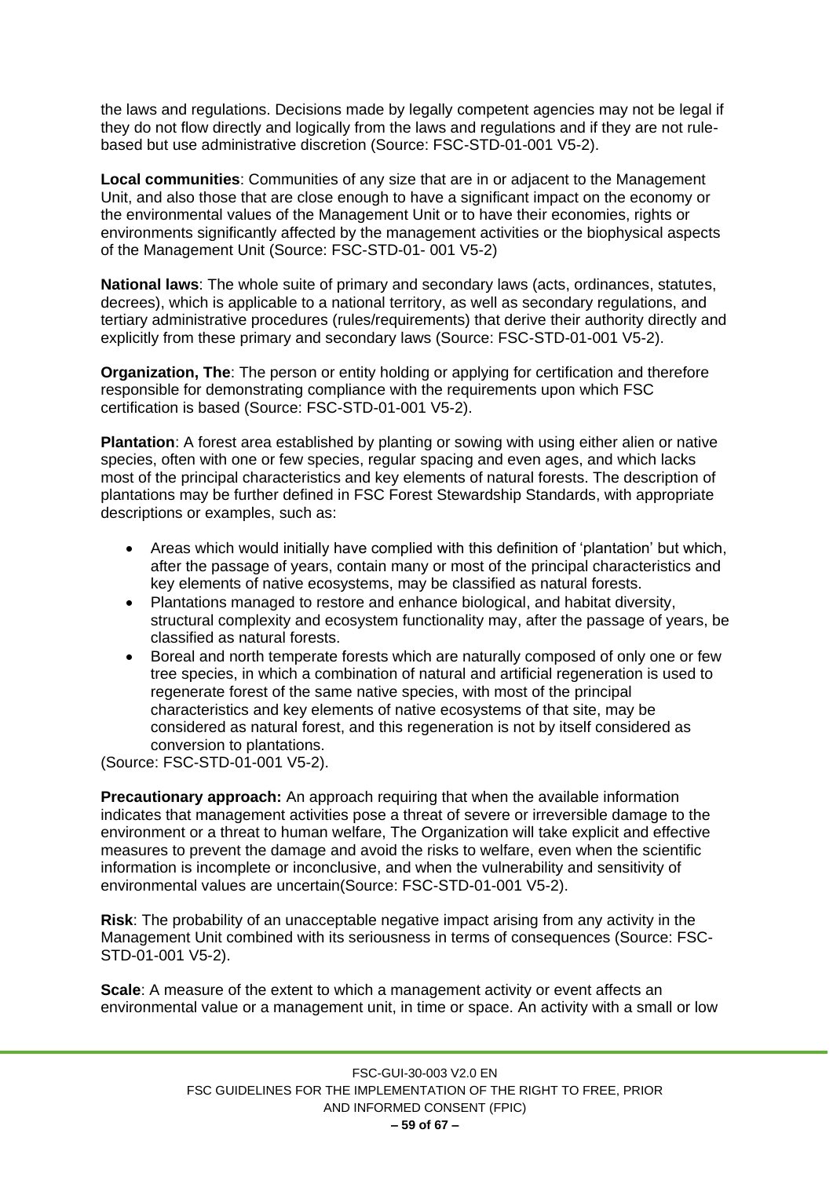the laws and regulations. Decisions made by legally competent agencies may not be legal if they do not flow directly and logically from the laws and regulations and if they are not rule-based but use administrative discretion (Source: FSC-STD-01-001 V5-2).

**Local communities**: Communities of any size that are in or adjacent to the Management Unit, and also those that are close enough to have a significant impact on the economy or the environmental values of the Management Unit or to have their economies, rights or environments significantly affected by the management activities or the biophysical aspects of the Management Unit (Source: FSC-STD-01- 001 V5-2)

**National laws**: The whole suite of primary and secondary laws (acts, ordinances, statutes, decrees), which is applicable to a national territory, as well as secondary regulations, and tertiary administrative procedures (rules/requirements) that derive their authority directly and explicitly from these primary and secondary laws (Source: FSC-STD-01-001 V5-2).

**Organization, The**: The person or entity holding or applying for certification and therefore responsible for demonstrating compliance with the requirements upon which FSC certification is based (Source: FSC-STD-01-001 V5-2).

**Plantation**: A forest area established by planting or sowing with using either alien or native species, often with one or few species, regular spacing and even ages, and which lacks most of the principal characteristics and key elements of natural forests. The description of plantations may be further defined in FSC Forest Stewardship Standards, with appropriate descriptions or examples, such as:

- Areas which would initially have complied with this definition of 'plantation' but which, after the passage of years, contain many or most of the principal characteristics and key elements of native ecosystems, may be classified as natural forests.
- Plantations managed to restore and enhance biological, and habitat diversity, structural complexity and ecosystem functionality may, after the passage of years, be classified as natural forests.
- Boreal and north temperate forests which are naturally composed of only one or few tree species, in which a combination of natural and artificial regeneration is used to regenerate forest of the same native species, with most of the principal characteristics and key elements of native ecosystems of that site, may be considered as natural forest, and this regeneration is not by itself considered as conversion to plantations.

(Source: FSC-STD-01-001 V5-2).

**Precautionary approach:** An approach requiring that when the available information indicates that management activities pose a threat of severe or irreversible damage to the environment or a threat to human welfare, The Organization will take explicit and effective measures to prevent the damage and avoid the risks to welfare, even when the scientific information is incomplete or inconclusive, and when the vulnerability and sensitivity of environmental values are uncertain(Source: FSC-STD-01-001 V5-2).

**Risk**: The probability of an unacceptable negative impact arising from any activity in the Management Unit combined with its seriousness in terms of consequences (Source: FSC-STD-01-001 V5-2).

**Scale**: A measure of the extent to which a management activity or event affects an environmental value or a management unit, in time or space. An activity with a small or low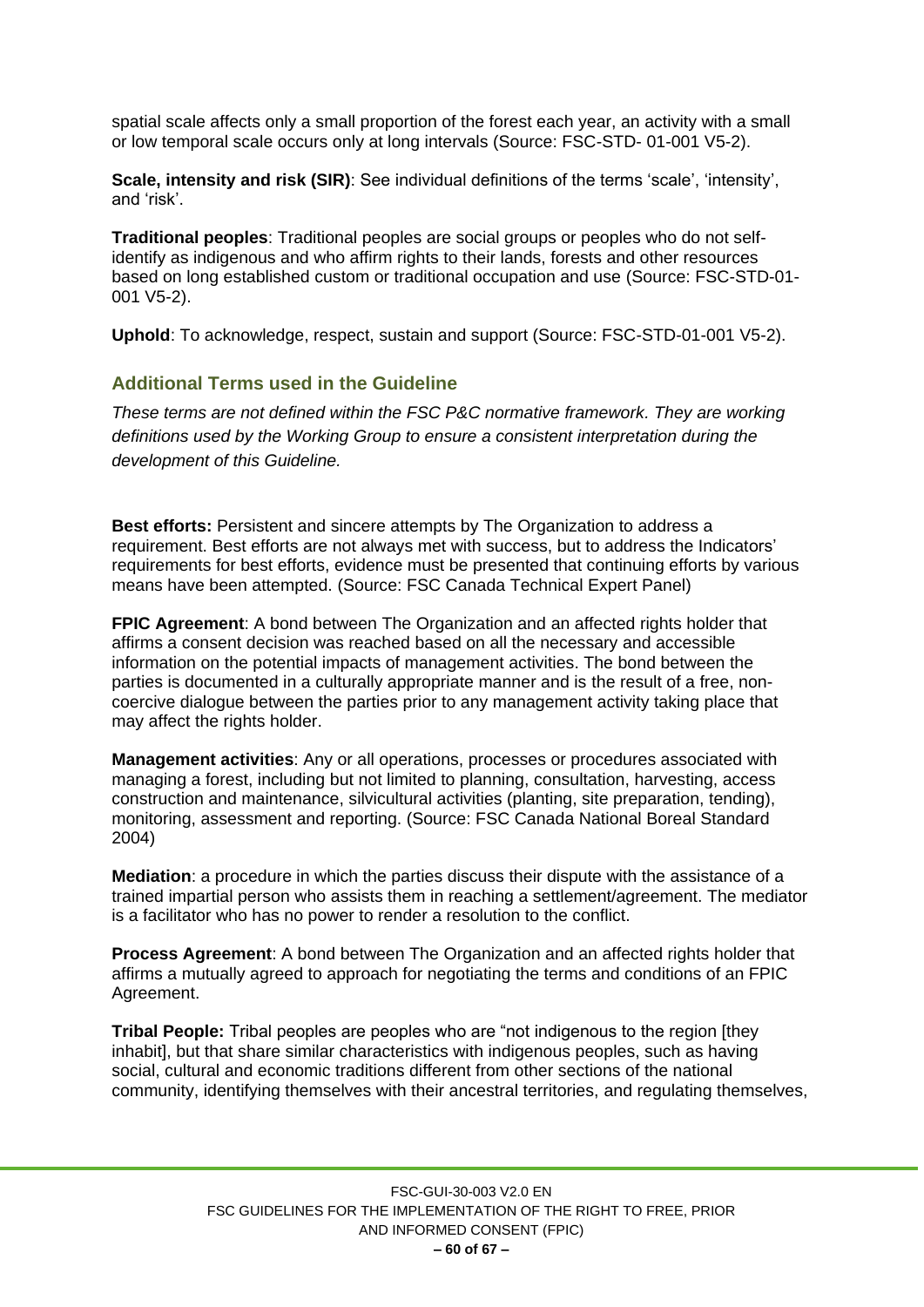spatial scale affects only a small proportion of the forest each year, an activity with a small or low temporal scale occurs only at long intervals (Source: FSC-STD- 01-001 V5-2).

**Scale, intensity and risk (SIR)**: See individual definitions of the terms 'scale', 'intensity', and 'risk'.

**Traditional peoples**: Traditional peoples are social groups or peoples who do not self-identify as indigenous and who affirm rights to their lands, forests and other resources based on long established custom or traditional occupation and use (Source: FSC-STD-01-001 V5-2).

**Uphold**: To acknowledge, respect, sustain and support (Source: FSC-STD-01-001 V5-2).

## Additional Terms used in the Guideline

*These terms are not defined within the FSC P&C normative framework. They are working definitions used by the Working Group to ensure a consistent interpretation during the development of this Guideline.*

**Best efforts:** Persistent and sincere attempts by The Organization to address a requirement. Best efforts are not always met with success, but to address the Indicators' requirements for best efforts, evidence must be presented that continuing efforts by various means have been attempted. (Source: FSC Canada Technical Expert Panel)

**FPIC Agreement**: A bond between The Organization and an affected rights holder that affirms a consent decision was reached based on all the necessary and accessible information on the potential impacts of management activities. The bond between the parties is documented in a culturally appropriate manner and is the result of a free, non-coercive dialogue between the parties prior to any management activity taking place that may affect the rights holder.

**Management activities**: Any or all operations, processes or procedures associated with managing a forest, including but not limited to planning, consultation, harvesting, access construction and maintenance, silvicultural activities (planting, site preparation, tending), monitoring, assessment and reporting. (Source: FSC Canada National Boreal Standard 2004)

**Mediation**: a procedure in which the parties discuss their dispute with the assistance of a trained impartial person who assists them in reaching a settlement/agreement. The mediator is a facilitator who has no power to render a resolution to the conflict.

**Process Agreement**: A bond between The Organization and an affected rights holder that affirms a mutually agreed to approach for negotiating the terms and conditions of an FPIC Agreement.

**Tribal People:** Tribal peoples are peoples who are "not indigenous to the region [they inhabit], but that share similar characteristics with indigenous peoples, such as having social, cultural and economic traditions different from other sections of the national community, identifying themselves with their ancestral territories, and regulating themselves,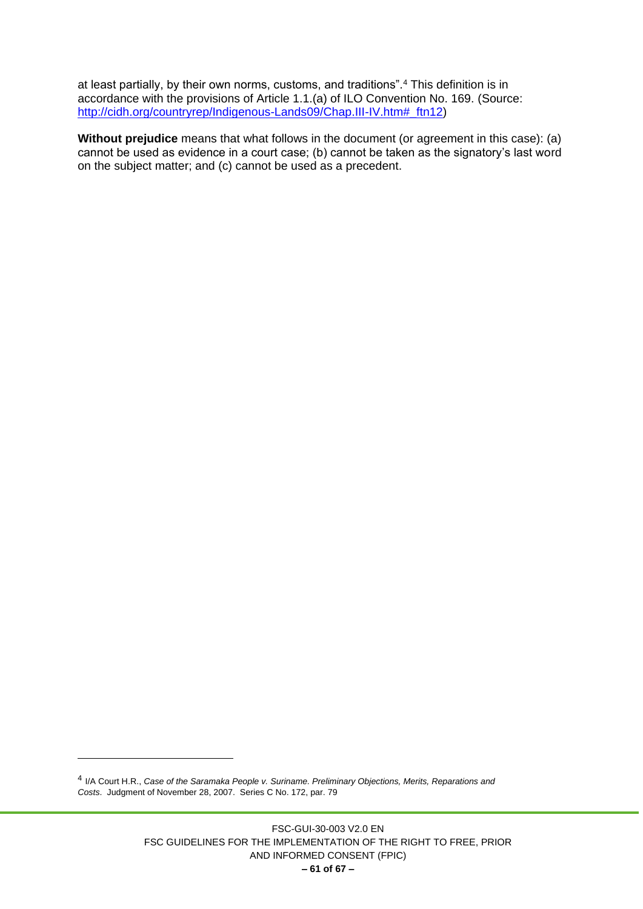at least partially, by their own norms, customs, and traditions".[4] This definition is in accordance with the provisions of Article 1.1.(a) of ILO Convention No. 169. (Source: [http://cidh.org/countryrep/Indigenous-Lands09/Chap.III-IV.htm#_ftn12](http://cidh.org/countryrep/Indigenous-Lands09/Chap.III-IV.htm#_ftn12))

**Without prejudice** means that what follows in the document (or agreement in this case): (a) cannot be used as evidence in a court case; (b) cannot be taken as the signatory's last word on the subject matter; and (c) cannot be used as a precedent.

---

[4] I/A Court H.R., *Case of the Saramaka People v. Suriname. Preliminary Objections, Merits, Reparations and Costs*. Judgment of November 28, 2007. Series C No. 172, par. 79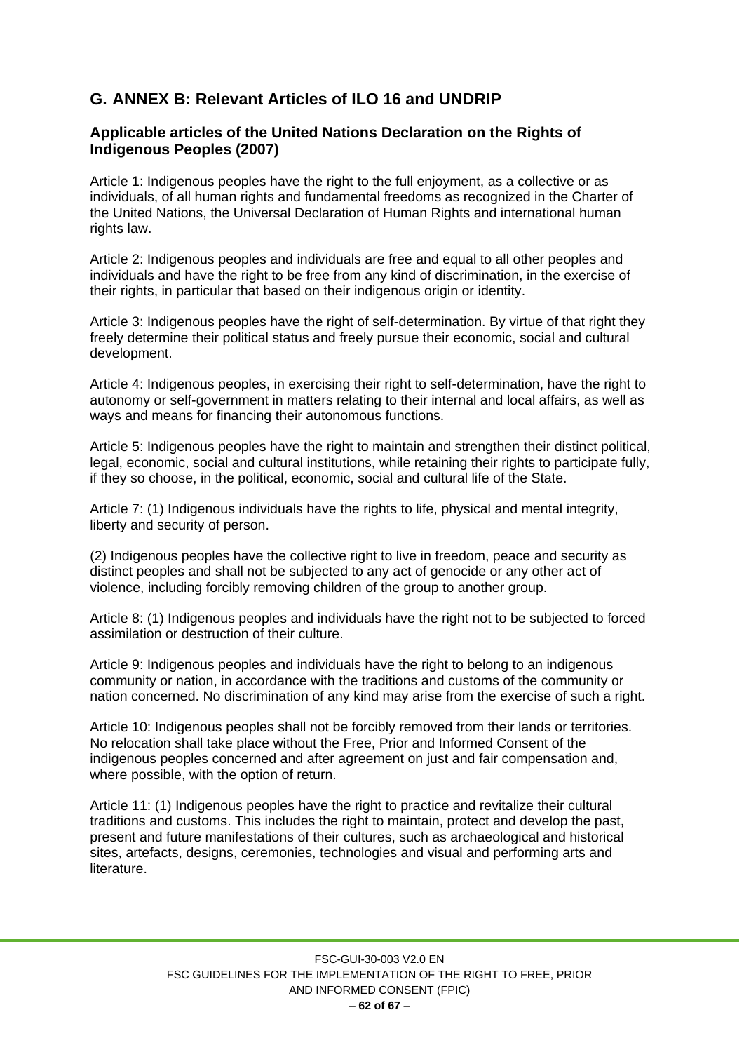## G. ANNEX B: Relevant Articles of ILO 16 and UNDRIP

### Applicable articles of the United Nations Declaration on the Rights of Indigenous Peoples (2007)

Article 1: Indigenous peoples have the right to the full enjoyment, as a collective or as individuals, of all human rights and fundamental freedoms as recognized in the Charter of the United Nations, the Universal Declaration of Human Rights and international human rights law.

Article 2: Indigenous peoples and individuals are free and equal to all other peoples and individuals and have the right to be free from any kind of discrimination, in the exercise of their rights, in particular that based on their indigenous origin or identity.

Article 3: Indigenous peoples have the right of self-determination. By virtue of that right they freely determine their political status and freely pursue their economic, social and cultural development.

Article 4: Indigenous peoples, in exercising their right to self-determination, have the right to autonomy or self-government in matters relating to their internal and local affairs, as well as ways and means for financing their autonomous functions.

Article 5: Indigenous peoples have the right to maintain and strengthen their distinct political, legal, economic, social and cultural institutions, while retaining their rights to participate fully, if they so choose, in the political, economic, social and cultural life of the State.

Article 7: (1) Indigenous individuals have the rights to life, physical and mental integrity, liberty and security of person.

(2) Indigenous peoples have the collective right to live in freedom, peace and security as distinct peoples and shall not be subjected to any act of genocide or any other act of violence, including forcibly removing children of the group to another group.

Article 8: (1) Indigenous peoples and individuals have the right not to be subjected to forced assimilation or destruction of their culture.

Article 9: Indigenous peoples and individuals have the right to belong to an indigenous community or nation, in accordance with the traditions and customs of the community or nation concerned. No discrimination of any kind may arise from the exercise of such a right.

Article 10: Indigenous peoples shall not be forcibly removed from their lands or territories. No relocation shall take place without the Free, Prior and Informed Consent of the indigenous peoples concerned and after agreement on just and fair compensation and, where possible, with the option of return.

Article 11: (1) Indigenous peoples have the right to practice and revitalize their cultural traditions and customs. This includes the right to maintain, protect and develop the past, present and future manifestations of their cultures, such as archaeological and historical sites, artefacts, designs, ceremonies, technologies and visual and performing arts and literature.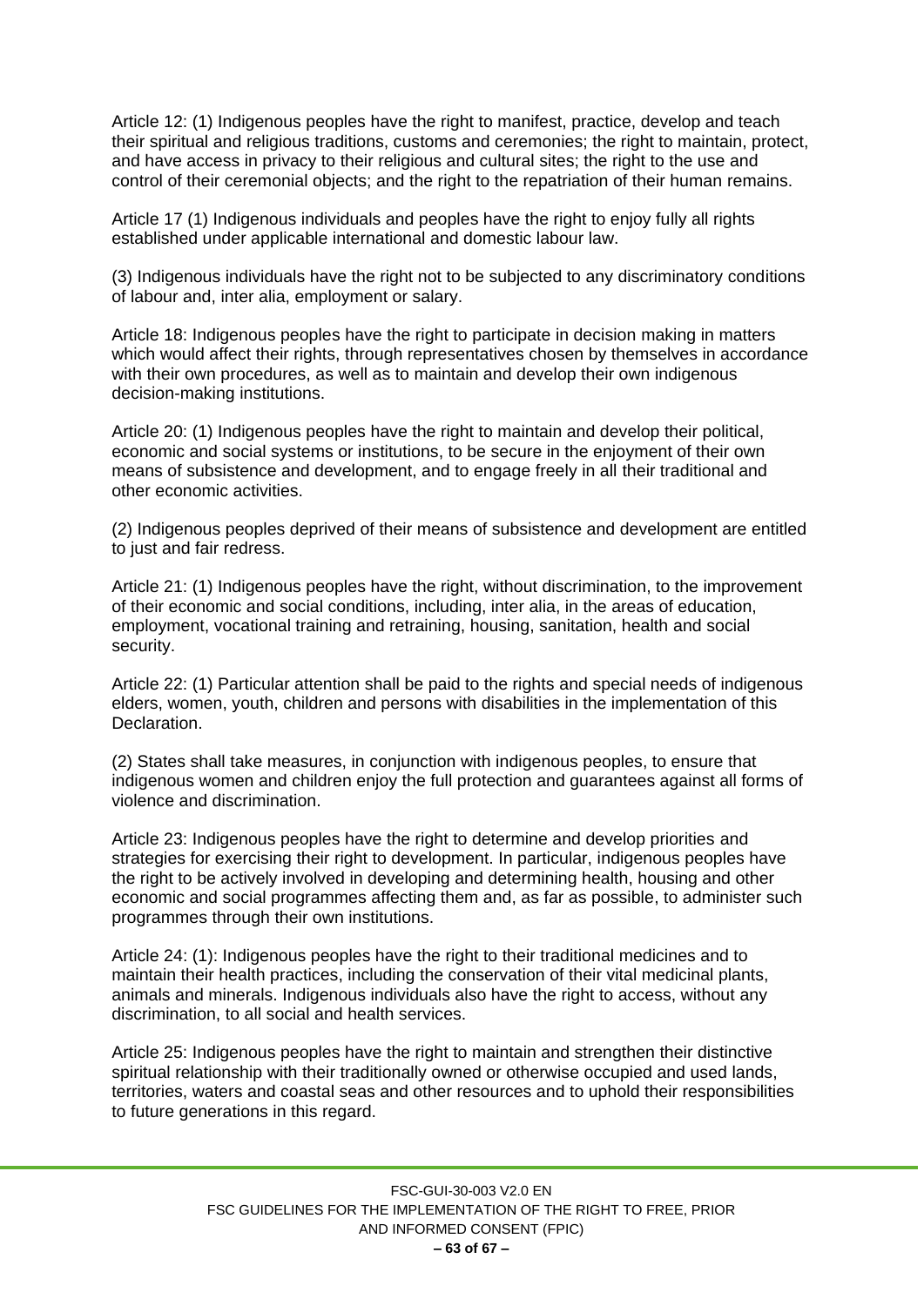Article 12: (1) Indigenous peoples have the right to manifest, practice, develop and teach their spiritual and religious traditions, customs and ceremonies; the right to maintain, protect, and have access in privacy to their religious and cultural sites; the right to the use and control of their ceremonial objects; and the right to the repatriation of their human remains.

Article 17 (1) Indigenous individuals and peoples have the right to enjoy fully all rights established under applicable international and domestic labour law.

(3) Indigenous individuals have the right not to be subjected to any discriminatory conditions of labour and, inter alia, employment or salary.

Article 18: Indigenous peoples have the right to participate in decision making in matters which would affect their rights, through representatives chosen by themselves in accordance with their own procedures, as well as to maintain and develop their own indigenous decision-making institutions.

Article 20: (1) Indigenous peoples have the right to maintain and develop their political, economic and social systems or institutions, to be secure in the enjoyment of their own means of subsistence and development, and to engage freely in all their traditional and other economic activities.

(2) Indigenous peoples deprived of their means of subsistence and development are entitled to just and fair redress.

Article 21: (1) Indigenous peoples have the right, without discrimination, to the improvement of their economic and social conditions, including, inter alia, in the areas of education, employment, vocational training and retraining, housing, sanitation, health and social security.

Article 22: (1) Particular attention shall be paid to the rights and special needs of indigenous elders, women, youth, children and persons with disabilities in the implementation of this Declaration.

(2) States shall take measures, in conjunction with indigenous peoples, to ensure that indigenous women and children enjoy the full protection and guarantees against all forms of violence and discrimination.

Article 23: Indigenous peoples have the right to determine and develop priorities and strategies for exercising their right to development. In particular, indigenous peoples have the right to be actively involved in developing and determining health, housing and other economic and social programmes affecting them and, as far as possible, to administer such programmes through their own institutions.

Article 24: (1): Indigenous peoples have the right to their traditional medicines and to maintain their health practices, including the conservation of their vital medicinal plants, animals and minerals. Indigenous individuals also have the right to access, without any discrimination, to all social and health services.

Article 25: Indigenous peoples have the right to maintain and strengthen their distinctive spiritual relationship with their traditionally owned or otherwise occupied and used lands, territories, waters and coastal seas and other resources and to uphold their responsibilities to future generations in this regard.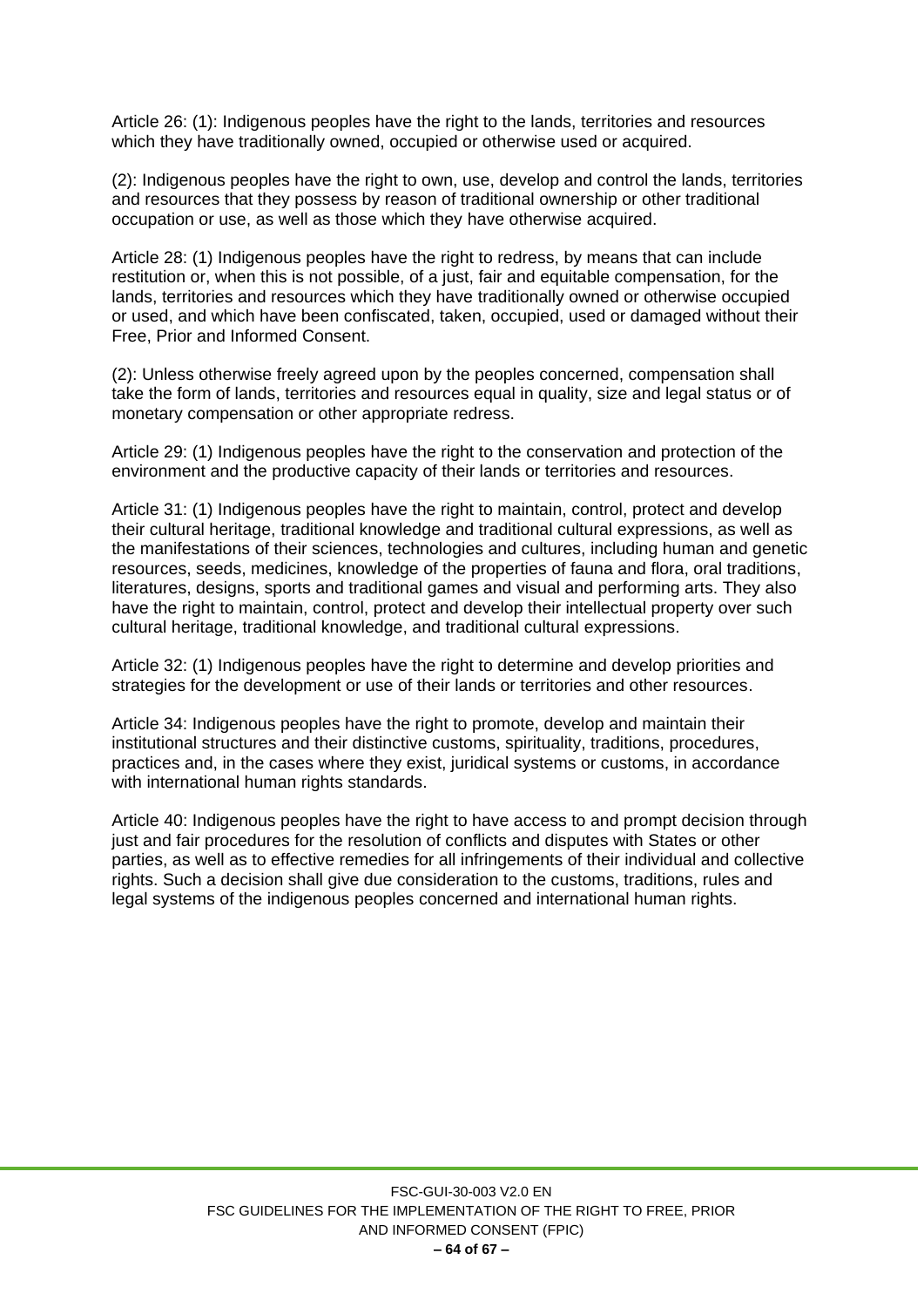Article 26: (1): Indigenous peoples have the right to the lands, territories and resources which they have traditionally owned, occupied or otherwise used or acquired.

(2): Indigenous peoples have the right to own, use, develop and control the lands, territories and resources that they possess by reason of traditional ownership or other traditional occupation or use, as well as those which they have otherwise acquired.

Article 28: (1) Indigenous peoples have the right to redress, by means that can include restitution or, when this is not possible, of a just, fair and equitable compensation, for the lands, territories and resources which they have traditionally owned or otherwise occupied or used, and which have been confiscated, taken, occupied, used or damaged without their Free, Prior and Informed Consent.

(2): Unless otherwise freely agreed upon by the peoples concerned, compensation shall take the form of lands, territories and resources equal in quality, size and legal status or of monetary compensation or other appropriate redress.

Article 29: (1) Indigenous peoples have the right to the conservation and protection of the environment and the productive capacity of their lands or territories and resources.

Article 31: (1) Indigenous peoples have the right to maintain, control, protect and develop their cultural heritage, traditional knowledge and traditional cultural expressions, as well as the manifestations of their sciences, technologies and cultures, including human and genetic resources, seeds, medicines, knowledge of the properties of fauna and flora, oral traditions, literatures, designs, sports and traditional games and visual and performing arts. They also have the right to maintain, control, protect and develop their intellectual property over such cultural heritage, traditional knowledge, and traditional cultural expressions.

Article 32: (1) Indigenous peoples have the right to determine and develop priorities and strategies for the development or use of their lands or territories and other resources.

Article 34: Indigenous peoples have the right to promote, develop and maintain their institutional structures and their distinctive customs, spirituality, traditions, procedures, practices and, in the cases where they exist, juridical systems or customs, in accordance with international human rights standards.

Article 40: Indigenous peoples have the right to have access to and prompt decision through just and fair procedures for the resolution of conflicts and disputes with States or other parties, as well as to effective remedies for all infringements of their individual and collective rights. Such a decision shall give due consideration to the customs, traditions, rules and legal systems of the indigenous peoples concerned and international human rights.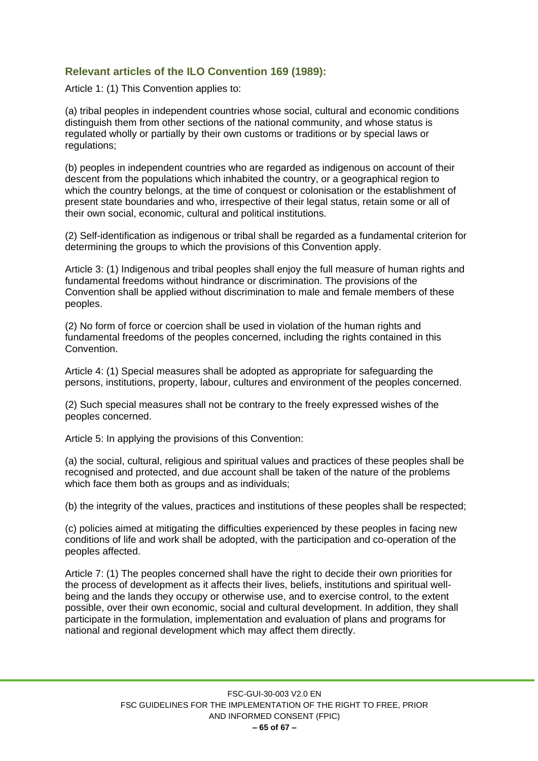### Relevant articles of the ILO Convention 169 (1989):

Article 1: (1) This Convention applies to:

(a) tribal peoples in independent countries whose social, cultural and economic conditions distinguish them from other sections of the national community, and whose status is regulated wholly or partially by their own customs or traditions or by special laws or regulations;

(b) peoples in independent countries who are regarded as indigenous on account of their descent from the populations which inhabited the country, or a geographical region to which the country belongs, at the time of conquest or colonisation or the establishment of present state boundaries and who, irrespective of their legal status, retain some or all of their own social, economic, cultural and political institutions.

(2) Self-identification as indigenous or tribal shall be regarded as a fundamental criterion for determining the groups to which the provisions of this Convention apply.

Article 3: (1) Indigenous and tribal peoples shall enjoy the full measure of human rights and fundamental freedoms without hindrance or discrimination. The provisions of the Convention shall be applied without discrimination to male and female members of these peoples.

(2) No form of force or coercion shall be used in violation of the human rights and fundamental freedoms of the peoples concerned, including the rights contained in this Convention.

Article 4: (1) Special measures shall be adopted as appropriate for safeguarding the persons, institutions, property, labour, cultures and environment of the peoples concerned.

(2) Such special measures shall not be contrary to the freely expressed wishes of the peoples concerned.

Article 5: In applying the provisions of this Convention:

(a) the social, cultural, religious and spiritual values and practices of these peoples shall be recognised and protected, and due account shall be taken of the nature of the problems which face them both as groups and as individuals;

(b) the integrity of the values, practices and institutions of these peoples shall be respected;

(c) policies aimed at mitigating the difficulties experienced by these peoples in facing new conditions of life and work shall be adopted, with the participation and co-operation of the peoples affected.

Article 7: (1) The peoples concerned shall have the right to decide their own priorities for the process of development as it affects their lives, beliefs, institutions and spiritual well-being and the lands they occupy or otherwise use, and to exercise control, to the extent possible, over their own economic, social and cultural development. In addition, they shall participate in the formulation, implementation and evaluation of plans and programs for national and regional development which may affect them directly.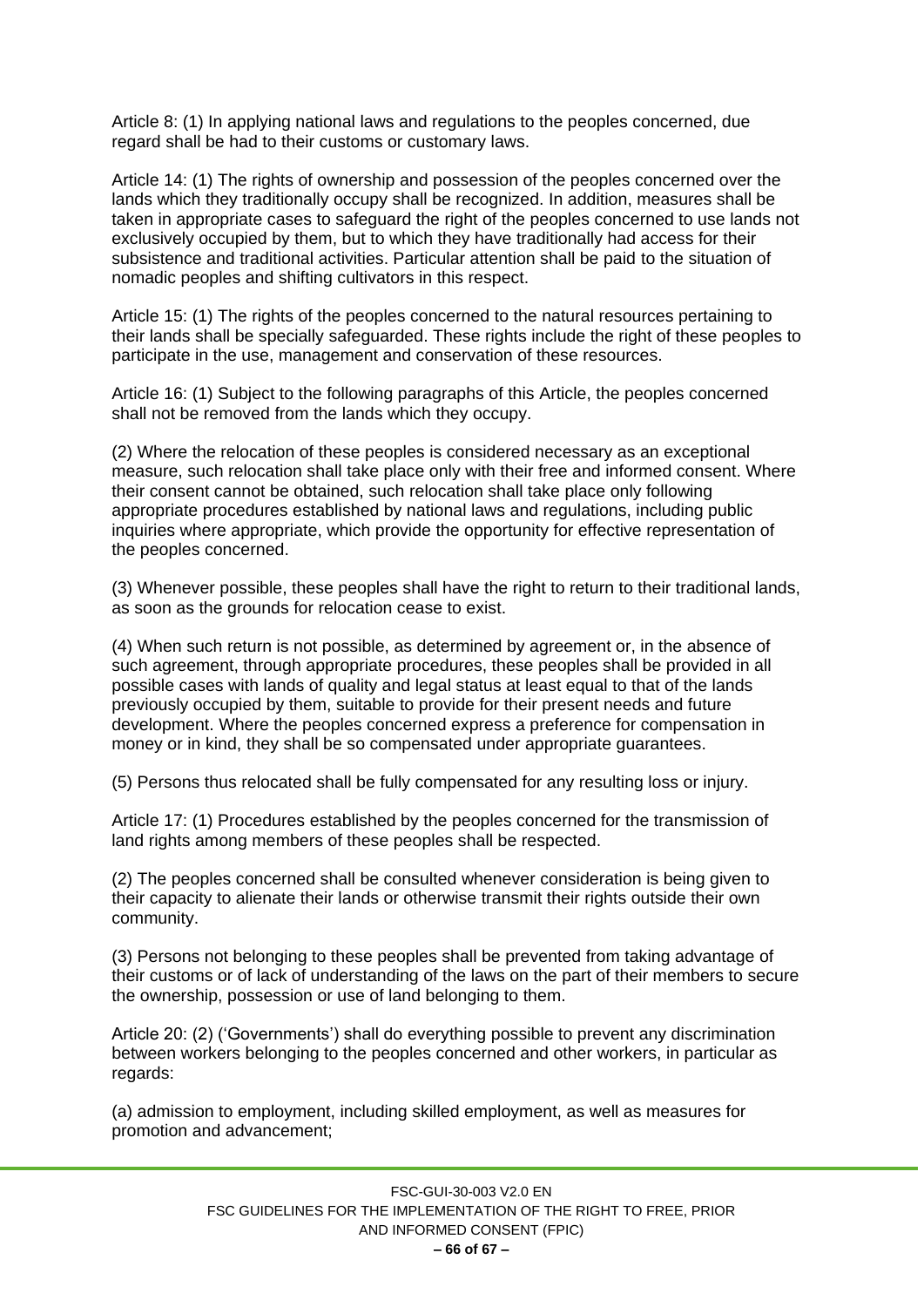Article 8: (1) In applying national laws and regulations to the peoples concerned, due regard shall be had to their customs or customary laws.

Article 14: (1) The rights of ownership and possession of the peoples concerned over the lands which they traditionally occupy shall be recognized. In addition, measures shall be taken in appropriate cases to safeguard the right of the peoples concerned to use lands not exclusively occupied by them, but to which they have traditionally had access for their subsistence and traditional activities. Particular attention shall be paid to the situation of nomadic peoples and shifting cultivators in this respect.

Article 15: (1) The rights of the peoples concerned to the natural resources pertaining to their lands shall be specially safeguarded. These rights include the right of these peoples to participate in the use, management and conservation of these resources.

Article 16: (1) Subject to the following paragraphs of this Article, the peoples concerned shall not be removed from the lands which they occupy.

(2) Where the relocation of these peoples is considered necessary as an exceptional measure, such relocation shall take place only with their free and informed consent. Where their consent cannot be obtained, such relocation shall take place only following appropriate procedures established by national laws and regulations, including public inquiries where appropriate, which provide the opportunity for effective representation of the peoples concerned.

(3) Whenever possible, these peoples shall have the right to return to their traditional lands, as soon as the grounds for relocation cease to exist.

(4) When such return is not possible, as determined by agreement or, in the absence of such agreement, through appropriate procedures, these peoples shall be provided in all possible cases with lands of quality and legal status at least equal to that of the lands previously occupied by them, suitable to provide for their present needs and future development. Where the peoples concerned express a preference for compensation in money or in kind, they shall be so compensated under appropriate guarantees.

(5) Persons thus relocated shall be fully compensated for any resulting loss or injury.

Article 17: (1) Procedures established by the peoples concerned for the transmission of land rights among members of these peoples shall be respected.

(2) The peoples concerned shall be consulted whenever consideration is being given to their capacity to alienate their lands or otherwise transmit their rights outside their own community.

(3) Persons not belonging to these peoples shall be prevented from taking advantage of their customs or of lack of understanding of the laws on the part of their members to secure the ownership, possession or use of land belonging to them.

Article 20: (2) ('Governments') shall do everything possible to prevent any discrimination between workers belonging to the peoples concerned and other workers, in particular as regards:

(a) admission to employment, including skilled employment, as well as measures for promotion and advancement;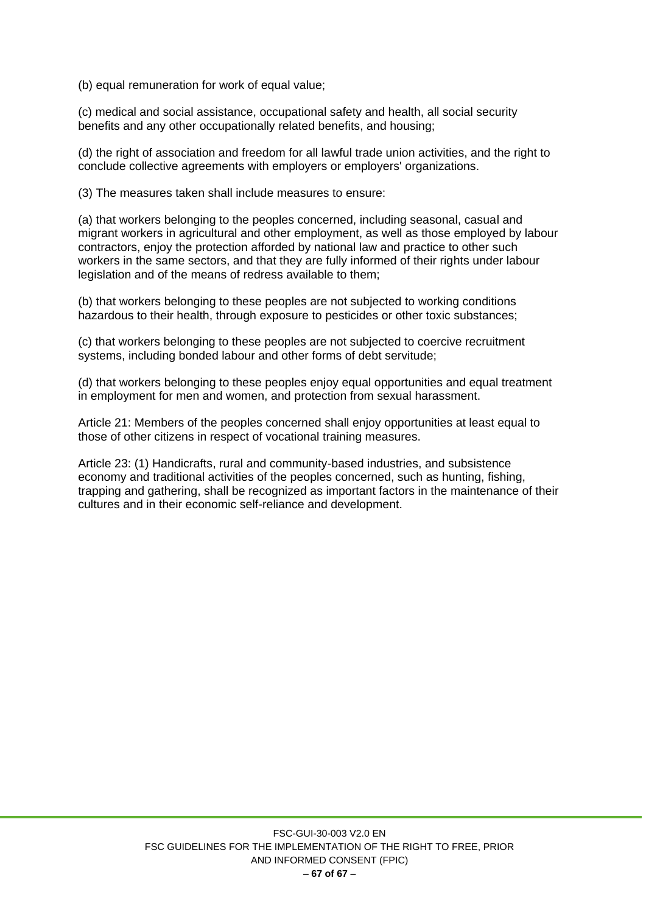(b) equal remuneration for work of equal value;

(c) medical and social assistance, occupational safety and health, all social security benefits and any other occupationally related benefits, and housing;

(d) the right of association and freedom for all lawful trade union activities, and the right to conclude collective agreements with employers or employers' organizations.

(3) The measures taken shall include measures to ensure:

(a) that workers belonging to the peoples concerned, including seasonal, casual and migrant workers in agricultural and other employment, as well as those employed by labour contractors, enjoy the protection afforded by national law and practice to other such workers in the same sectors, and that they are fully informed of their rights under labour legislation and of the means of redress available to them;

(b) that workers belonging to these peoples are not subjected to working conditions hazardous to their health, through exposure to pesticides or other toxic substances;

(c) that workers belonging to these peoples are not subjected to coercive recruitment systems, including bonded labour and other forms of debt servitude;

(d) that workers belonging to these peoples enjoy equal opportunities and equal treatment in employment for men and women, and protection from sexual harassment.

Article 21: Members of the peoples concerned shall enjoy opportunities at least equal to those of other citizens in respect of vocational training measures.

Article 23: (1) Handicrafts, rural and community-based industries, and subsistence economy and traditional activities of the peoples concerned, such as hunting, fishing, trapping and gathering, shall be recognized as important factors in the maintenance of their cultures and in their economic self-reliance and development.